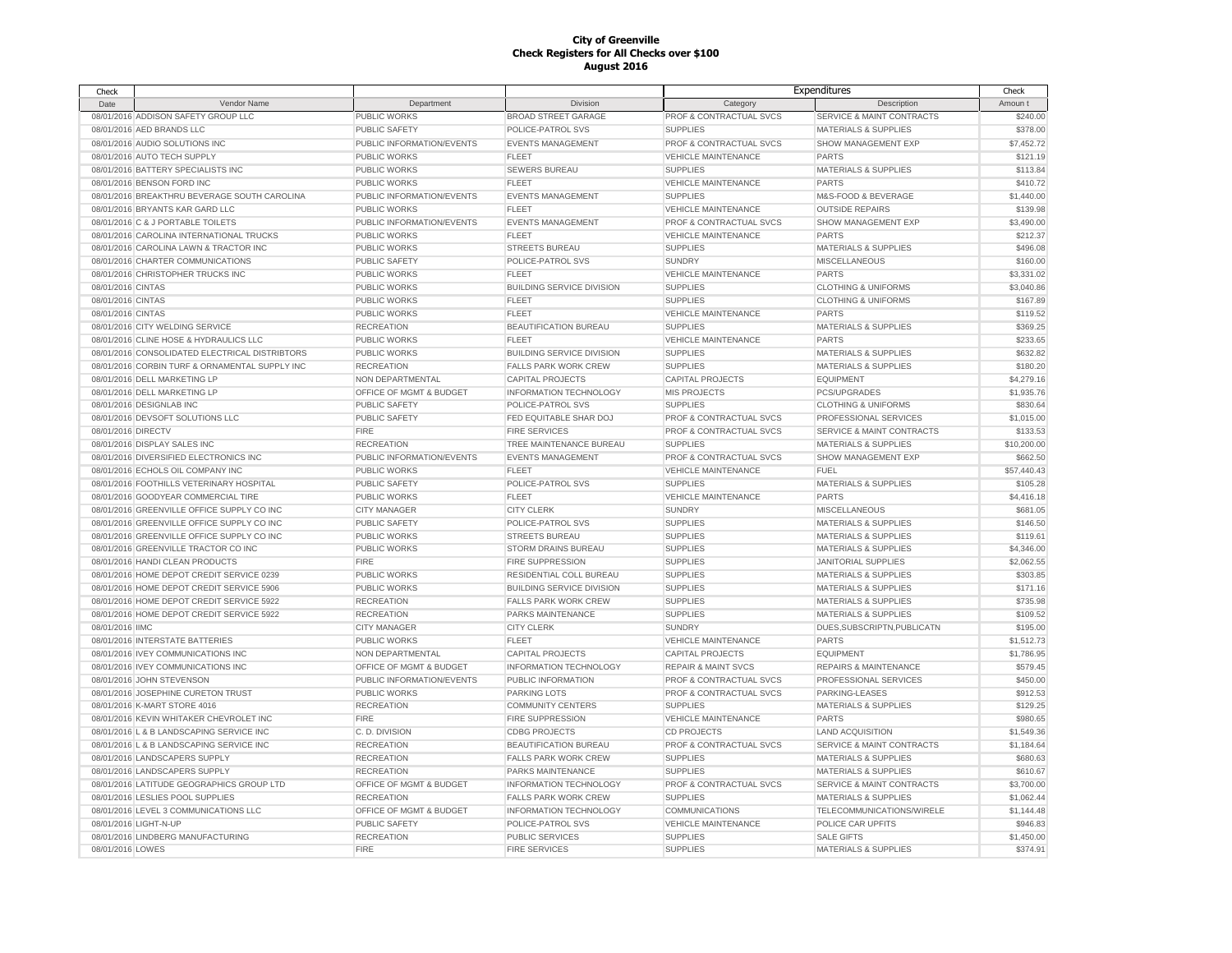# City of Greenville
## Check Registers for All Checks over $100
### August 2016

| Check Date | Vendor Name | Department | Division | Expenditures Category | Expenditures Description | Check Amount |
|---|---|---|---|---|---|---|
| 08/01/2016 | ADDISON SAFETY GROUP LLC | PUBLIC WORKS | BROAD STREET GARAGE | PROF & CONTRACTUAL SVCS | SERVICE & MAINT CONTRACTS | $240.00 |
| 08/01/2016 | AED BRANDS LLC | PUBLIC SAFETY | POLICE-PATROL SVS | SUPPLIES | MATERIALS & SUPPLIES | $378.00 |
| 08/01/2016 | AUDIO SOLUTIONS INC | PUBLIC INFORMATION/EVENTS | EVENTS MANAGEMENT | PROF & CONTRACTUAL SVCS | SHOW MANAGEMENT EXP | $7,452.72 |
| 08/01/2016 | AUTO TECH SUPPLY | PUBLIC WORKS | FLEET | VEHICLE MAINTENANCE | PARTS | $121.19 |
| 08/01/2016 | BATTERY SPECIALISTS INC | PUBLIC WORKS | SEWERS BUREAU | SUPPLIES | MATERIALS & SUPPLIES | $113.84 |
| 08/01/2016 | BENSON FORD INC | PUBLIC WORKS | FLEET | VEHICLE MAINTENANCE | PARTS | $410.72 |
| 08/01/2016 | BREAKTHRU BEVERAGE SOUTH CAROLINA | PUBLIC INFORMATION/EVENTS | EVENTS MANAGEMENT | SUPPLIES | M&S-FOOD & BEVERAGE | $1,440.00 |
| 08/01/2016 | BRYANTS KAR GARD LLC | PUBLIC WORKS | FLEET | VEHICLE MAINTENANCE | OUTSIDE REPAIRS | $139.98 |
| 08/01/2016 | C & J PORTABLE TOILETS | PUBLIC INFORMATION/EVENTS | EVENTS MANAGEMENT | PROF & CONTRACTUAL SVCS | SHOW MANAGEMENT EXP | $3,490.00 |
| 08/01/2016 | CAROLINA INTERNATIONAL TRUCKS | PUBLIC WORKS | FLEET | VEHICLE MAINTENANCE | PARTS | $212.37 |
| 08/01/2016 | CAROLINA LAWN & TRACTOR INC | PUBLIC WORKS | STREETS BUREAU | SUPPLIES | MATERIALS & SUPPLIES | $496.08 |
| 08/01/2016 | CHARTER COMMUNICATIONS | PUBLIC SAFETY | POLICE-PATROL SVS | SUNDRY | MISCELLANEOUS | $160.00 |
| 08/01/2016 | CHRISTOPHER TRUCKS INC | PUBLIC WORKS | FLEET | VEHICLE MAINTENANCE | PARTS | $3,331.02 |
| 08/01/2016 | CINTAS | PUBLIC WORKS | BUILDING SERVICE DIVISION | SUPPLIES | CLOTHING & UNIFORMS | $3,040.86 |
| 08/01/2016 | CINTAS | PUBLIC WORKS | FLEET | SUPPLIES | CLOTHING & UNIFORMS | $167.89 |
| 08/01/2016 | CINTAS | PUBLIC WORKS | FLEET | VEHICLE MAINTENANCE | PARTS | $119.52 |
| 08/01/2016 | CITY WELDING SERVICE | RECREATION | BEAUTIFICATION BUREAU | SUPPLIES | MATERIALS & SUPPLIES | $369.25 |
| 08/01/2016 | CLINE HOSE & HYDRAULICS LLC | PUBLIC WORKS | FLEET | VEHICLE MAINTENANCE | PARTS | $233.65 |
| 08/01/2016 | CONSOLIDATED ELECTRICAL DISTRIBTORS | PUBLIC WORKS | BUILDING SERVICE DIVISION | SUPPLIES | MATERIALS & SUPPLIES | $632.82 |
| 08/01/2016 | CORBIN TURF & ORNAMENTAL SUPPLY INC | RECREATION | FALLS PARK WORK CREW | SUPPLIES | MATERIALS & SUPPLIES | $180.20 |
| 08/01/2016 | DELL MARKETING LP | NON DEPARTMENTAL | CAPITAL PROJECTS | CAPITAL PROJECTS | EQUIPMENT | $4,279.16 |
| 08/01/2016 | DELL MARKETING LP | OFFICE OF MGMT & BUDGET | INFORMATION TECHNOLOGY | MIS PROJECTS | PCS/UPGRADES | $1,935.76 |
| 08/01/2016 | DESIGNLAB INC | PUBLIC SAFETY | POLICE-PATROL SVS | SUPPLIES | CLOTHING & UNIFORMS | $830.64 |
| 08/01/2016 | DEVSOFT SOLUTIONS LLC | PUBLIC SAFETY | FED EQUITABLE SHAR DOJ | PROF & CONTRACTUAL SVCS | PROFESSIONAL SERVICES | $1,015.00 |
| 08/01/2016 | DIRECTV | FIRE | FIRE SERVICES | PROF & CONTRACTUAL SVCS | SERVICE & MAINT CONTRACTS | $133.53 |
| 08/01/2016 | DISPLAY SALES INC | RECREATION | TREE MAINTENANCE BUREAU | SUPPLIES | MATERIALS & SUPPLIES | $10,200.00 |
| 08/01/2016 | DIVERSIFIED ELECTRONICS INC | PUBLIC INFORMATION/EVENTS | EVENTS MANAGEMENT | PROF & CONTRACTUAL SVCS | SHOW MANAGEMENT EXP | $662.50 |
| 08/01/2016 | ECHOLS OIL COMPANY INC | PUBLIC WORKS | FLEET | VEHICLE MAINTENANCE | FUEL | $57,440.43 |
| 08/01/2016 | FOOTHILLS VETERINARY HOSPITAL | PUBLIC SAFETY | POLICE-PATROL SVS | SUPPLIES | MATERIALS & SUPPLIES | $105.28 |
| 08/01/2016 | GOODYEAR COMMERCIAL TIRE | PUBLIC WORKS | FLEET | VEHICLE MAINTENANCE | PARTS | $4,416.18 |
| 08/01/2016 | GREENVILLE OFFICE SUPPLY CO INC | CITY MANAGER | CITY CLERK | SUNDRY | MISCELLANEOUS | $681.05 |
| 08/01/2016 | GREENVILLE OFFICE SUPPLY CO INC | PUBLIC SAFETY | POLICE-PATROL SVS | SUPPLIES | MATERIALS & SUPPLIES | $146.50 |
| 08/01/2016 | GREENVILLE OFFICE SUPPLY CO INC | PUBLIC WORKS | STREETS BUREAU | SUPPLIES | MATERIALS & SUPPLIES | $119.61 |
| 08/01/2016 | GREENVILLE TRACTOR CO INC | PUBLIC WORKS | STORM DRAINS BUREAU | SUPPLIES | MATERIALS & SUPPLIES | $4,346.00 |
| 08/01/2016 | HANDI CLEAN PRODUCTS | FIRE | FIRE SUPPRESSION | SUPPLIES | JANITORIAL SUPPLIES | $2,062.55 |
| 08/01/2016 | HOME DEPOT CREDIT SERVICE 0239 | PUBLIC WORKS | RESIDENTIAL COLL BUREAU | SUPPLIES | MATERIALS & SUPPLIES | $303.85 |
| 08/01/2016 | HOME DEPOT CREDIT SERVICE 5906 | PUBLIC WORKS | BUILDING SERVICE DIVISION | SUPPLIES | MATERIALS & SUPPLIES | $171.16 |
| 08/01/2016 | HOME DEPOT CREDIT SERVICE 5922 | RECREATION | FALLS PARK WORK CREW | SUPPLIES | MATERIALS & SUPPLIES | $735.98 |
| 08/01/2016 | HOME DEPOT CREDIT SERVICE 5922 | RECREATION | PARKS MAINTENANCE | SUPPLIES | MATERIALS & SUPPLIES | $109.52 |
| 08/01/2016 | IIMC | CITY MANAGER | CITY CLERK | SUNDRY | DUES,SUBSCRIPTN,PUBLICATN | $195.00 |
| 08/01/2016 | INTERSTATE BATTERIES | PUBLIC WORKS | FLEET | VEHICLE MAINTENANCE | PARTS | $1,512.73 |
| 08/01/2016 | IVEY COMMUNICATIONS INC | NON DEPARTMENTAL | CAPITAL PROJECTS | CAPITAL PROJECTS | EQUIPMENT | $1,786.95 |
| 08/01/2016 | IVEY COMMUNICATIONS INC | OFFICE OF MGMT & BUDGET | INFORMATION TECHNOLOGY | REPAIR & MAINT SVCS | REPAIRS & MAINTENANCE | $579.45 |
| 08/01/2016 | JOHN STEVENSON | PUBLIC INFORMATION/EVENTS | PUBLIC INFORMATION | PROF & CONTRACTUAL SVCS | PROFESSIONAL SERVICES | $450.00 |
| 08/01/2016 | JOSEPHINE CURETON TRUST | PUBLIC WORKS | PARKING LOTS | PROF & CONTRACTUAL SVCS | PARKING-LEASES | $912.53 |
| 08/01/2016 | K-MART STORE 4016 | RECREATION | COMMUNITY CENTERS | SUPPLIES | MATERIALS & SUPPLIES | $129.25 |
| 08/01/2016 | KEVIN WHITAKER CHEVROLET INC | FIRE | FIRE SUPPRESSION | VEHICLE MAINTENANCE | PARTS | $980.65 |
| 08/01/2016 | L & B LANDSCAPING SERVICE INC | C. D. DIVISION | CDBG PROJECTS | CD PROJECTS | LAND ACQUISITION | $1,549.36 |
| 08/01/2016 | L & B LANDSCAPING SERVICE INC | RECREATION | BEAUTIFICATION BUREAU | PROF & CONTRACTUAL SVCS | SERVICE & MAINT CONTRACTS | $1,184.64 |
| 08/01/2016 | LANDSCAPERS SUPPLY | RECREATION | FALLS PARK WORK CREW | SUPPLIES | MATERIALS & SUPPLIES | $680.63 |
| 08/01/2016 | LANDSCAPERS SUPPLY | RECREATION | PARKS MAINTENANCE | SUPPLIES | MATERIALS & SUPPLIES | $610.67 |
| 08/01/2016 | LATITUDE GEOGRAPHICS GROUP LTD | OFFICE OF MGMT & BUDGET | INFORMATION TECHNOLOGY | PROF & CONTRACTUAL SVCS | SERVICE & MAINT CONTRACTS | $3,700.00 |
| 08/01/2016 | LESLIES POOL SUPPLIES | RECREATION | FALLS PARK WORK CREW | SUPPLIES | MATERIALS & SUPPLIES | $1,062.44 |
| 08/01/2016 | LEVEL 3 COMMUNICATIONS LLC | OFFICE OF MGMT & BUDGET | INFORMATION TECHNOLOGY | COMMUNICATIONS | TELECOMMUNICATIONS/WIRELE | $1,144.48 |
| 08/01/2016 | LIGHT-N-UP | PUBLIC SAFETY | POLICE-PATROL SVS | VEHICLE MAINTENANCE | POLICE CAR UPFITS | $946.83 |
| 08/01/2016 | LINDBERG MANUFACTURING | RECREATION | PUBLIC SERVICES | SUPPLIES | SALE GIFTS | $1,450.00 |
| 08/01/2016 | LOWES | FIRE | FIRE SERVICES | SUPPLIES | MATERIALS & SUPPLIES | $374.91 |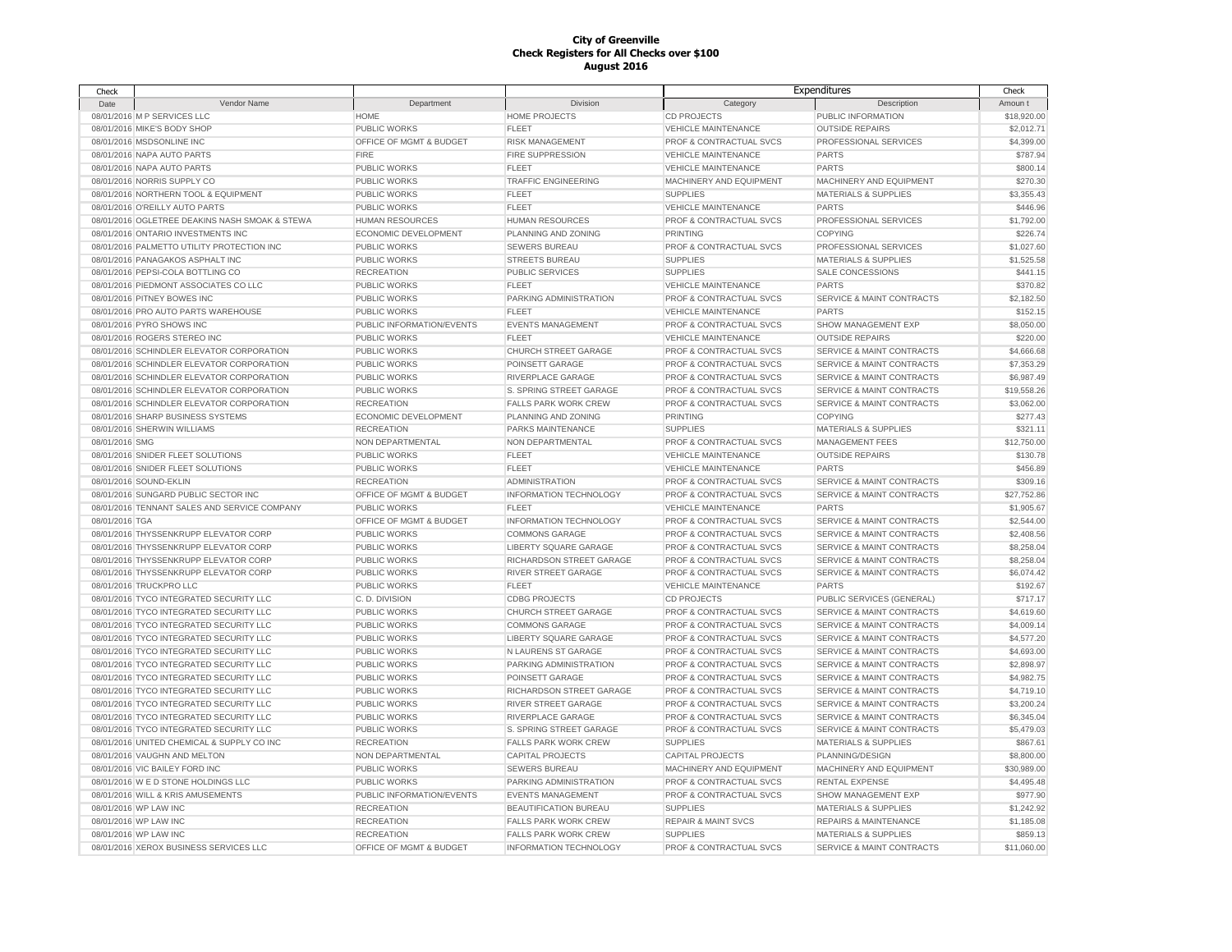# City of Greenville
## Check Registers for All Checks over $100
### August 2016

| Check Date | Vendor Name | Department | Division | Expenditures Category | Expenditures Description | Check Amount |
|---|---|---|---|---|---|---|
| 08/01/2016 | M P SERVICES LLC | HOME | HOME PROJECTS | CD PROJECTS | PUBLIC INFORMATION | $18,920.00 |
| 08/01/2016 | MIKE'S BODY SHOP | PUBLIC WORKS | FLEET | VEHICLE MAINTENANCE | OUTSIDE REPAIRS | $2,012.71 |
| 08/01/2016 | MSDSONLINE INC | OFFICE OF MGMT & BUDGET | RISK MANAGEMENT | PROF & CONTRACTUAL SVCS | PROFESSIONAL SERVICES | $4,399.00 |
| 08/01/2016 | NAPA AUTO PARTS | FIRE | FIRE SUPPRESSION | VEHICLE MAINTENANCE | PARTS | $787.94 |
| 08/01/2016 | NAPA AUTO PARTS | PUBLIC WORKS | FLEET | VEHICLE MAINTENANCE | PARTS | $800.14 |
| 08/01/2016 | NORRIS SUPPLY CO | PUBLIC WORKS | TRAFFIC ENGINEERING | MACHINERY AND EQUIPMENT | MACHINERY AND EQUIPMENT | $270.30 |
| 08/01/2016 | NORTHERN TOOL & EQUIPMENT | PUBLIC WORKS | FLEET | SUPPLIES | MATERIALS & SUPPLIES | $3,355.43 |
| 08/01/2016 | O'REILLY AUTO PARTS | PUBLIC WORKS | FLEET | VEHICLE MAINTENANCE | PARTS | $446.96 |
| 08/01/2016 | OGLETREE DEAKINS NASH SMOAK & STEWA | HUMAN RESOURCES | HUMAN RESOURCES | PROF & CONTRACTUAL SVCS | PROFESSIONAL SERVICES | $1,792.00 |
| 08/01/2016 | ONTARIO INVESTMENTS INC | ECONOMIC DEVELOPMENT | PLANNING AND ZONING | PRINTING | COPYING | $226.74 |
| 08/01/2016 | PALMETTO UTILITY PROTECTION INC | PUBLIC WORKS | SEWERS BUREAU | PROF & CONTRACTUAL SVCS | PROFESSIONAL SERVICES | $1,027.60 |
| 08/01/2016 | PANAGAKOS ASPHALT INC | PUBLIC WORKS | STREETS BUREAU | SUPPLIES | MATERIALS & SUPPLIES | $1,525.58 |
| 08/01/2016 | PEPSI-COLA BOTTLING CO | RECREATION | PUBLIC SERVICES | SUPPLIES | SALE CONCESSIONS | $441.15 |
| 08/01/2016 | PIEDMONT ASSOCIATES CO LLC | PUBLIC WORKS | FLEET | VEHICLE MAINTENANCE | PARTS | $370.82 |
| 08/01/2016 | PITNEY BOWES INC | PUBLIC WORKS | PARKING ADMINISTRATION | PROF & CONTRACTUAL SVCS | SERVICE & MAINT CONTRACTS | $2,182.50 |
| 08/01/2016 | PRO AUTO PARTS WAREHOUSE | PUBLIC WORKS | FLEET | VEHICLE MAINTENANCE | PARTS | $152.15 |
| 08/01/2016 | PYRO SHOWS INC | PUBLIC INFORMATION/EVENTS | EVENTS MANAGEMENT | PROF & CONTRACTUAL SVCS | SHOW MANAGEMENT EXP | $8,050.00 |
| 08/01/2016 | ROGERS STEREO INC | PUBLIC WORKS | FLEET | VEHICLE MAINTENANCE | OUTSIDE REPAIRS | $220.00 |
| 08/01/2016 | SCHINDLER ELEVATOR CORPORATION | PUBLIC WORKS | CHURCH STREET GARAGE | PROF & CONTRACTUAL SVCS | SERVICE & MAINT CONTRACTS | $4,666.68 |
| 08/01/2016 | SCHINDLER ELEVATOR CORPORATION | PUBLIC WORKS | POINSETT GARAGE | PROF & CONTRACTUAL SVCS | SERVICE & MAINT CONTRACTS | $7,353.29 |
| 08/01/2016 | SCHINDLER ELEVATOR CORPORATION | PUBLIC WORKS | RIVERPLACE GARAGE | PROF & CONTRACTUAL SVCS | SERVICE & MAINT CONTRACTS | $6,987.49 |
| 08/01/2016 | SCHINDLER ELEVATOR CORPORATION | PUBLIC WORKS | S. SPRING STREET GARAGE | PROF & CONTRACTUAL SVCS | SERVICE & MAINT CONTRACTS | $19,558.26 |
| 08/01/2016 | SCHINDLER ELEVATOR CORPORATION | RECREATION | FALLS PARK WORK CREW | PROF & CONTRACTUAL SVCS | SERVICE & MAINT CONTRACTS | $3,062.00 |
| 08/01/2016 | SHARP BUSINESS SYSTEMS | ECONOMIC DEVELOPMENT | PLANNING AND ZONING | PRINTING | COPYING | $277.43 |
| 08/01/2016 | SHERWIN WILLIAMS | RECREATION | PARKS MAINTENANCE | SUPPLIES | MATERIALS & SUPPLIES | $321.11 |
| 08/01/2016 | SMG | NON DEPARTMENTAL | NON DEPARTMENTAL | PROF & CONTRACTUAL SVCS | MANAGEMENT FEES | $12,750.00 |
| 08/01/2016 | SNIDER FLEET SOLUTIONS | PUBLIC WORKS | FLEET | VEHICLE MAINTENANCE | OUTSIDE REPAIRS | $130.78 |
| 08/01/2016 | SNIDER FLEET SOLUTIONS | PUBLIC WORKS | FLEET | VEHICLE MAINTENANCE | PARTS | $456.89 |
| 08/01/2016 | SOUND-EKLIN | RECREATION | ADMINISTRATION | PROF & CONTRACTUAL SVCS | SERVICE & MAINT CONTRACTS | $309.16 |
| 08/01/2016 | SUNGARD PUBLIC SECTOR INC | OFFICE OF MGMT & BUDGET | INFORMATION TECHNOLOGY | PROF & CONTRACTUAL SVCS | SERVICE & MAINT CONTRACTS | $27,752.86 |
| 08/01/2016 | TENNANT SALES AND SERVICE COMPANY | PUBLIC WORKS | FLEET | VEHICLE MAINTENANCE | PARTS | $1,905.67 |
| 08/01/2016 | TGA | OFFICE OF MGMT & BUDGET | INFORMATION TECHNOLOGY | PROF & CONTRACTUAL SVCS | SERVICE & MAINT CONTRACTS | $2,544.00 |
| 08/01/2016 | THYSSENKRUPP ELEVATOR CORP | PUBLIC WORKS | COMMONS GARAGE | PROF & CONTRACTUAL SVCS | SERVICE & MAINT CONTRACTS | $2,408.56 |
| 08/01/2016 | THYSSENKRUPP ELEVATOR CORP | PUBLIC WORKS | LIBERTY SQUARE GARAGE | PROF & CONTRACTUAL SVCS | SERVICE & MAINT CONTRACTS | $8,258.04 |
| 08/01/2016 | THYSSENKRUPP ELEVATOR CORP | PUBLIC WORKS | RICHARDSON STREET GARAGE | PROF & CONTRACTUAL SVCS | SERVICE & MAINT CONTRACTS | $8,258.04 |
| 08/01/2016 | THYSSENKRUPP ELEVATOR CORP | PUBLIC WORKS | RIVER STREET GARAGE | PROF & CONTRACTUAL SVCS | SERVICE & MAINT CONTRACTS | $6,074.42 |
| 08/01/2016 | TRUCKPRO LLC | PUBLIC WORKS | FLEET | VEHICLE MAINTENANCE | PARTS | $192.67 |
| 08/01/2016 | TYCO INTEGRATED SECURITY LLC | C. D. DIVISION | CDBG PROJECTS | CD PROJECTS | PUBLIC SERVICES (GENERAL) | $717.17 |
| 08/01/2016 | TYCO INTEGRATED SECURITY LLC | PUBLIC WORKS | CHURCH STREET GARAGE | PROF & CONTRACTUAL SVCS | SERVICE & MAINT CONTRACTS | $4,619.60 |
| 08/01/2016 | TYCO INTEGRATED SECURITY LLC | PUBLIC WORKS | COMMONS GARAGE | PROF & CONTRACTUAL SVCS | SERVICE & MAINT CONTRACTS | $4,009.14 |
| 08/01/2016 | TYCO INTEGRATED SECURITY LLC | PUBLIC WORKS | LIBERTY SQUARE GARAGE | PROF & CONTRACTUAL SVCS | SERVICE & MAINT CONTRACTS | $4,577.20 |
| 08/01/2016 | TYCO INTEGRATED SECURITY LLC | PUBLIC WORKS | N LAURENS ST GARAGE | PROF & CONTRACTUAL SVCS | SERVICE & MAINT CONTRACTS | $4,693.00 |
| 08/01/2016 | TYCO INTEGRATED SECURITY LLC | PUBLIC WORKS | PARKING ADMINISTRATION | PROF & CONTRACTUAL SVCS | SERVICE & MAINT CONTRACTS | $2,898.97 |
| 08/01/2016 | TYCO INTEGRATED SECURITY LLC | PUBLIC WORKS | POINSETT GARAGE | PROF & CONTRACTUAL SVCS | SERVICE & MAINT CONTRACTS | $4,982.75 |
| 08/01/2016 | TYCO INTEGRATED SECURITY LLC | PUBLIC WORKS | RICHARDSON STREET GARAGE | PROF & CONTRACTUAL SVCS | SERVICE & MAINT CONTRACTS | $4,719.10 |
| 08/01/2016 | TYCO INTEGRATED SECURITY LLC | PUBLIC WORKS | RIVER STREET GARAGE | PROF & CONTRACTUAL SVCS | SERVICE & MAINT CONTRACTS | $3,200.24 |
| 08/01/2016 | TYCO INTEGRATED SECURITY LLC | PUBLIC WORKS | RIVERPLACE GARAGE | PROF & CONTRACTUAL SVCS | SERVICE & MAINT CONTRACTS | $6,345.04 |
| 08/01/2016 | TYCO INTEGRATED SECURITY LLC | PUBLIC WORKS | S. SPRING STREET GARAGE | PROF & CONTRACTUAL SVCS | SERVICE & MAINT CONTRACTS | $5,479.03 |
| 08/01/2016 | UNITED CHEMICAL & SUPPLY CO INC | RECREATION | FALLS PARK WORK CREW | SUPPLIES | MATERIALS & SUPPLIES | $867.61 |
| 08/01/2016 | VAUGHN AND MELTON | NON DEPARTMENTAL | CAPITAL PROJECTS | CAPITAL PROJECTS | PLANNING/DESIGN | $8,800.00 |
| 08/01/2016 | VIC BAILEY FORD INC | PUBLIC WORKS | SEWERS BUREAU | MACHINERY AND EQUIPMENT | MACHINERY AND EQUIPMENT | $30,989.00 |
| 08/01/2016 | W E D STONE HOLDINGS LLC | PUBLIC WORKS | PARKING ADMINISTRATION | PROF & CONTRACTUAL SVCS | RENTAL EXPENSE | $4,495.48 |
| 08/01/2016 | WILL & KRIS AMUSEMENTS | PUBLIC INFORMATION/EVENTS | EVENTS MANAGEMENT | PROF & CONTRACTUAL SVCS | SHOW MANAGEMENT EXP | $977.90 |
| 08/01/2016 | WP LAW INC | RECREATION | BEAUTIFICATION BUREAU | SUPPLIES | MATERIALS & SUPPLIES | $1,242.92 |
| 08/01/2016 | WP LAW INC | RECREATION | FALLS PARK WORK CREW | REPAIR & MAINT SVCS | REPAIRS & MAINTENANCE | $1,185.08 |
| 08/01/2016 | WP LAW INC | RECREATION | FALLS PARK WORK CREW | SUPPLIES | MATERIALS & SUPPLIES | $859.13 |
| 08/01/2016 | XEROX BUSINESS SERVICES LLC | OFFICE OF MGMT & BUDGET | INFORMATION TECHNOLOGY | PROF & CONTRACTUAL SVCS | SERVICE & MAINT CONTRACTS | $11,060.00 |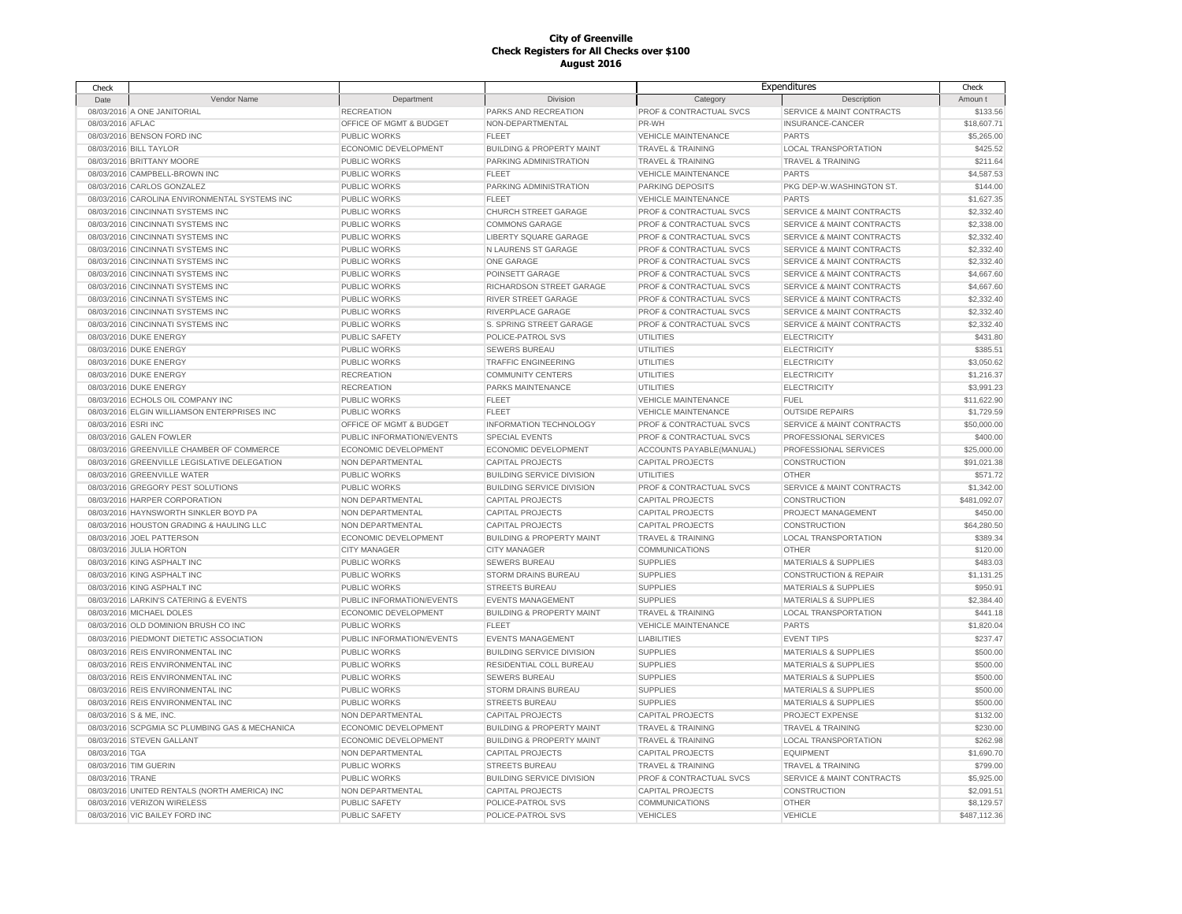**City of Greenville**
**Check Registers for All Checks over $100**
**August 2016**

| Check | | | | Expenditures | | Check |
|---|---|---|---|---|---|---|
| Date | Vendor Name | Department | Division | Category | Description | Amount |
| 08/03/2016 | A ONE JANITORIAL | RECREATION | PARKS AND RECREATION | PROF & CONTRACTUAL SVCS | SERVICE & MAINT CONTRACTS | $133.56 |
| 08/03/2016 | AFLAC | OFFICE OF MGMT & BUDGET | NON-DEPARTMENTAL | PR-WH | INSURANCE-CANCER | $18,607.71 |
| 08/03/2016 | BENSON FORD INC | PUBLIC WORKS | FLEET | VEHICLE MAINTENANCE | PARTS | $5,265.00 |
| 08/03/2016 | BILL TAYLOR | ECONOMIC DEVELOPMENT | BUILDING & PROPERTY MAINT | TRAVEL & TRAINING | LOCAL TRANSPORTATION | $425.52 |
| 08/03/2016 | BRITTANY MOORE | PUBLIC WORKS | PARKING ADMINISTRATION | TRAVEL & TRAINING | TRAVEL & TRAINING | $211.64 |
| 08/03/2016 | CAMPBELL-BROWN INC | PUBLIC WORKS | FLEET | VEHICLE MAINTENANCE | PARTS | $4,587.53 |
| 08/03/2016 | CARLOS GONZALEZ | PUBLIC WORKS | PARKING ADMINISTRATION | PARKING DEPOSITS | PKG DEP-W.WASHINGTON ST. | $144.00 |
| 08/03/2016 | CAROLINA ENVIRONMENTAL SYSTEMS INC | PUBLIC WORKS | FLEET | VEHICLE MAINTENANCE | PARTS | $1,627.35 |
| 08/03/2016 | CINCINNATI SYSTEMS INC | PUBLIC WORKS | CHURCH STREET GARAGE | PROF & CONTRACTUAL SVCS | SERVICE & MAINT CONTRACTS | $2,332.40 |
| 08/03/2016 | CINCINNATI SYSTEMS INC | PUBLIC WORKS | COMMONS GARAGE | PROF & CONTRACTUAL SVCS | SERVICE & MAINT CONTRACTS | $2,338.00 |
| 08/03/2016 | CINCINNATI SYSTEMS INC | PUBLIC WORKS | LIBERTY SQUARE GARAGE | PROF & CONTRACTUAL SVCS | SERVICE & MAINT CONTRACTS | $2,332.40 |
| 08/03/2016 | CINCINNATI SYSTEMS INC | PUBLIC WORKS | N LAURENS ST GARAGE | PROF & CONTRACTUAL SVCS | SERVICE & MAINT CONTRACTS | $2,332.40 |
| 08/03/2016 | CINCINNATI SYSTEMS INC | PUBLIC WORKS | ONE GARAGE | PROF & CONTRACTUAL SVCS | SERVICE & MAINT CONTRACTS | $2,332.40 |
| 08/03/2016 | CINCINNATI SYSTEMS INC | PUBLIC WORKS | POINSETT GARAGE | PROF & CONTRACTUAL SVCS | SERVICE & MAINT CONTRACTS | $4,667.60 |
| 08/03/2016 | CINCINNATI SYSTEMS INC | PUBLIC WORKS | RICHARDSON STREET GARAGE | PROF & CONTRACTUAL SVCS | SERVICE & MAINT CONTRACTS | $4,667.60 |
| 08/03/2016 | CINCINNATI SYSTEMS INC | PUBLIC WORKS | RIVER STREET GARAGE | PROF & CONTRACTUAL SVCS | SERVICE & MAINT CONTRACTS | $2,332.40 |
| 08/03/2016 | CINCINNATI SYSTEMS INC | PUBLIC WORKS | RIVERPLACE GARAGE | PROF & CONTRACTUAL SVCS | SERVICE & MAINT CONTRACTS | $2,332.40 |
| 08/03/2016 | CINCINNATI SYSTEMS INC | PUBLIC WORKS | S. SPRING STREET GARAGE | PROF & CONTRACTUAL SVCS | SERVICE & MAINT CONTRACTS | $2,332.40 |
| 08/03/2016 | DUKE ENERGY | PUBLIC SAFETY | POLICE-PATROL SVS | UTILITIES | ELECTRICITY | $431.80 |
| 08/03/2016 | DUKE ENERGY | PUBLIC WORKS | SEWERS BUREAU | UTILITIES | ELECTRICITY | $385.51 |
| 08/03/2016 | DUKE ENERGY | PUBLIC WORKS | TRAFFIC ENGINEERING | UTILITIES | ELECTRICITY | $3,050.62 |
| 08/03/2016 | DUKE ENERGY | RECREATION | COMMUNITY CENTERS | UTILITIES | ELECTRICITY | $1,216.37 |
| 08/03/2016 | DUKE ENERGY | RECREATION | PARKS MAINTENANCE | UTILITIES | ELECTRICITY | $3,991.23 |
| 08/03/2016 | ECHOLS OIL COMPANY INC | PUBLIC WORKS | FLEET | VEHICLE MAINTENANCE | FUEL | $11,622.90 |
| 08/03/2016 | ELGIN WILLIAMSON ENTERPRISES INC | PUBLIC WORKS | FLEET | VEHICLE MAINTENANCE | OUTSIDE REPAIRS | $1,729.59 |
| 08/03/2016 | ESRI INC | OFFICE OF MGMT & BUDGET | INFORMATION TECHNOLOGY | PROF & CONTRACTUAL SVCS | SERVICE & MAINT CONTRACTS | $50,000.00 |
| 08/03/2016 | GALEN FOWLER | PUBLIC INFORMATION/EVENTS | SPECIAL EVENTS | PROF & CONTRACTUAL SVCS | PROFESSIONAL SERVICES | $400.00 |
| 08/03/2016 | GREENVILLE CHAMBER OF COMMERCE | ECONOMIC DEVELOPMENT | ECONOMIC DEVELOPMENT | ACCOUNTS PAYABLE(MANUAL) | PROFESSIONAL SERVICES | $25,000.00 |
| 08/03/2016 | GREENVILLE LEGISLATIVE DELEGATION | NON DEPARTMENTAL | CAPITAL PROJECTS | CAPITAL PROJECTS | CONSTRUCTION | $91,021.38 |
| 08/03/2016 | GREENVILLE WATER | PUBLIC WORKS | BUILDING SERVICE DIVISION | UTILITIES | OTHER | $571.72 |
| 08/03/2016 | GREGORY PEST SOLUTIONS | PUBLIC WORKS | BUILDING SERVICE DIVISION | PROF & CONTRACTUAL SVCS | SERVICE & MAINT CONTRACTS | $1,342.00 |
| 08/03/2016 | HARPER CORPORATION | NON DEPARTMENTAL | CAPITAL PROJECTS | CAPITAL PROJECTS | CONSTRUCTION | $481,092.07 |
| 08/03/2016 | HAYNSWORTH SINKLER BOYD PA | NON DEPARTMENTAL | CAPITAL PROJECTS | CAPITAL PROJECTS | PROJECT MANAGEMENT | $450.00 |
| 08/03/2016 | HOUSTON GRADING & HAULING LLC | NON DEPARTMENTAL | CAPITAL PROJECTS | CAPITAL PROJECTS | CONSTRUCTION | $64,280.50 |
| 08/03/2016 | JOEL PATTERSON | ECONOMIC DEVELOPMENT | BUILDING & PROPERTY MAINT | TRAVEL & TRAINING | LOCAL TRANSPORTATION | $389.34 |
| 08/03/2016 | JULIA HORTON | CITY MANAGER | CITY MANAGER | COMMUNICATIONS | OTHER | $120.00 |
| 08/03/2016 | KING ASPHALT INC | PUBLIC WORKS | SEWERS BUREAU | SUPPLIES | MATERIALS & SUPPLIES | $483.03 |
| 08/03/2016 | KING ASPHALT INC | PUBLIC WORKS | STORM DRAINS BUREAU | SUPPLIES | CONSTRUCTION & REPAIR | $1,131.25 |
| 08/03/2016 | KING ASPHALT INC | PUBLIC WORKS | STREETS BUREAU | SUPPLIES | MATERIALS & SUPPLIES | $950.91 |
| 08/03/2016 | LARKIN'S CATERING & EVENTS | PUBLIC INFORMATION/EVENTS | EVENTS MANAGEMENT | SUPPLIES | MATERIALS & SUPPLIES | $2,384.40 |
| 08/03/2016 | MICHAEL DOLES | ECONOMIC DEVELOPMENT | BUILDING & PROPERTY MAINT | TRAVEL & TRAINING | LOCAL TRANSPORTATION | $441.18 |
| 08/03/2016 | OLD DOMINION BRUSH CO INC | PUBLIC WORKS | FLEET | VEHICLE MAINTENANCE | PARTS | $1,820.04 |
| 08/03/2016 | PIEDMONT DIETETIC ASSOCIATION | PUBLIC INFORMATION/EVENTS | EVENTS MANAGEMENT | LIABILITIES | EVENT TIPS | $237.47 |
| 08/03/2016 | REIS ENVIRONMENTAL INC | PUBLIC WORKS | BUILDING SERVICE DIVISION | SUPPLIES | MATERIALS & SUPPLIES | $500.00 |
| 08/03/2016 | REIS ENVIRONMENTAL INC | PUBLIC WORKS | RESIDENTIAL COLL BUREAU | SUPPLIES | MATERIALS & SUPPLIES | $500.00 |
| 08/03/2016 | REIS ENVIRONMENTAL INC | PUBLIC WORKS | SEWERS BUREAU | SUPPLIES | MATERIALS & SUPPLIES | $500.00 |
| 08/03/2016 | REIS ENVIRONMENTAL INC | PUBLIC WORKS | STORM DRAINS BUREAU | SUPPLIES | MATERIALS & SUPPLIES | $500.00 |
| 08/03/2016 | REIS ENVIRONMENTAL INC | PUBLIC WORKS | STREETS BUREAU | SUPPLIES | MATERIALS & SUPPLIES | $500.00 |
| 08/03/2016 | S & ME, INC. | NON DEPARTMENTAL | CAPITAL PROJECTS | CAPITAL PROJECTS | PROJECT EXPENSE | $132.00 |
| 08/03/2016 | SCPGMIA SC PLUMBING GAS & MECHANICA | ECONOMIC DEVELOPMENT | BUILDING & PROPERTY MAINT | TRAVEL & TRAINING | TRAVEL & TRAINING | $230.00 |
| 08/03/2016 | STEVEN GALLANT | ECONOMIC DEVELOPMENT | BUILDING & PROPERTY MAINT | TRAVEL & TRAINING | LOCAL TRANSPORTATION | $262.98 |
| 08/03/2016 | TGA | NON DEPARTMENTAL | CAPITAL PROJECTS | CAPITAL PROJECTS | EQUIPMENT | $1,690.70 |
| 08/03/2016 | TIM GUERIN | PUBLIC WORKS | STREETS BUREAU | TRAVEL & TRAINING | TRAVEL & TRAINING | $799.00 |
| 08/03/2016 | TRANE | PUBLIC WORKS | BUILDING SERVICE DIVISION | PROF & CONTRACTUAL SVCS | SERVICE & MAINT CONTRACTS | $5,925.00 |
| 08/03/2016 | UNITED RENTALS (NORTH AMERICA) INC | NON DEPARTMENTAL | CAPITAL PROJECTS | CAPITAL PROJECTS | CONSTRUCTION | $2,091.51 |
| 08/03/2016 | VERIZON WIRELESS | PUBLIC SAFETY | POLICE-PATROL SVS | COMMUNICATIONS | OTHER | $8,129.57 |
| 08/03/2016 | VIC BAILEY FORD INC | PUBLIC SAFETY | POLICE-PATROL SVS | VEHICLES | VEHICLE | $487,112.36 |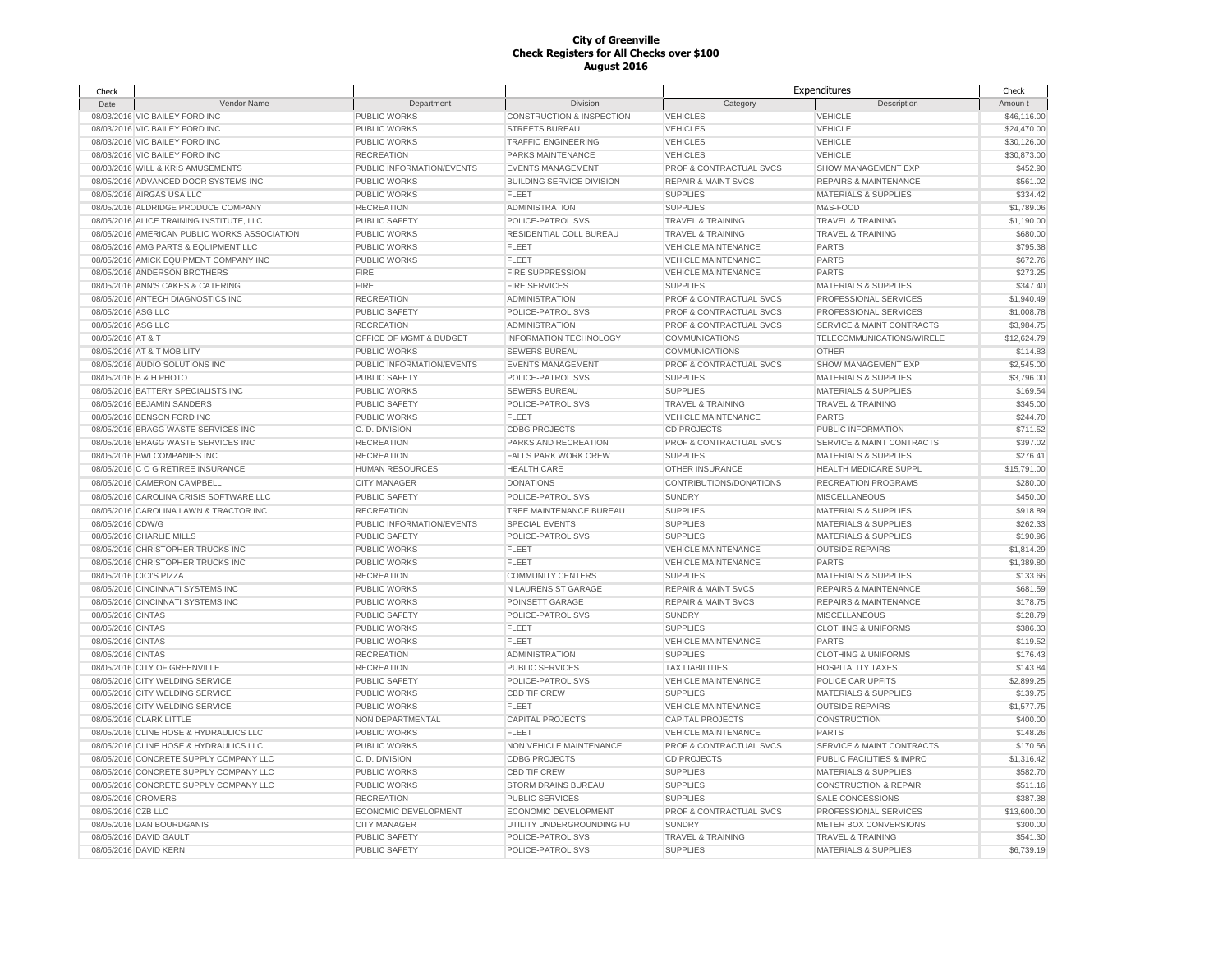# City of Greenville
## Check Registers for All Checks over $100
## August 2016

| Check | | | | Expenditures | | Check |
|---|---|---|---|---|---|---|
| Date | Vendor Name | Department | Division | Category | Description | Amount |
| 08/03/2016 | VIC BAILEY FORD INC | PUBLIC WORKS | CONSTRUCTION & INSPECTION | VEHICLES | VEHICLE | $46,116.00 |
| 08/03/2016 | VIC BAILEY FORD INC | PUBLIC WORKS | STREETS BUREAU | VEHICLES | VEHICLE | $24,470.00 |
| 08/03/2016 | VIC BAILEY FORD INC | PUBLIC WORKS | TRAFFIC ENGINEERING | VEHICLES | VEHICLE | $30,126.00 |
| 08/03/2016 | VIC BAILEY FORD INC | RECREATION | PARKS MAINTENANCE | VEHICLES | VEHICLE | $30,873.00 |
| 08/03/2016 | WILL & KRIS AMUSEMENTS | PUBLIC INFORMATION/EVENTS | EVENTS MANAGEMENT | PROF & CONTRACTUAL SVCS | SHOW MANAGEMENT EXP | $452.90 |
| 08/05/2016 | ADVANCED DOOR SYSTEMS INC | PUBLIC WORKS | BUILDING SERVICE DIVISION | REPAIR & MAINT SVCS | REPAIRS & MAINTENANCE | $561.02 |
| 08/05/2016 | AIRGAS USA LLC | PUBLIC WORKS | FLEET | SUPPLIES | MATERIALS & SUPPLIES | $334.42 |
| 08/05/2016 | ALDRIDGE PRODUCE COMPANY | RECREATION | ADMINISTRATION | SUPPLIES | M&S-FOOD | $1,789.06 |
| 08/05/2016 | ALICE TRAINING INSTITUTE, LLC | PUBLIC SAFETY | POLICE-PATROL SVS | TRAVEL & TRAINING | TRAVEL & TRAINING | $1,190.00 |
| 08/05/2016 | AMERICAN PUBLIC WORKS ASSOCIATION | PUBLIC WORKS | RESIDENTIAL COLL BUREAU | TRAVEL & TRAINING | TRAVEL & TRAINING | $680.00 |
| 08/05/2016 | AMG PARTS & EQUIPMENT LLC | PUBLIC WORKS | FLEET | VEHICLE MAINTENANCE | PARTS | $795.38 |
| 08/05/2016 | AMICK EQUIPMENT COMPANY INC | PUBLIC WORKS | FLEET | VEHICLE MAINTENANCE | PARTS | $672.76 |
| 08/05/2016 | ANDERSON BROTHERS | FIRE | FIRE SUPPRESSION | VEHICLE MAINTENANCE | PARTS | $273.25 |
| 08/05/2016 | ANN'S CAKES & CATERING | FIRE | FIRE SERVICES | SUPPLIES | MATERIALS & SUPPLIES | $347.40 |
| 08/05/2016 | ANTECH DIAGNOSTICS INC | RECREATION | ADMINISTRATION | PROF & CONTRACTUAL SVCS | PROFESSIONAL SERVICES | $1,940.49 |
| 08/05/2016 | ASG LLC | PUBLIC SAFETY | POLICE-PATROL SVS | PROF & CONTRACTUAL SVCS | PROFESSIONAL SERVICES | $1,008.78 |
| 08/05/2016 | ASG LLC | RECREATION | ADMINISTRATION | PROF & CONTRACTUAL SVCS | SERVICE & MAINT CONTRACTS | $3,984.75 |
| 08/05/2016 | AT & T | OFFICE OF MGMT & BUDGET | INFORMATION TECHNOLOGY | COMMUNICATIONS | TELECOMMUNICATIONS/WIRELE | $12,624.79 |
| 08/05/2016 | AT & T MOBILITY | PUBLIC WORKS | SEWERS BUREAU | COMMUNICATIONS | OTHER | $114.83 |
| 08/05/2016 | AUDIO SOLUTIONS INC | PUBLIC INFORMATION/EVENTS | EVENTS MANAGEMENT | PROF & CONTRACTUAL SVCS | SHOW MANAGEMENT EXP | $2,545.00 |
| 08/05/2016 | B & H PHOTO | PUBLIC SAFETY | POLICE-PATROL SVS | SUPPLIES | MATERIALS & SUPPLIES | $3,796.00 |
| 08/05/2016 | BATTERY SPECIALISTS INC | PUBLIC WORKS | SEWERS BUREAU | SUPPLIES | MATERIALS & SUPPLIES | $169.54 |
| 08/05/2016 | BEJAMIN SANDERS | PUBLIC SAFETY | POLICE-PATROL SVS | TRAVEL & TRAINING | TRAVEL & TRAINING | $345.00 |
| 08/05/2016 | BENSON FORD INC | PUBLIC WORKS | FLEET | VEHICLE MAINTENANCE | PARTS | $244.70 |
| 08/05/2016 | BRAGG WASTE SERVICES INC | C. D. DIVISION | CDBG PROJECTS | CD PROJECTS | PUBLIC INFORMATION | $711.52 |
| 08/05/2016 | BRAGG WASTE SERVICES INC | RECREATION | PARKS AND RECREATION | PROF & CONTRACTUAL SVCS | SERVICE & MAINT CONTRACTS | $397.02 |
| 08/05/2016 | BWI COMPANIES INC | RECREATION | FALLS PARK WORK CREW | SUPPLIES | MATERIALS & SUPPLIES | $276.41 |
| 08/05/2016 | C O G RETIREE INSURANCE | HUMAN RESOURCES | HEALTH CARE | OTHER INSURANCE | HEALTH MEDICARE SUPPL | $15,791.00 |
| 08/05/2016 | CAMERON CAMPBELL | CITY MANAGER | DONATIONS | CONTRIBUTIONS/DONATIONS | RECREATION PROGRAMS | $280.00 |
| 08/05/2016 | CAROLINA CRISIS SOFTWARE LLC | PUBLIC SAFETY | POLICE-PATROL SVS | SUNDRY | MISCELLANEOUS | $450.00 |
| 08/05/2016 | CAROLINA LAWN & TRACTOR INC | RECREATION | TREE MAINTENANCE BUREAU | SUPPLIES | MATERIALS & SUPPLIES | $918.89 |
| 08/05/2016 | CDW/G | PUBLIC INFORMATION/EVENTS | SPECIAL EVENTS | SUPPLIES | MATERIALS & SUPPLIES | $262.33 |
| 08/05/2016 | CHARLIE MILLS | PUBLIC SAFETY | POLICE-PATROL SVS | SUPPLIES | MATERIALS & SUPPLIES | $190.96 |
| 08/05/2016 | CHRISTOPHER TRUCKS INC | PUBLIC WORKS | FLEET | VEHICLE MAINTENANCE | OUTSIDE REPAIRS | $1,814.29 |
| 08/05/2016 | CHRISTOPHER TRUCKS INC | PUBLIC WORKS | FLEET | VEHICLE MAINTENANCE | PARTS | $1,389.80 |
| 08/05/2016 | CICI'S PIZZA | RECREATION | COMMUNITY CENTERS | SUPPLIES | MATERIALS & SUPPLIES | $133.66 |
| 08/05/2016 | CINCINNATI SYSTEMS INC | PUBLIC WORKS | N LAURENS ST GARAGE | REPAIR & MAINT SVCS | REPAIRS & MAINTENANCE | $681.59 |
| 08/05/2016 | CINCINNATI SYSTEMS INC | PUBLIC WORKS | POINSETT GARAGE | REPAIR & MAINT SVCS | REPAIRS & MAINTENANCE | $178.75 |
| 08/05/2016 | CINTAS | PUBLIC SAFETY | POLICE-PATROL SVS | SUNDRY | MISCELLANEOUS | $128.79 |
| 08/05/2016 | CINTAS | PUBLIC WORKS | FLEET | SUPPLIES | CLOTHING & UNIFORMS | $386.33 |
| 08/05/2016 | CINTAS | PUBLIC WORKS | FLEET | VEHICLE MAINTENANCE | PARTS | $119.52 |
| 08/05/2016 | CINTAS | RECREATION | ADMINISTRATION | SUPPLIES | CLOTHING & UNIFORMS | $176.43 |
| 08/05/2016 | CITY OF GREENVILLE | RECREATION | PUBLIC SERVICES | TAX LIABILITIES | HOSPITALITY TAXES | $143.84 |
| 08/05/2016 | CITY WELDING SERVICE | PUBLIC SAFETY | POLICE-PATROL SVS | VEHICLE MAINTENANCE | POLICE CAR UPFITS | $2,899.25 |
| 08/05/2016 | CITY WELDING SERVICE | PUBLIC WORKS | CBD TIF CREW | SUPPLIES | MATERIALS & SUPPLIES | $139.75 |
| 08/05/2016 | CITY WELDING SERVICE | PUBLIC WORKS | FLEET | VEHICLE MAINTENANCE | OUTSIDE REPAIRS | $1,577.75 |
| 08/05/2016 | CLARK LITTLE | NON DEPARTMENTAL | CAPITAL PROJECTS | CAPITAL PROJECTS | CONSTRUCTION | $400.00 |
| 08/05/2016 | CLINE HOSE & HYDRAULICS LLC | PUBLIC WORKS | FLEET | VEHICLE MAINTENANCE | PARTS | $148.26 |
| 08/05/2016 | CLINE HOSE & HYDRAULICS LLC | PUBLIC WORKS | NON VEHICLE MAINTENANCE | PROF & CONTRACTUAL SVCS | SERVICE & MAINT CONTRACTS | $170.56 |
| 08/05/2016 | CONCRETE SUPPLY COMPANY LLC | C. D. DIVISION | CDBG PROJECTS | CD PROJECTS | PUBLIC FACILITIES & IMPRO | $1,316.42 |
| 08/05/2016 | CONCRETE SUPPLY COMPANY LLC | PUBLIC WORKS | CBD TIF CREW | SUPPLIES | MATERIALS & SUPPLIES | $582.70 |
| 08/05/2016 | CONCRETE SUPPLY COMPANY LLC | PUBLIC WORKS | STORM DRAINS BUREAU | SUPPLIES | CONSTRUCTION & REPAIR | $511.16 |
| 08/05/2016 | CROMERS | RECREATION | PUBLIC SERVICES | SUPPLIES | SALE CONCESSIONS | $387.38 |
| 08/05/2016 | CZB LLC | ECONOMIC DEVELOPMENT | ECONOMIC DEVELOPMENT | PROF & CONTRACTUAL SVCS | PROFESSIONAL SERVICES | $13,600.00 |
| 08/05/2016 | DAN BOURDGANIS | CITY MANAGER | UTILITY UNDERGROUNDING FU | SUNDRY | METER BOX CONVERSIONS | $300.00 |
| 08/05/2016 | DAVID GAULT | PUBLIC SAFETY | POLICE-PATROL SVS | TRAVEL & TRAINING | TRAVEL & TRAINING | $541.30 |
| 08/05/2016 | DAVID KERN | PUBLIC SAFETY | POLICE-PATROL SVS | SUPPLIES | MATERIALS & SUPPLIES | $6,739.19 |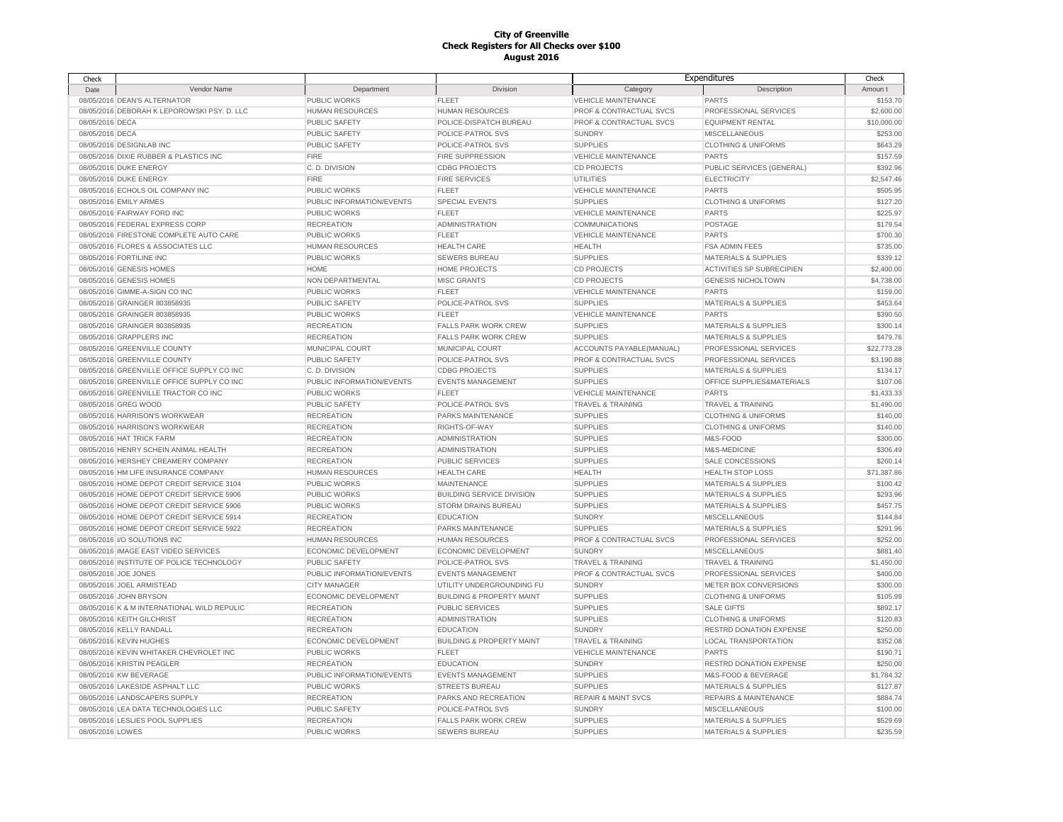# City of Greenville
## Check Registers for All Checks over $100
## August 2016

| Check Date | Vendor Name | Department | Division | Expenditures Category | Expenditures Description | Check Amount |
|---|---|---|---|---|---|---|
| 08/05/2016 | DEAN'S ALTERNATOR | PUBLIC WORKS | FLEET | VEHICLE MAINTENANCE | PARTS | $153.70 |
| 08/05/2016 | DEBORAH K LEPOROWSKI PSY. D. LLC | HUMAN RESOURCES | HUMAN RESOURCES | PROF & CONTRACTUAL SVCS | PROFESSIONAL SERVICES | $2,600.00 |
| 08/05/2016 | DECA | PUBLIC SAFETY | POLICE-DISPATCH BUREAU | PROF & CONTRACTUAL SVCS | EQUIPMENT RENTAL | $10,000.00 |
| 08/05/2016 | DECA | PUBLIC SAFETY | POLICE-PATROL SVS | SUNDRY | MISCELLANEOUS | $253.00 |
| 08/05/2016 | DESIGNLAB INC | PUBLIC SAFETY | POLICE-PATROL SVS | SUPPLIES | CLOTHING & UNIFORMS | $643.29 |
| 08/05/2016 | DIXIE RUBBER & PLASTICS INC | FIRE | FIRE SUPPRESSION | VEHICLE MAINTENANCE | PARTS | $157.59 |
| 08/05/2016 | DUKE ENERGY | C. D. DIVISION | CDBG PROJECTS | CD PROJECTS | PUBLIC SERVICES (GENERAL) | $392.96 |
| 08/05/2016 | DUKE ENERGY | FIRE | FIRE SERVICES | UTILITIES | ELECTRICITY | $2,547.46 |
| 08/05/2016 | ECHOLS OIL COMPANY INC | PUBLIC WORKS | FLEET | VEHICLE MAINTENANCE | PARTS | $505.95 |
| 08/05/2016 | EMILY ARMES | PUBLIC INFORMATION/EVENTS | SPECIAL EVENTS | SUPPLIES | CLOTHING & UNIFORMS | $127.20 |
| 08/05/2016 | FAIRWAY FORD INC | PUBLIC WORKS | FLEET | VEHICLE MAINTENANCE | PARTS | $225.97 |
| 08/05/2016 | FEDERAL EXPRESS CORP | RECREATION | ADMINISTRATION | COMMUNICATIONS | POSTAGE | $179.54 |
| 08/05/2016 | FIRESTONE COMPLETE AUTO CARE | PUBLIC WORKS | FLEET | VEHICLE MAINTENANCE | PARTS | $700.30 |
| 08/05/2016 | FLORES & ASSOCIATES LLC | HUMAN RESOURCES | HEALTH CARE | HEALTH | FSA ADMIN FEES | $735.00 |
| 08/05/2016 | FORTILINE INC | PUBLIC WORKS | SEWERS BUREAU | SUPPLIES | MATERIALS & SUPPLIES | $339.12 |
| 08/05/2016 | GENESIS HOMES | HOME | HOME PROJECTS | CD PROJECTS | ACTIVITIES SP SUBRECIPIEN | $2,400.00 |
| 08/05/2016 | GENESIS HOMES | NON DEPARTMENTAL | MISC GRANTS | CD PROJECTS | GENESIS NICHOLTOWN | $4,738.00 |
| 08/05/2016 | GIMME-A-SIGN CO INC | PUBLIC WORKS | FLEET | VEHICLE MAINTENANCE | PARTS | $159.00 |
| 08/05/2016 | GRAINGER 803858935 | PUBLIC SAFETY | POLICE-PATROL SVS | SUPPLIES | MATERIALS & SUPPLIES | $453.64 |
| 08/05/2016 | GRAINGER 803858935 | PUBLIC WORKS | FLEET | VEHICLE MAINTENANCE | PARTS | $390.50 |
| 08/05/2016 | GRAINGER 803858935 | RECREATION | FALLS PARK WORK CREW | SUPPLIES | MATERIALS & SUPPLIES | $300.14 |
| 08/05/2016 | GRAPPLERS INC | RECREATION | FALLS PARK WORK CREW | SUPPLIES | MATERIALS & SUPPLIES | $479.76 |
| 08/05/2016 | GREENVILLE COUNTY | MUNICIPAL COURT | MUNICIPAL COURT | ACCOUNTS PAYABLE(MANUAL) | PROFESSIONAL SERVICES | $22,773.28 |
| 08/05/2016 | GREENVILLE COUNTY | PUBLIC SAFETY | POLICE-PATROL SVS | PROF & CONTRACTUAL SVCS | PROFESSIONAL SERVICES | $3,190.88 |
| 08/05/2016 | GREENVILLE OFFICE SUPPLY CO INC | C. D. DIVISION | CDBG PROJECTS | SUPPLIES | MATERIALS & SUPPLIES | $134.17 |
| 08/05/2016 | GREENVILLE OFFICE SUPPLY CO INC | PUBLIC INFORMATION/EVENTS | EVENTS MANAGEMENT | SUPPLIES | OFFICE SUPPLIES&MATERIALS | $107.06 |
| 08/05/2016 | GREENVILLE TRACTOR CO INC | PUBLIC WORKS | FLEET | VEHICLE MAINTENANCE | PARTS | $1,433.33 |
| 08/05/2016 | GREG WOOD | PUBLIC SAFETY | POLICE-PATROL SVS | TRAVEL & TRAINING | TRAVEL & TRAINING | $1,490.00 |
| 08/05/2016 | HARRISON'S WORKWEAR | RECREATION | PARKS MAINTENANCE | SUPPLIES | CLOTHING & UNIFORMS | $140.00 |
| 08/05/2016 | HARRISON'S WORKWEAR | RECREATION | RIGHTS-OF-WAY | SUPPLIES | CLOTHING & UNIFORMS | $140.00 |
| 08/05/2016 | HAT TRICK FARM | RECREATION | ADMINISTRATION | SUPPLIES | M&S-FOOD | $300.00 |
| 08/05/2016 | HENRY SCHEIN ANIMAL HEALTH | RECREATION | ADMINISTRATION | SUPPLIES | M&S-MEDICINE | $306.49 |
| 08/05/2016 | HERSHEY CREAMERY COMPANY | RECREATION | PUBLIC SERVICES | SUPPLIES | SALE CONCESSIONS | $260.14 |
| 08/05/2016 | HM LIFE INSURANCE COMPANY | HUMAN RESOURCES | HEALTH CARE | HEALTH | HEALTH STOP LOSS | $71,387.86 |
| 08/05/2016 | HOME DEPOT CREDIT SERVICE 3104 | PUBLIC WORKS | MAINTENANCE | SUPPLIES | MATERIALS & SUPPLIES | $100.42 |
| 08/05/2016 | HOME DEPOT CREDIT SERVICE 5906 | PUBLIC WORKS | BUILDING SERVICE DIVISION | SUPPLIES | MATERIALS & SUPPLIES | $293.96 |
| 08/05/2016 | HOME DEPOT CREDIT SERVICE 5906 | PUBLIC WORKS | STORM DRAINS BUREAU | SUPPLIES | MATERIALS & SUPPLIES | $457.75 |
| 08/05/2016 | HOME DEPOT CREDIT SERVICE 5914 | RECREATION | EDUCATION | SUNDRY | MISCELLANEOUS | $144.84 |
| 08/05/2016 | HOME DEPOT CREDIT SERVICE 5922 | RECREATION | PARKS MAINTENANCE | SUPPLIES | MATERIALS & SUPPLIES | $291.96 |
| 08/05/2016 | I/O SOLUTIONS INC | HUMAN RESOURCES | HUMAN RESOURCES | PROF & CONTRACTUAL SVCS | PROFESSIONAL SERVICES | $252.00 |
| 08/05/2016 | IMAGE EAST VIDEO SERVICES | ECONOMIC DEVELOPMENT | ECONOMIC DEVELOPMENT | SUNDRY | MISCELLANEOUS | $881.40 |
| 08/05/2016 | INSTITUTE OF POLICE TECHNOLOGY | PUBLIC SAFETY | POLICE-PATROL SVS | TRAVEL & TRAINING | TRAVEL & TRAINING | $1,450.00 |
| 08/05/2016 | JOE JONES | PUBLIC INFORMATION/EVENTS | EVENTS MANAGEMENT | PROF & CONTRACTUAL SVCS | PROFESSIONAL SERVICES | $400.00 |
| 08/05/2016 | JOEL ARMISTEAD | CITY MANAGER | UTILITY UNDERGROUNDING FU | SUNDRY | METER BOX CONVERSIONS | $300.00 |
| 08/05/2016 | JOHN BRYSON | ECONOMIC DEVELOPMENT | BUILDING & PROPERTY MAINT | SUPPLIES | CLOTHING & UNIFORMS | $105.99 |
| 08/05/2016 | K & M INTERNATIONAL WILD REPULIC | RECREATION | PUBLIC SERVICES | SUPPLIES | SALE GIFTS | $892.17 |
| 08/05/2016 | KEITH GILCHRIST | RECREATION | ADMINISTRATION | SUPPLIES | CLOTHING & UNIFORMS | $120.83 |
| 08/05/2016 | KELLY RANDALL | RECREATION | EDUCATION | SUNDRY | RESTRD DONATION EXPENSE | $250.00 |
| 08/05/2016 | KEVIN HUGHES | ECONOMIC DEVELOPMENT | BUILDING & PROPERTY MAINT | TRAVEL & TRAINING | LOCAL TRANSPORTATION | $352.08 |
| 08/05/2016 | KEVIN WHITAKER CHEVROLET INC | PUBLIC WORKS | FLEET | VEHICLE MAINTENANCE | PARTS | $190.71 |
| 08/05/2016 | KRISTIN PEAGLER | RECREATION | EDUCATION | SUNDRY | RESTRD DONATION EXPENSE | $250.00 |
| 08/05/2016 | KW BEVERAGE | PUBLIC INFORMATION/EVENTS | EVENTS MANAGEMENT | SUPPLIES | M&S-FOOD & BEVERAGE | $1,784.32 |
| 08/05/2016 | LAKESIDE ASPHALT LLC | PUBLIC WORKS | STREETS BUREAU | SUPPLIES | MATERIALS & SUPPLIES | $127.87 |
| 08/05/2016 | LANDSCAPERS SUPPLY | RECREATION | PARKS AND RECREATION | REPAIR & MAINT SVCS | REPAIRS & MAINTENANCE | $884.74 |
| 08/05/2016 | LEA DATA TECHNOLOGIES LLC | PUBLIC SAFETY | POLICE-PATROL SVS | SUNDRY | MISCELLANEOUS | $100.00 |
| 08/05/2016 | LESLIES POOL SUPPLIES | RECREATION | FALLS PARK WORK CREW | SUPPLIES | MATERIALS & SUPPLIES | $529.69 |
| 08/05/2016 | LOWES | PUBLIC WORKS | SEWERS BUREAU | SUPPLIES | MATERIALS & SUPPLIES | $235.59 |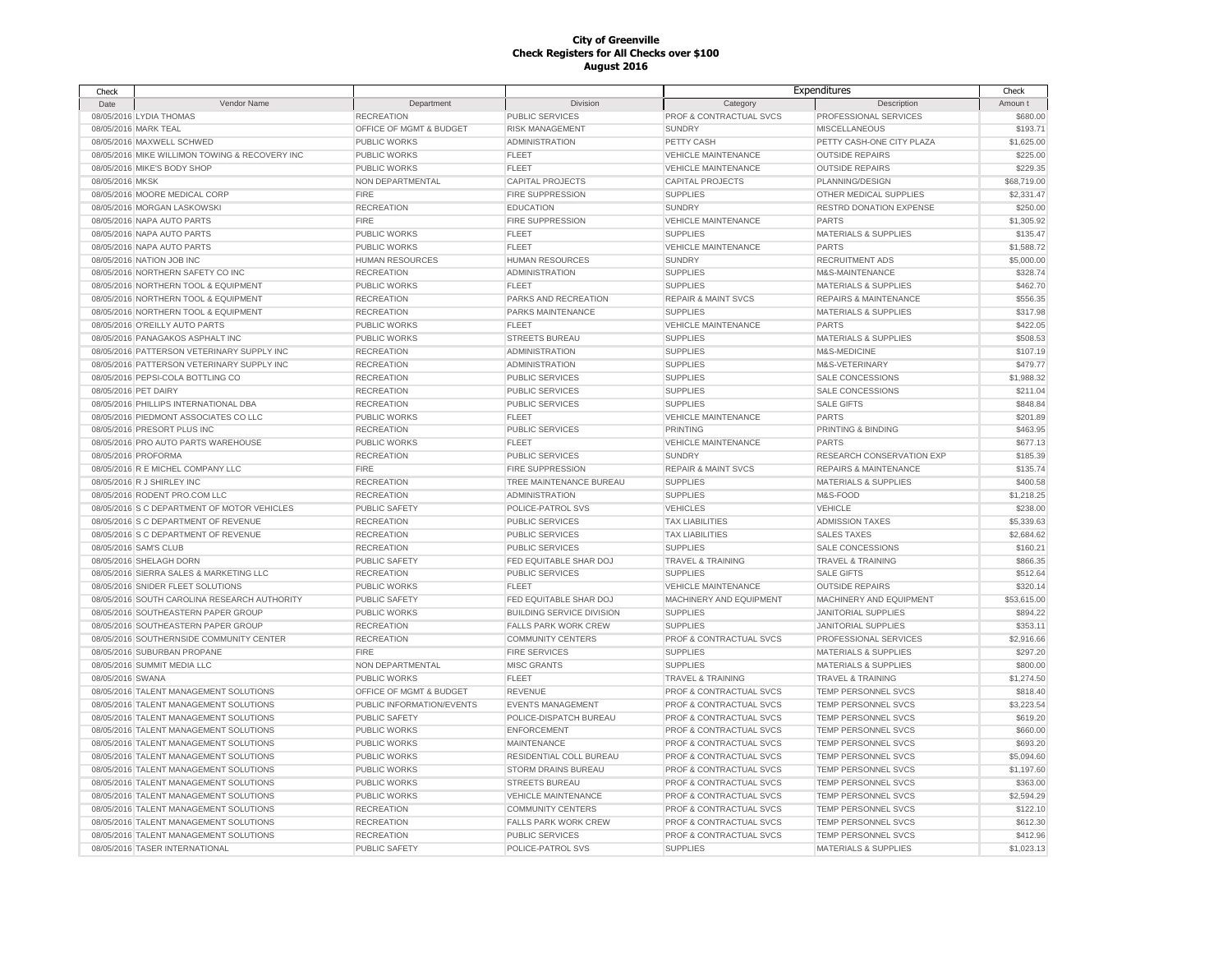# City of Greenville
## Check Registers for All Checks over $100
### August 2016

| Check Date | Vendor Name | Department | Division | Expenditures Category | Expenditures Description | Check Amount |
|---|---|---|---|---|---|---|
| 08/05/2016 | LYDIA THOMAS | RECREATION | PUBLIC SERVICES | PROF & CONTRACTUAL SVCS | PROFESSIONAL SERVICES | $680.00 |
| 08/05/2016 | MARK TEAL | OFFICE OF MGMT & BUDGET | RISK MANAGEMENT | SUNDRY | MISCELLANEOUS | $193.71 |
| 08/05/2016 | MAXWELL SCHWED | PUBLIC WORKS | ADMINISTRATION | PETTY CASH | PETTY CASH-ONE CITY PLAZA | $1,625.00 |
| 08/05/2016 | MIKE WILLIMON TOWING & RECOVERY INC | PUBLIC WORKS | FLEET | VEHICLE MAINTENANCE | OUTSIDE REPAIRS | $225.00 |
| 08/05/2016 | MIKE'S BODY SHOP | PUBLIC WORKS | FLEET | VEHICLE MAINTENANCE | OUTSIDE REPAIRS | $229.35 |
| 08/05/2016 | MKSK | NON DEPARTMENTAL | CAPITAL PROJECTS | CAPITAL PROJECTS | PLANNING/DESIGN | $68,719.00 |
| 08/05/2016 | MOORE MEDICAL CORP | FIRE | FIRE SUPPRESSION | SUPPLIES | OTHER MEDICAL SUPPLIES | $2,331.47 |
| 08/05/2016 | MORGAN LASKOWSKI | RECREATION | EDUCATION | SUNDRY | RESTRD DONATION EXPENSE | $250.00 |
| 08/05/2016 | NAPA AUTO PARTS | FIRE | FIRE SUPPRESSION | VEHICLE MAINTENANCE | PARTS | $1,305.92 |
| 08/05/2016 | NAPA AUTO PARTS | PUBLIC WORKS | FLEET | SUPPLIES | MATERIALS & SUPPLIES | $135.47 |
| 08/05/2016 | NAPA AUTO PARTS | PUBLIC WORKS | FLEET | VEHICLE MAINTENANCE | PARTS | $1,588.72 |
| 08/05/2016 | NATION JOB INC | HUMAN RESOURCES | HUMAN RESOURCES | SUNDRY | RECRUITMENT ADS | $5,000.00 |
| 08/05/2016 | NORTHERN SAFETY CO INC | RECREATION | ADMINISTRATION | SUPPLIES | M&S-MAINTENANCE | $328.74 |
| 08/05/2016 | NORTHERN TOOL & EQUIPMENT | PUBLIC WORKS | FLEET | SUPPLIES | MATERIALS & SUPPLIES | $462.70 |
| 08/05/2016 | NORTHERN TOOL & EQUIPMENT | RECREATION | PARKS AND RECREATION | REPAIR & MAINT SVCS | REPAIRS & MAINTENANCE | $556.35 |
| 08/05/2016 | NORTHERN TOOL & EQUIPMENT | RECREATION | PARKS MAINTENANCE | SUPPLIES | MATERIALS & SUPPLIES | $317.98 |
| 08/05/2016 | O'REILLY AUTO PARTS | PUBLIC WORKS | FLEET | VEHICLE MAINTENANCE | PARTS | $422.05 |
| 08/05/2016 | PANAGAKOS ASPHALT INC | PUBLIC WORKS | STREETS BUREAU | SUPPLIES | MATERIALS & SUPPLIES | $508.53 |
| 08/05/2016 | PATTERSON VETERINARY SUPPLY INC | RECREATION | ADMINISTRATION | SUPPLIES | M&S-MEDICINE | $107.19 |
| 08/05/2016 | PATTERSON VETERINARY SUPPLY INC | RECREATION | ADMINISTRATION | SUPPLIES | M&S-VETERINARY | $479.77 |
| 08/05/2016 | PEPSI-COLA BOTTLING CO | RECREATION | PUBLIC SERVICES | SUPPLIES | SALE CONCESSIONS | $1,988.32 |
| 08/05/2016 | PET DAIRY | RECREATION | PUBLIC SERVICES | SUPPLIES | SALE CONCESSIONS | $211.04 |
| 08/05/2016 | PHILLIPS INTERNATIONAL DBA | RECREATION | PUBLIC SERVICES | SUPPLIES | SALE GIFTS | $848.84 |
| 08/05/2016 | PIEDMONT ASSOCIATES CO LLC | PUBLIC WORKS | FLEET | VEHICLE MAINTENANCE | PARTS | $201.89 |
| 08/05/2016 | PRESORT PLUS INC | RECREATION | PUBLIC SERVICES | PRINTING | PRINTING & BINDING | $463.95 |
| 08/05/2016 | PRO AUTO PARTS WAREHOUSE | PUBLIC WORKS | FLEET | VEHICLE MAINTENANCE | PARTS | $677.13 |
| 08/05/2016 | PROFORMA | RECREATION | PUBLIC SERVICES | SUNDRY | RESEARCH CONSERVATION EXP | $185.39 |
| 08/05/2016 | R E MICHEL COMPANY LLC | FIRE | FIRE SUPPRESSION | REPAIR & MAINT SVCS | REPAIRS & MAINTENANCE | $135.74 |
| 08/05/2016 | R J SHIRLEY INC | RECREATION | TREE MAINTENANCE BUREAU | SUPPLIES | MATERIALS & SUPPLIES | $400.58 |
| 08/05/2016 | RODENT PRO.COM LLC | RECREATION | ADMINISTRATION | SUPPLIES | M&S-FOOD | $1,218.25 |
| 08/05/2016 | S C DEPARTMENT OF MOTOR VEHICLES | PUBLIC SAFETY | POLICE-PATROL SVS | VEHICLES | VEHICLE | $238.00 |
| 08/05/2016 | S C DEPARTMENT OF REVENUE | RECREATION | PUBLIC SERVICES | TAX LIABILITIES | ADMISSION TAXES | $5,339.63 |
| 08/05/2016 | S C DEPARTMENT OF REVENUE | RECREATION | PUBLIC SERVICES | TAX LIABILITIES | SALES TAXES | $2,684.62 |
| 08/05/2016 | SAM'S CLUB | RECREATION | PUBLIC SERVICES | SUPPLIES | SALE CONCESSIONS | $160.21 |
| 08/05/2016 | SHELAGH DORN | PUBLIC SAFETY | FED EQUITABLE SHAR DOJ | TRAVEL & TRAINING | TRAVEL & TRAINING | $866.35 |
| 08/05/2016 | SIERRA SALES & MARKETING LLC | RECREATION | PUBLIC SERVICES | SUPPLIES | SALE GIFTS | $512.64 |
| 08/05/2016 | SNIDER FLEET SOLUTIONS | PUBLIC WORKS | FLEET | VEHICLE MAINTENANCE | OUTSIDE REPAIRS | $320.14 |
| 08/05/2016 | SOUTH CAROLINA RESEARCH AUTHORITY | PUBLIC SAFETY | FED EQUITABLE SHAR DOJ | MACHINERY AND EQUIPMENT | MACHINERY AND EQUIPMENT | $53,615.00 |
| 08/05/2016 | SOUTHEASTERN PAPER GROUP | PUBLIC WORKS | BUILDING SERVICE DIVISION | SUPPLIES | JANITORIAL SUPPLIES | $894.22 |
| 08/05/2016 | SOUTHEASTERN PAPER GROUP | RECREATION | FALLS PARK WORK CREW | SUPPLIES | JANITORIAL SUPPLIES | $353.11 |
| 08/05/2016 | SOUTHERNSIDE COMMUNITY CENTER | RECREATION | COMMUNITY CENTERS | PROF & CONTRACTUAL SVCS | PROFESSIONAL SERVICES | $2,916.66 |
| 08/05/2016 | SUBURBAN PROPANE | FIRE | FIRE SERVICES | SUPPLIES | MATERIALS & SUPPLIES | $297.20 |
| 08/05/2016 | SUMMIT MEDIA LLC | NON DEPARTMENTAL | MISC GRANTS | SUPPLIES | MATERIALS & SUPPLIES | $800.00 |
| 08/05/2016 | SWANA | PUBLIC WORKS | FLEET | TRAVEL & TRAINING | TRAVEL & TRAINING | $1,274.50 |
| 08/05/2016 | TALENT MANAGEMENT SOLUTIONS | OFFICE OF MGMT & BUDGET | REVENUE | PROF & CONTRACTUAL SVCS | TEMP PERSONNEL SVCS | $818.40 |
| 08/05/2016 | TALENT MANAGEMENT SOLUTIONS | PUBLIC INFORMATION/EVENTS | EVENTS MANAGEMENT | PROF & CONTRACTUAL SVCS | TEMP PERSONNEL SVCS | $3,223.54 |
| 08/05/2016 | TALENT MANAGEMENT SOLUTIONS | PUBLIC SAFETY | POLICE-DISPATCH BUREAU | PROF & CONTRACTUAL SVCS | TEMP PERSONNEL SVCS | $619.20 |
| 08/05/2016 | TALENT MANAGEMENT SOLUTIONS | PUBLIC WORKS | ENFORCEMENT | PROF & CONTRACTUAL SVCS | TEMP PERSONNEL SVCS | $660.00 |
| 08/05/2016 | TALENT MANAGEMENT SOLUTIONS | PUBLIC WORKS | MAINTENANCE | PROF & CONTRACTUAL SVCS | TEMP PERSONNEL SVCS | $693.20 |
| 08/05/2016 | TALENT MANAGEMENT SOLUTIONS | PUBLIC WORKS | RESIDENTIAL COLL BUREAU | PROF & CONTRACTUAL SVCS | TEMP PERSONNEL SVCS | $5,094.60 |
| 08/05/2016 | TALENT MANAGEMENT SOLUTIONS | PUBLIC WORKS | STORM DRAINS BUREAU | PROF & CONTRACTUAL SVCS | TEMP PERSONNEL SVCS | $1,197.60 |
| 08/05/2016 | TALENT MANAGEMENT SOLUTIONS | PUBLIC WORKS | STREETS BUREAU | PROF & CONTRACTUAL SVCS | TEMP PERSONNEL SVCS | $363.00 |
| 08/05/2016 | TALENT MANAGEMENT SOLUTIONS | PUBLIC WORKS | VEHICLE MAINTENANCE | PROF & CONTRACTUAL SVCS | TEMP PERSONNEL SVCS | $2,594.29 |
| 08/05/2016 | TALENT MANAGEMENT SOLUTIONS | RECREATION | COMMUNITY CENTERS | PROF & CONTRACTUAL SVCS | TEMP PERSONNEL SVCS | $122.10 |
| 08/05/2016 | TALENT MANAGEMENT SOLUTIONS | RECREATION | FALLS PARK WORK CREW | PROF & CONTRACTUAL SVCS | TEMP PERSONNEL SVCS | $612.30 |
| 08/05/2016 | TALENT MANAGEMENT SOLUTIONS | RECREATION | PUBLIC SERVICES | PROF & CONTRACTUAL SVCS | TEMP PERSONNEL SVCS | $412.96 |
| 08/05/2016 | TASER INTERNATIONAL | PUBLIC SAFETY | POLICE-PATROL SVS | SUPPLIES | MATERIALS & SUPPLIES | $1,023.13 |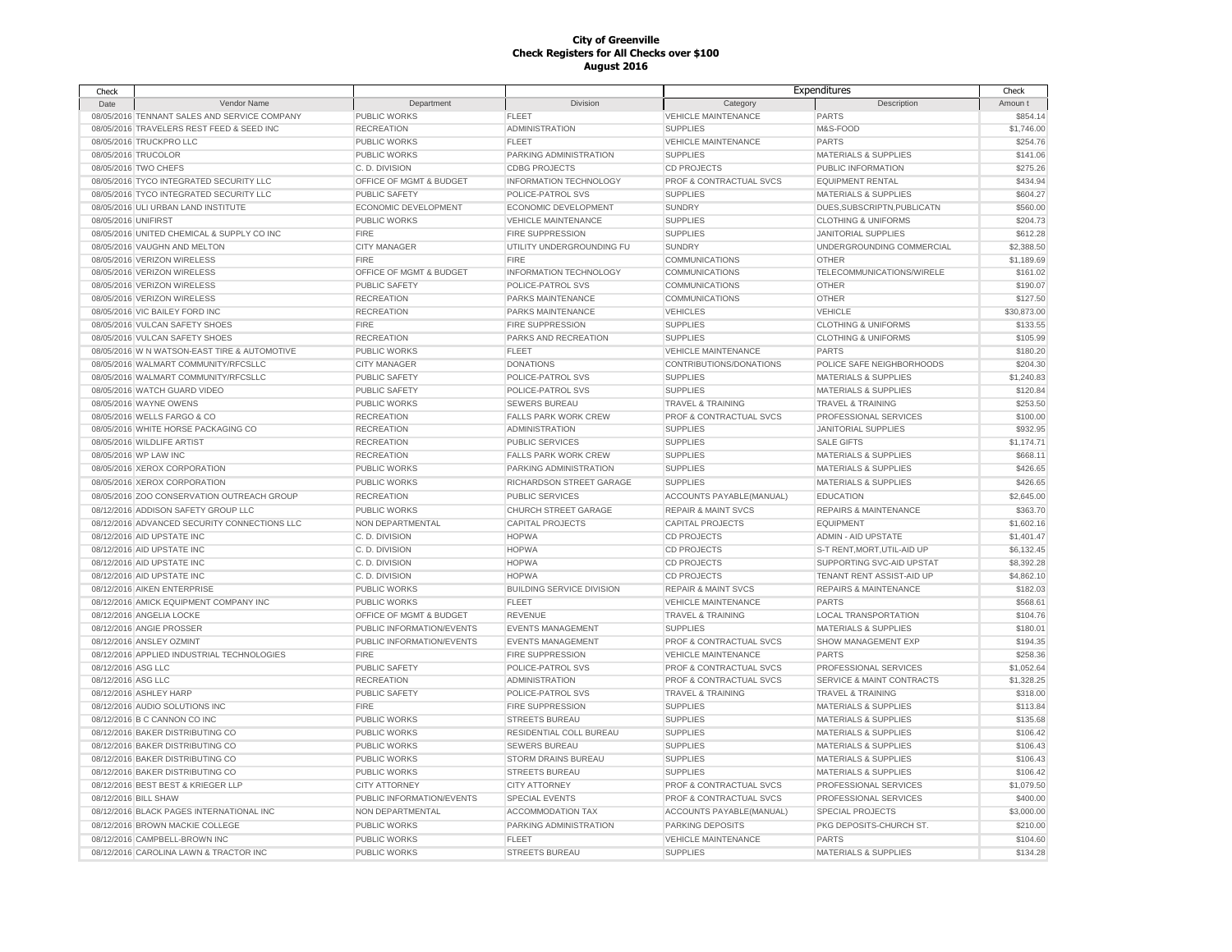# City of Greenville
## Check Registers for All Checks over $100
## August 2016

| Check Date | Vendor Name | Department | Division | Expenditures Category | Description | Check Amount |
|---|---|---|---|---|---|---|
| 08/05/2016 | TENNANT SALES AND SERVICE COMPANY | PUBLIC WORKS | FLEET | VEHICLE MAINTENANCE | PARTS | $854.14 |
| 08/05/2016 | TRAVELERS REST FEED & SEED INC | RECREATION | ADMINISTRATION | SUPPLIES | M&S-FOOD | $1,746.00 |
| 08/05/2016 | TRUCKPRO LLC | PUBLIC WORKS | FLEET | VEHICLE MAINTENANCE | PARTS | $254.76 |
| 08/05/2016 | TRUCOLOR | PUBLIC WORKS | PARKING ADMINISTRATION | SUPPLIES | MATERIALS & SUPPLIES | $141.06 |
| 08/05/2016 | TWO CHEFS | C. D. DIVISION | CDBG PROJECTS | CD PROJECTS | PUBLIC INFORMATION | $275.26 |
| 08/05/2016 | TYCO INTEGRATED SECURITY LLC | OFFICE OF MGMT & BUDGET | INFORMATION TECHNOLOGY | PROF & CONTRACTUAL SVCS | EQUIPMENT RENTAL | $434.94 |
| 08/05/2016 | TYCO INTEGRATED SECURITY LLC | PUBLIC SAFETY | POLICE-PATROL SVS | SUPPLIES | MATERIALS & SUPPLIES | $604.27 |
| 08/05/2016 | ULI URBAN LAND INSTITUTE | ECONOMIC DEVELOPMENT | ECONOMIC DEVELOPMENT | SUNDRY | DUES,SUBSCRIPTN,PUBLICATN | $560.00 |
| 08/05/2016 | UNIFIRST | PUBLIC WORKS | VEHICLE MAINTENANCE | SUPPLIES | CLOTHING & UNIFORMS | $204.73 |
| 08/05/2016 | UNITED CHEMICAL & SUPPLY CO INC | FIRE | FIRE SUPPRESSION | SUPPLIES | JANITORIAL SUPPLIES | $612.28 |
| 08/05/2016 | VAUGHN AND MELTON | CITY MANAGER | UTILITY UNDERGROUNDING FU | SUNDRY | UNDERGROUNDING COMMERCIAL | $2,388.50 |
| 08/05/2016 | VERIZON WIRELESS | FIRE | FIRE | COMMUNICATIONS | OTHER | $1,189.69 |
| 08/05/2016 | VERIZON WIRELESS | OFFICE OF MGMT & BUDGET | INFORMATION TECHNOLOGY | COMMUNICATIONS | TELECOMMUNICATIONS/WIRELE | $161.02 |
| 08/05/2016 | VERIZON WIRELESS | PUBLIC SAFETY | POLICE-PATROL SVS | COMMUNICATIONS | OTHER | $190.07 |
| 08/05/2016 | VERIZON WIRELESS | RECREATION | PARKS MAINTENANCE | COMMUNICATIONS | OTHER | $127.50 |
| 08/05/2016 | VIC BAILEY FORD INC | RECREATION | PARKS MAINTENANCE | VEHICLES | VEHICLE | $30,873.00 |
| 08/05/2016 | VULCAN SAFETY SHOES | FIRE | FIRE SUPPRESSION | SUPPLIES | CLOTHING & UNIFORMS | $133.55 |
| 08/05/2016 | VULCAN SAFETY SHOES | RECREATION | PARKS AND RECREATION | SUPPLIES | CLOTHING & UNIFORMS | $105.99 |
| 08/05/2016 | W N WATSON-EAST TIRE & AUTOMOTIVE | PUBLIC WORKS | FLEET | VEHICLE MAINTENANCE | PARTS | $180.20 |
| 08/05/2016 | WALMART COMMUNITY/RFCSLLC | CITY MANAGER | DONATIONS | CONTRIBUTIONS/DONATIONS | POLICE SAFE NEIGHBORHOODS | $204.30 |
| 08/05/2016 | WALMART COMMUNITY/RFCSLLC | PUBLIC SAFETY | POLICE-PATROL SVS | SUPPLIES | MATERIALS & SUPPLIES | $1,240.83 |
| 08/05/2016 | WATCH GUARD VIDEO | PUBLIC SAFETY | POLICE-PATROL SVS | SUPPLIES | MATERIALS & SUPPLIES | $120.84 |
| 08/05/2016 | WAYNE OWENS | PUBLIC WORKS | SEWERS BUREAU | TRAVEL & TRAINING | TRAVEL & TRAINING | $253.50 |
| 08/05/2016 | WELLS FARGO & CO | RECREATION | FALLS PARK WORK CREW | PROF & CONTRACTUAL SVCS | PROFESSIONAL SERVICES | $100.00 |
| 08/05/2016 | WHITE HORSE PACKAGING CO | RECREATION | ADMINISTRATION | SUPPLIES | JANITORIAL SUPPLIES | $932.95 |
| 08/05/2016 | WILDLIFE ARTIST | RECREATION | PUBLIC SERVICES | SUPPLIES | SALE GIFTS | $1,174.71 |
| 08/05/2016 | WP LAW INC | RECREATION | FALLS PARK WORK CREW | SUPPLIES | MATERIALS & SUPPLIES | $668.11 |
| 08/05/2016 | XEROX CORPORATION | PUBLIC WORKS | PARKING ADMINISTRATION | SUPPLIES | MATERIALS & SUPPLIES | $426.65 |
| 08/05/2016 | XEROX CORPORATION | PUBLIC WORKS | RICHARDSON STREET GARAGE | SUPPLIES | MATERIALS & SUPPLIES | $426.65 |
| 08/05/2016 | ZOO CONSERVATION OUTREACH GROUP | RECREATION | PUBLIC SERVICES | ACCOUNTS PAYABLE(MANUAL) | EDUCATION | $2,645.00 |
| 08/12/2016 | ADDISON SAFETY GROUP LLC | PUBLIC WORKS | CHURCH STREET GARAGE | REPAIR & MAINT SVCS | REPAIRS & MAINTENANCE | $363.70 |
| 08/12/2016 | ADVANCED SECURITY CONNECTIONS LLC | NON DEPARTMENTAL | CAPITAL PROJECTS | CAPITAL PROJECTS | EQUIPMENT | $1,602.16 |
| 08/12/2016 | AID UPSTATE INC | C. D. DIVISION | HOPWA | CD PROJECTS | ADMIN - AID UPSTATE | $1,401.47 |
| 08/12/2016 | AID UPSTATE INC | C. D. DIVISION | HOPWA | CD PROJECTS | S-T RENT,MORT,UTIL-AID UP | $6,132.45 |
| 08/12/2016 | AID UPSTATE INC | C. D. DIVISION | HOPWA | CD PROJECTS | SUPPORTING SVC-AID UPSTAT | $8,392.28 |
| 08/12/2016 | AID UPSTATE INC | C. D. DIVISION | HOPWA | CD PROJECTS | TENANT RENT ASSIST-AID UP | $4,862.10 |
| 08/12/2016 | AIKEN ENTERPRISE | PUBLIC WORKS | BUILDING SERVICE DIVISION | REPAIR & MAINT SVCS | REPAIRS & MAINTENANCE | $182.03 |
| 08/12/2016 | AMICK EQUIPMENT COMPANY INC | PUBLIC WORKS | FLEET | VEHICLE MAINTENANCE | PARTS | $568.61 |
| 08/12/2016 | ANGELIA LOCKE | OFFICE OF MGMT & BUDGET | REVENUE | TRAVEL & TRAINING | LOCAL TRANSPORTATION | $104.76 |
| 08/12/2016 | ANGIE PROSSER | PUBLIC INFORMATION/EVENTS | EVENTS MANAGEMENT | SUPPLIES | MATERIALS & SUPPLIES | $180.01 |
| 08/12/2016 | ANSLEY OZMINT | PUBLIC INFORMATION/EVENTS | EVENTS MANAGEMENT | PROF & CONTRACTUAL SVCS | SHOW MANAGEMENT EXP | $194.35 |
| 08/12/2016 | APPLIED INDUSTRIAL TECHNOLOGIES | FIRE | FIRE SUPPRESSION | VEHICLE MAINTENANCE | PARTS | $258.36 |
| 08/12/2016 | ASG LLC | PUBLIC SAFETY | POLICE-PATROL SVS | PROF & CONTRACTUAL SVCS | PROFESSIONAL SERVICES | $1,052.64 |
| 08/12/2016 | ASG LLC | RECREATION | ADMINISTRATION | PROF & CONTRACTUAL SVCS | SERVICE & MAINT CONTRACTS | $1,328.25 |
| 08/12/2016 | ASHLEY HARP | PUBLIC SAFETY | POLICE-PATROL SVS | TRAVEL & TRAINING | TRAVEL & TRAINING | $318.00 |
| 08/12/2016 | AUDIO SOLUTIONS INC | FIRE | FIRE SUPPRESSION | SUPPLIES | MATERIALS & SUPPLIES | $113.84 |
| 08/12/2016 | B C CANNON CO INC | PUBLIC WORKS | STREETS BUREAU | SUPPLIES | MATERIALS & SUPPLIES | $135.68 |
| 08/12/2016 | BAKER DISTRIBUTING CO | PUBLIC WORKS | RESIDENTIAL COLL BUREAU | SUPPLIES | MATERIALS & SUPPLIES | $106.42 |
| 08/12/2016 | BAKER DISTRIBUTING CO | PUBLIC WORKS | SEWERS BUREAU | SUPPLIES | MATERIALS & SUPPLIES | $106.43 |
| 08/12/2016 | BAKER DISTRIBUTING CO | PUBLIC WORKS | STORM DRAINS BUREAU | SUPPLIES | MATERIALS & SUPPLIES | $106.43 |
| 08/12/2016 | BAKER DISTRIBUTING CO | PUBLIC WORKS | STREETS BUREAU | SUPPLIES | MATERIALS & SUPPLIES | $106.42 |
| 08/12/2016 | BEST BEST & KRIEGER LLP | CITY ATTORNEY | CITY ATTORNEY | PROF & CONTRACTUAL SVCS | PROFESSIONAL SERVICES | $1,079.50 |
| 08/12/2016 | BILL SHAW | PUBLIC INFORMATION/EVENTS | SPECIAL EVENTS | PROF & CONTRACTUAL SVCS | PROFESSIONAL SERVICES | $400.00 |
| 08/12/2016 | BLACK PAGES INTERNATIONAL INC | NON DEPARTMENTAL | ACCOMMODATION TAX | ACCOUNTS PAYABLE(MANUAL) | SPECIAL PROJECTS | $3,000.00 |
| 08/12/2016 | BROWN MACKIE COLLEGE | PUBLIC WORKS | PARKING ADMINISTRATION | PARKING DEPOSITS | PKG DEPOSITS-CHURCH ST. | $210.00 |
| 08/12/2016 | CAMPBELL-BROWN INC | PUBLIC WORKS | FLEET | VEHICLE MAINTENANCE | PARTS | $104.60 |
| 08/12/2016 | CAROLINA LAWN & TRACTOR INC | PUBLIC WORKS | STREETS BUREAU | SUPPLIES | MATERIALS & SUPPLIES | $134.28 |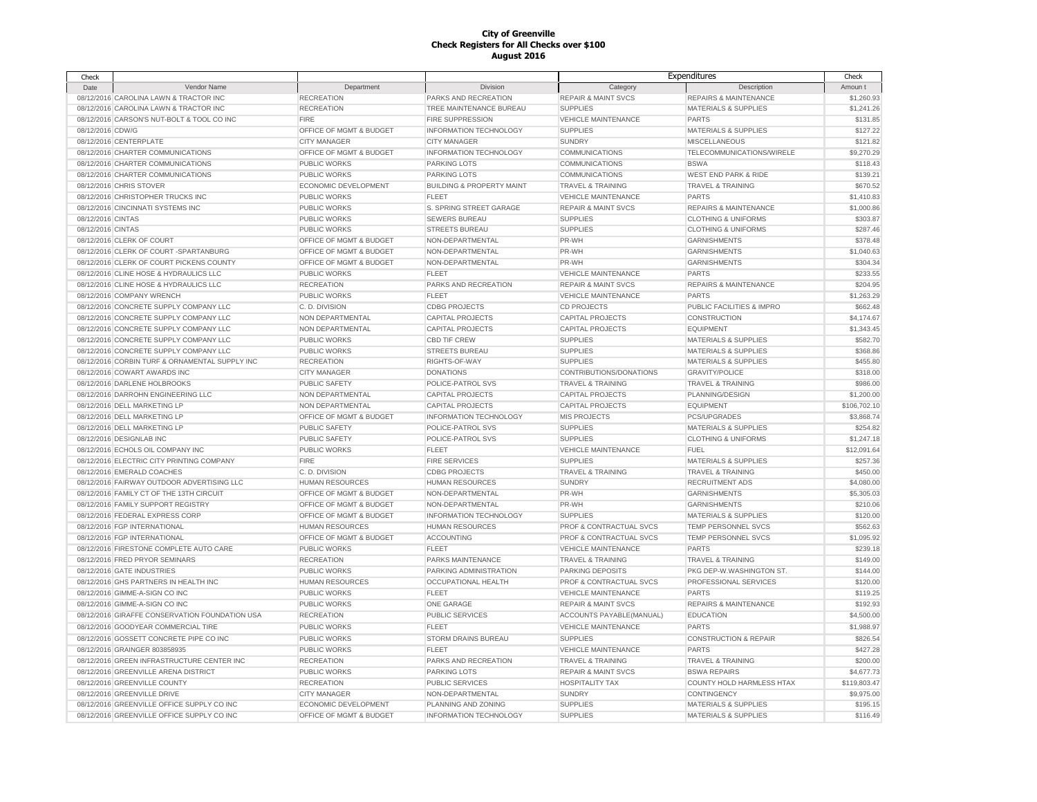**City of Greenville**
**Check Registers for All Checks over $100**
**August 2016**

| Check Date | Vendor Name | Department | Division | Expenditures Category | Expenditures Description | Check Amount |
|---|---|---|---|---|---|---|
| 08/12/2016 | CAROLINA LAWN & TRACTOR INC | RECREATION | PARKS AND RECREATION | REPAIR & MAINT SVCS | REPAIRS & MAINTENANCE | $1,260.93 |
| 08/12/2016 | CAROLINA LAWN & TRACTOR INC | RECREATION | TREE MAINTENANCE BUREAU | SUPPLIES | MATERIALS & SUPPLIES | $1,241.26 |
| 08/12/2016 | CARSON'S NUT-BOLT & TOOL CO INC | FIRE | FIRE SUPPRESSION | VEHICLE MAINTENANCE | PARTS | $131.85 |
| 08/12/2016 | CDW/G | OFFICE OF MGMT & BUDGET | INFORMATION TECHNOLOGY | SUPPLIES | MATERIALS & SUPPLIES | $127.22 |
| 08/12/2016 | CENTERPLATE | CITY MANAGER | CITY MANAGER | SUNDRY | MISCELLANEOUS | $121.82 |
| 08/12/2016 | CHARTER COMMUNICATIONS | OFFICE OF MGMT & BUDGET | INFORMATION TECHNOLOGY | COMMUNICATIONS | TELECOMMUNICATIONS/WIRELE | $9,270.29 |
| 08/12/2016 | CHARTER COMMUNICATIONS | PUBLIC WORKS | PARKING LOTS | COMMUNICATIONS | BSWA | $118.43 |
| 08/12/2016 | CHARTER COMMUNICATIONS | PUBLIC WORKS | PARKING LOTS | COMMUNICATIONS | WEST END PARK & RIDE | $139.21 |
| 08/12/2016 | CHRIS STOVER | ECONOMIC DEVELOPMENT | BUILDING & PROPERTY MAINT | TRAVEL & TRAINING | TRAVEL & TRAINING | $670.52 |
| 08/12/2016 | CHRISTOPHER TRUCKS INC | PUBLIC WORKS | FLEET | VEHICLE MAINTENANCE | PARTS | $1,410.83 |
| 08/12/2016 | CINCINNATI SYSTEMS INC | PUBLIC WORKS | S. SPRING STREET GARAGE | REPAIR & MAINT SVCS | REPAIRS & MAINTENANCE | $1,000.86 |
| 08/12/2016 | CINTAS | PUBLIC WORKS | SEWERS BUREAU | SUPPLIES | CLOTHING & UNIFORMS | $303.87 |
| 08/12/2016 | CINTAS | PUBLIC WORKS | STREETS BUREAU | SUPPLIES | CLOTHING & UNIFORMS | $287.46 |
| 08/12/2016 | CLERK OF COURT | OFFICE OF MGMT & BUDGET | NON-DEPARTMENTAL | PR-WH | GARNISHMENTS | $378.48 |
| 08/12/2016 | CLERK OF COURT -SPARTANBURG | OFFICE OF MGMT & BUDGET | NON-DEPARTMENTAL | PR-WH | GARNISHMENTS | $1,040.63 |
| 08/12/2016 | CLERK OF COURT PICKENS COUNTY | OFFICE OF MGMT & BUDGET | NON-DEPARTMENTAL | PR-WH | GARNISHMENTS | $304.34 |
| 08/12/2016 | CLINE HOSE & HYDRAULICS LLC | PUBLIC WORKS | FLEET | VEHICLE MAINTENANCE | PARTS | $233.55 |
| 08/12/2016 | CLINE HOSE & HYDRAULICS LLC | RECREATION | PARKS AND RECREATION | REPAIR & MAINT SVCS | REPAIRS & MAINTENANCE | $204.95 |
| 08/12/2016 | COMPANY WRENCH | PUBLIC WORKS | FLEET | VEHICLE MAINTENANCE | PARTS | $1,263.29 |
| 08/12/2016 | CONCRETE SUPPLY COMPANY LLC | C. D. DIVISION | CDBG PROJECTS | CD PROJECTS | PUBLIC FACILITIES & IMPRO | $662.48 |
| 08/12/2016 | CONCRETE SUPPLY COMPANY LLC | NON DEPARTMENTAL | CAPITAL PROJECTS | CAPITAL PROJECTS | CONSTRUCTION | $4,174.67 |
| 08/12/2016 | CONCRETE SUPPLY COMPANY LLC | NON DEPARTMENTAL | CAPITAL PROJECTS | CAPITAL PROJECTS | EQUIPMENT | $1,343.45 |
| 08/12/2016 | CONCRETE SUPPLY COMPANY LLC | PUBLIC WORKS | CBD TIF CREW | SUPPLIES | MATERIALS & SUPPLIES | $582.70 |
| 08/12/2016 | CONCRETE SUPPLY COMPANY LLC | PUBLIC WORKS | STREETS BUREAU | SUPPLIES | MATERIALS & SUPPLIES | $368.86 |
| 08/12/2016 | CORBIN TURF & ORNAMENTAL SUPPLY INC | RECREATION | RIGHTS-OF-WAY | SUPPLIES | MATERIALS & SUPPLIES | $455.80 |
| 08/12/2016 | COWART AWARDS INC | CITY MANAGER | DONATIONS | CONTRIBUTIONS/DONATIONS | GRAVITY/POLICE | $318.00 |
| 08/12/2016 | DARLENE HOLBROOKS | PUBLIC SAFETY | POLICE-PATROL SVS | TRAVEL & TRAINING | TRAVEL & TRAINING | $986.00 |
| 08/12/2016 | DARROHN ENGINEERING LLC | NON DEPARTMENTAL | CAPITAL PROJECTS | CAPITAL PROJECTS | PLANNING/DESIGN | $1,200.00 |
| 08/12/2016 | DELL MARKETING LP | NON DEPARTMENTAL | CAPITAL PROJECTS | CAPITAL PROJECTS | EQUIPMENT | $106,702.10 |
| 08/12/2016 | DELL MARKETING LP | OFFICE OF MGMT & BUDGET | INFORMATION TECHNOLOGY | MIS PROJECTS | PCS/UPGRADES | $3,868.74 |
| 08/12/2016 | DELL MARKETING LP | PUBLIC SAFETY | POLICE-PATROL SVS | SUPPLIES | MATERIALS & SUPPLIES | $254.82 |
| 08/12/2016 | DESIGNLAB INC | PUBLIC SAFETY | POLICE-PATROL SVS | SUPPLIES | CLOTHING & UNIFORMS | $1,247.18 |
| 08/12/2016 | ECHOLS OIL COMPANY INC | PUBLIC WORKS | FLEET | VEHICLE MAINTENANCE | FUEL | $12,091.64 |
| 08/12/2016 | ELECTRIC CITY PRINTING COMPANY | FIRE | FIRE SERVICES | SUPPLIES | MATERIALS & SUPPLIES | $257.36 |
| 08/12/2016 | EMERALD COACHES | C. D. DIVISION | CDBG PROJECTS | TRAVEL & TRAINING | TRAVEL & TRAINING | $450.00 |
| 08/12/2016 | FAIRWAY OUTDOOR ADVERTISING LLC | HUMAN RESOURCES | HUMAN RESOURCES | SUNDRY | RECRUITMENT ADS | $4,080.00 |
| 08/12/2016 | FAMILY CT OF THE 13TH CIRCUIT | OFFICE OF MGMT & BUDGET | NON-DEPARTMENTAL | PR-WH | GARNISHMENTS | $5,305.03 |
| 08/12/2016 | FAMILY SUPPORT REGISTRY | OFFICE OF MGMT & BUDGET | NON-DEPARTMENTAL | PR-WH | GARNISHMENTS | $210.06 |
| 08/12/2016 | FEDERAL EXPRESS CORP | OFFICE OF MGMT & BUDGET | INFORMATION TECHNOLOGY | SUPPLIES | MATERIALS & SUPPLIES | $120.00 |
| 08/12/2016 | FGP INTERNATIONAL | HUMAN RESOURCES | HUMAN RESOURCES | PROF & CONTRACTUAL SVCS | TEMP PERSONNEL SVCS | $562.63 |
| 08/12/2016 | FGP INTERNATIONAL | OFFICE OF MGMT & BUDGET | ACCOUNTING | PROF & CONTRACTUAL SVCS | TEMP PERSONNEL SVCS | $1,095.92 |
| 08/12/2016 | FIRESTONE COMPLETE AUTO CARE | PUBLIC WORKS | FLEET | VEHICLE MAINTENANCE | PARTS | $239.18 |
| 08/12/2016 | FRED PRYOR SEMINARS | RECREATION | PARKS MAINTENANCE | TRAVEL & TRAINING | TRAVEL & TRAINING | $149.00 |
| 08/12/2016 | GATE INDUSTRIES | PUBLIC WORKS | PARKING ADMINISTRATION | PARKING DEPOSITS | PKG DEP-W.WASHINGTON ST. | $144.00 |
| 08/12/2016 | GHS PARTNERS IN HEALTH INC | HUMAN RESOURCES | OCCUPATIONAL HEALTH | PROF & CONTRACTUAL SVCS | PROFESSIONAL SERVICES | $120.00 |
| 08/12/2016 | GIMME-A-SIGN CO INC | PUBLIC WORKS | FLEET | VEHICLE MAINTENANCE | PARTS | $119.25 |
| 08/12/2016 | GIMME-A-SIGN CO INC | PUBLIC WORKS | ONE GARAGE | REPAIR & MAINT SVCS | REPAIRS & MAINTENANCE | $192.93 |
| 08/12/2016 | GIRAFFE CONSERVATION FOUNDATION USA | RECREATION | PUBLIC SERVICES | ACCOUNTS PAYABLE(MANUAL) | EDUCATION | $4,500.00 |
| 08/12/2016 | GOODYEAR COMMERCIAL TIRE | PUBLIC WORKS | FLEET | VEHICLE MAINTENANCE | PARTS | $1,988.97 |
| 08/12/2016 | GOSSETT CONCRETE PIPE CO INC | PUBLIC WORKS | STORM DRAINS BUREAU | SUPPLIES | CONSTRUCTION & REPAIR | $826.54 |
| 08/12/2016 | GRAINGER 803858935 | PUBLIC WORKS | FLEET | VEHICLE MAINTENANCE | PARTS | $427.28 |
| 08/12/2016 | GREEN INFRASTRUCTURE CENTER INC | RECREATION | PARKS AND RECREATION | TRAVEL & TRAINING | TRAVEL & TRAINING | $200.00 |
| 08/12/2016 | GREENVILLE ARENA DISTRICT | PUBLIC WORKS | PARKING LOTS | REPAIR & MAINT SVCS | BSWA REPAIRS | $4,677.73 |
| 08/12/2016 | GREENVILLE COUNTY | RECREATION | PUBLIC SERVICES | HOSPITALITY TAX | COUNTY HOLD HARMLESS HTAX | $119,803.47 |
| 08/12/2016 | GREENVILLE DRIVE | CITY MANAGER | NON-DEPARTMENTAL | SUNDRY | CONTINGENCY | $9,975.00 |
| 08/12/2016 | GREENVILLE OFFICE SUPPLY CO INC | ECONOMIC DEVELOPMENT | PLANNING AND ZONING | SUPPLIES | MATERIALS & SUPPLIES | $195.15 |
| 08/12/2016 | GREENVILLE OFFICE SUPPLY CO INC | OFFICE OF MGMT & BUDGET | INFORMATION TECHNOLOGY | SUPPLIES | MATERIALS & SUPPLIES | $116.49 |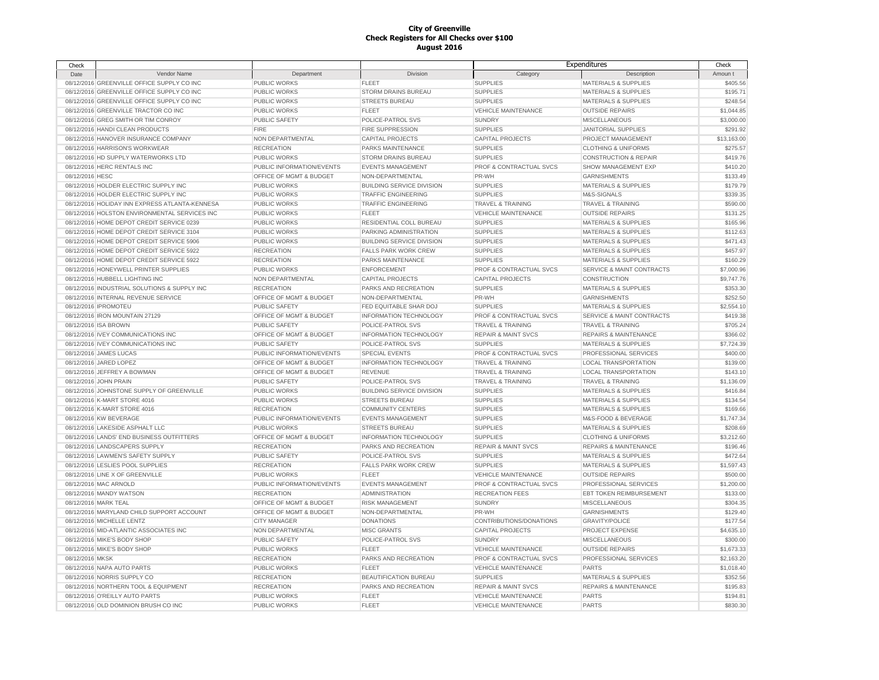**City of Greenville**
**Check Registers for All Checks over $100**
**August 2016**

| Check Date | Vendor Name | Department | Division | Expenditures Category | Expenditures Description | Check Amount |
|---|---|---|---|---|---|---|
| 08/12/2016 | GREENVILLE OFFICE SUPPLY CO INC | PUBLIC WORKS | FLEET | SUPPLIES | MATERIALS & SUPPLIES | $405.56 |
| 08/12/2016 | GREENVILLE OFFICE SUPPLY CO INC | PUBLIC WORKS | STORM DRAINS BUREAU | SUPPLIES | MATERIALS & SUPPLIES | $195.71 |
| 08/12/2016 | GREENVILLE OFFICE SUPPLY CO INC | PUBLIC WORKS | STREETS BUREAU | SUPPLIES | MATERIALS & SUPPLIES | $248.54 |
| 08/12/2016 | GREENVILLE TRACTOR CO INC | PUBLIC WORKS | FLEET | VEHICLE MAINTENANCE | OUTSIDE REPAIRS | $1,044.85 |
| 08/12/2016 | GREG SMITH OR TIM CONROY | PUBLIC SAFETY | POLICE-PATROL SVS | SUNDRY | MISCELLANEOUS | $3,000.00 |
| 08/12/2016 | HANDI CLEAN PRODUCTS | FIRE | FIRE SUPPRESSION | SUPPLIES | JANITORIAL SUPPLIES | $291.92 |
| 08/12/2016 | HANOVER INSURANCE COMPANY | NON DEPARTMENTAL | CAPITAL PROJECTS | CAPITAL PROJECTS | PROJECT MANAGEMENT | $13,163.00 |
| 08/12/2016 | HARRISON'S WORKWEAR | RECREATION | PARKS MAINTENANCE | SUPPLIES | CLOTHING & UNIFORMS | $275.57 |
| 08/12/2016 | HD SUPPLY WATERWORKS LTD | PUBLIC WORKS | STORM DRAINS BUREAU | SUPPLIES | CONSTRUCTION & REPAIR | $419.76 |
| 08/12/2016 | HERC RENTALS INC | PUBLIC INFORMATION/EVENTS | EVENTS MANAGEMENT | PROF & CONTRACTUAL SVCS | SHOW MANAGEMENT EXP | $410.20 |
| 08/12/2016 | HESC | OFFICE OF MGMT & BUDGET | NON-DEPARTMENTAL | PR-WH | GARNISHMENTS | $133.49 |
| 08/12/2016 | HOLDER ELECTRIC SUPPLY INC | PUBLIC WORKS | BUILDING SERVICE DIVISION | SUPPLIES | MATERIALS & SUPPLIES | $179.79 |
| 08/12/2016 | HOLDER ELECTRIC SUPPLY INC | PUBLIC WORKS | TRAFFIC ENGINEERING | SUPPLIES | M&S-SIGNALS | $339.35 |
| 08/12/2016 | HOLIDAY INN EXPRESS ATLANTA-KENNESA | PUBLIC WORKS | TRAFFIC ENGINEERING | TRAVEL & TRAINING | TRAVEL & TRAINING | $590.00 |
| 08/12/2016 | HOLSTON ENVIRONMENTAL SERVICES INC | PUBLIC WORKS | FLEET | VEHICLE MAINTENANCE | OUTSIDE REPAIRS | $131.25 |
| 08/12/2016 | HOME DEPOT CREDIT SERVICE 0239 | PUBLIC WORKS | RESIDENTIAL COLL BUREAU | SUPPLIES | MATERIALS & SUPPLIES | $165.96 |
| 08/12/2016 | HOME DEPOT CREDIT SERVICE 3104 | PUBLIC WORKS | PARKING ADMINISTRATION | SUPPLIES | MATERIALS & SUPPLIES | $112.63 |
| 08/12/2016 | HOME DEPOT CREDIT SERVICE 5906 | PUBLIC WORKS | BUILDING SERVICE DIVISION | SUPPLIES | MATERIALS & SUPPLIES | $471.43 |
| 08/12/2016 | HOME DEPOT CREDIT SERVICE 5922 | RECREATION | FALLS PARK WORK CREW | SUPPLIES | MATERIALS & SUPPLIES | $457.97 |
| 08/12/2016 | HOME DEPOT CREDIT SERVICE 5922 | RECREATION | PARKS MAINTENANCE | SUPPLIES | MATERIALS & SUPPLIES | $160.29 |
| 08/12/2016 | HONEYWELL PRINTER SUPPLIES | PUBLIC WORKS | ENFORCEMENT | PROF & CONTRACTUAL SVCS | SERVICE & MAINT CONTRACTS | $7,000.96 |
| 08/12/2016 | HUBBELL LIGHTING INC | NON DEPARTMENTAL | CAPITAL PROJECTS | CAPITAL PROJECTS | CONSTRUCTION | $9,747.76 |
| 08/12/2016 | INDUSTRIAL SOLUTIONS & SUPPLY INC | RECREATION | PARKS AND RECREATION | SUPPLIES | MATERIALS & SUPPLIES | $353.30 |
| 08/12/2016 | INTERNAL REVENUE SERVICE | OFFICE OF MGMT & BUDGET | NON-DEPARTMENTAL | PR-WH | GARNISHMENTS | $252.50 |
| 08/12/2016 | IPROMOTEU | PUBLIC SAFETY | FED EQUITABLE SHAR DOJ | SUPPLIES | MATERIALS & SUPPLIES | $2,554.10 |
| 08/12/2016 | IRON MOUNTAIN 27129 | OFFICE OF MGMT & BUDGET | INFORMATION TECHNOLOGY | PROF & CONTRACTUAL SVCS | SERVICE & MAINT CONTRACTS | $419.38 |
| 08/12/2016 | ISA BROWN | PUBLIC SAFETY | POLICE-PATROL SVS | TRAVEL & TRAINING | TRAVEL & TRAINING | $705.24 |
| 08/12/2016 | IVEY COMMUNICATIONS INC | OFFICE OF MGMT & BUDGET | INFORMATION TECHNOLOGY | REPAIR & MAINT SVCS | REPAIRS & MAINTENANCE | $366.02 |
| 08/12/2016 | IVEY COMMUNICATIONS INC | PUBLIC SAFETY | POLICE-PATROL SVS | SUPPLIES | MATERIALS & SUPPLIES | $7,724.39 |
| 08/12/2016 | JAMES LUCAS | PUBLIC INFORMATION/EVENTS | SPECIAL EVENTS | PROF & CONTRACTUAL SVCS | PROFESSIONAL SERVICES | $400.00 |
| 08/12/2016 | JARED LOPEZ | OFFICE OF MGMT & BUDGET | INFORMATION TECHNOLOGY | TRAVEL & TRAINING | LOCAL TRANSPORTATION | $139.00 |
| 08/12/2016 | JEFFREY A BOWMAN | OFFICE OF MGMT & BUDGET | REVENUE | TRAVEL & TRAINING | LOCAL TRANSPORTATION | $143.10 |
| 08/12/2016 | JOHN PRAIN | PUBLIC SAFETY | POLICE-PATROL SVS | TRAVEL & TRAINING | TRAVEL & TRAINING | $1,136.09 |
| 08/12/2016 | JOHNSTONE SUPPLY OF GREENVILLE | PUBLIC WORKS | BUILDING SERVICE DIVISION | SUPPLIES | MATERIALS & SUPPLIES | $416.84 |
| 08/12/2016 | K-MART STORE 4016 | PUBLIC WORKS | STREETS BUREAU | SUPPLIES | MATERIALS & SUPPLIES | $134.54 |
| 08/12/2016 | K-MART STORE 4016 | RECREATION | COMMUNITY CENTERS | SUPPLIES | MATERIALS & SUPPLIES | $169.66 |
| 08/12/2016 | KW BEVERAGE | PUBLIC INFORMATION/EVENTS | EVENTS MANAGEMENT | SUPPLIES | M&S-FOOD & BEVERAGE | $1,747.34 |
| 08/12/2016 | LAKESIDE ASPHALT LLC | PUBLIC WORKS | STREETS BUREAU | SUPPLIES | MATERIALS & SUPPLIES | $208.69 |
| 08/12/2016 | LANDS' END BUSINESS OUTFITTERS | OFFICE OF MGMT & BUDGET | INFORMATION TECHNOLOGY | SUPPLIES | CLOTHING & UNIFORMS | $3,212.60 |
| 08/12/2016 | LANDSCAPERS SUPPLY | RECREATION | PARKS AND RECREATION | REPAIR & MAINT SVCS | REPAIRS & MAINTENANCE | $196.46 |
| 08/12/2016 | LAWMEN'S SAFETY SUPPLY | PUBLIC SAFETY | POLICE-PATROL SVS | SUPPLIES | MATERIALS & SUPPLIES | $472.64 |
| 08/12/2016 | LESLIES POOL SUPPLIES | RECREATION | FALLS PARK WORK CREW | SUPPLIES | MATERIALS & SUPPLIES | $1,597.43 |
| 08/12/2016 | LINE X OF GREENVILLE | PUBLIC WORKS | FLEET | VEHICLE MAINTENANCE | OUTSIDE REPAIRS | $500.00 |
| 08/12/2016 | MAC ARNOLD | PUBLIC INFORMATION/EVENTS | EVENTS MANAGEMENT | PROF & CONTRACTUAL SVCS | PROFESSIONAL SERVICES | $1,200.00 |
| 08/12/2016 | MANDY WATSON | RECREATION | ADMINISTRATION | RECREATION FEES | EBT TOKEN REIMBURSEMENT | $133.00 |
| 08/12/2016 | MARK TEAL | OFFICE OF MGMT & BUDGET | RISK MANAGEMENT | SUNDRY | MISCELLANEOUS | $304.35 |
| 08/12/2016 | MARYLAND CHILD SUPPORT ACCOUNT | OFFICE OF MGMT & BUDGET | NON-DEPARTMENTAL | PR-WH | GARNISHMENTS | $129.40 |
| 08/12/2016 | MICHELLE LENTZ | CITY MANAGER | DONATIONS | CONTRIBUTIONS/DONATIONS | GRAVITY/POLICE | $177.54 |
| 08/12/2016 | MID-ATLANTIC ASSOCIATES INC | NON DEPARTMENTAL | MISC GRANTS | CAPITAL PROJECTS | PROJECT EXPENSE | $4,635.10 |
| 08/12/2016 | MIKE'S BODY SHOP | PUBLIC SAFETY | POLICE-PATROL SVS | SUNDRY | MISCELLANEOUS | $300.00 |
| 08/12/2016 | MIKE'S BODY SHOP | PUBLIC WORKS | FLEET | VEHICLE MAINTENANCE | OUTSIDE REPAIRS | $1,673.33 |
| 08/12/2016 | MKSK | RECREATION | PARKS AND RECREATION | PROF & CONTRACTUAL SVCS | PROFESSIONAL SERVICES | $2,163.20 |
| 08/12/2016 | NAPA AUTO PARTS | PUBLIC WORKS | FLEET | VEHICLE MAINTENANCE | PARTS | $1,018.40 |
| 08/12/2016 | NORRIS SUPPLY CO | RECREATION | BEAUTIFICATION BUREAU | SUPPLIES | MATERIALS & SUPPLIES | $352.56 |
| 08/12/2016 | NORTHERN TOOL & EQUIPMENT | RECREATION | PARKS AND RECREATION | REPAIR & MAINT SVCS | REPAIRS & MAINTENANCE | $195.83 |
| 08/12/2016 | O'REILLY AUTO PARTS | PUBLIC WORKS | FLEET | VEHICLE MAINTENANCE | PARTS | $194.81 |
| 08/12/2016 | OLD DOMINION BRUSH CO INC | PUBLIC WORKS | FLEET | VEHICLE MAINTENANCE | PARTS | $830.30 |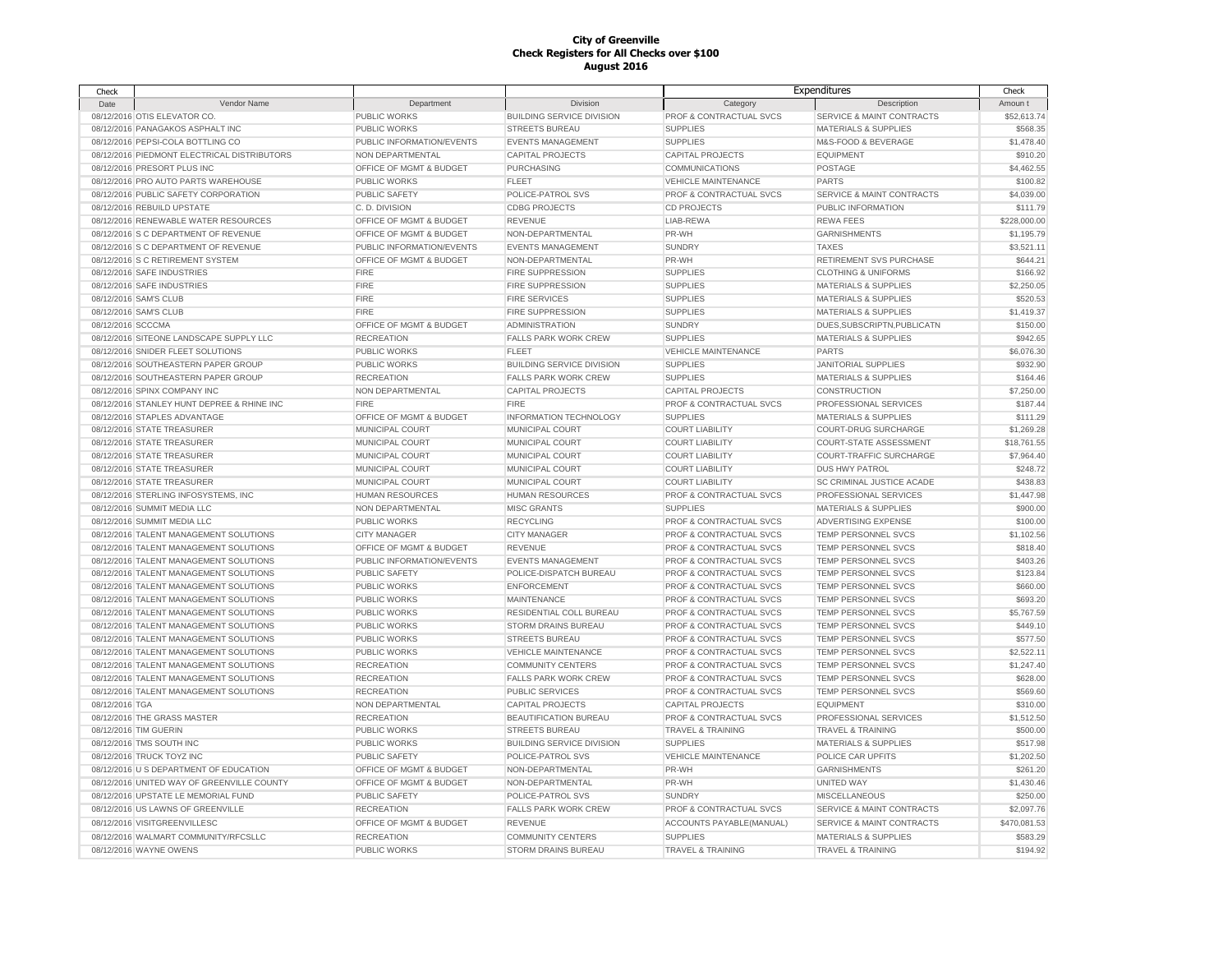# City of Greenville
## Check Registers for All Checks over $100
## August 2016

| Check Date | Vendor Name | Department | Division | Expenditures Category | Expenditures Description | Check Amount |
|---|---|---|---|---|---|---|
| 08/12/2016 | OTIS ELEVATOR CO. | PUBLIC WORKS | BUILDING SERVICE DIVISION | PROF & CONTRACTUAL SVCS | SERVICE & MAINT CONTRACTS | $52,613.74 |
| 08/12/2016 | PANAGAKOS ASPHALT INC | PUBLIC WORKS | STREETS BUREAU | SUPPLIES | MATERIALS & SUPPLIES | $568.35 |
| 08/12/2016 | PEPSI-COLA BOTTLING CO | PUBLIC INFORMATION/EVENTS | EVENTS MANAGEMENT | SUPPLIES | M&S-FOOD & BEVERAGE | $1,478.40 |
| 08/12/2016 | PIEDMONT ELECTRICAL DISTRIBUTORS | NON DEPARTMENTAL | CAPITAL PROJECTS | CAPITAL PROJECTS | EQUIPMENT | $910.20 |
| 08/12/2016 | PRESORT PLUS INC | OFFICE OF MGMT & BUDGET | PURCHASING | COMMUNICATIONS | POSTAGE | $4,462.55 |
| 08/12/2016 | PRO AUTO PARTS WAREHOUSE | PUBLIC WORKS | FLEET | VEHICLE MAINTENANCE | PARTS | $100.82 |
| 08/12/2016 | PUBLIC SAFETY CORPORATION | PUBLIC SAFETY | POLICE-PATROL SVS | PROF & CONTRACTUAL SVCS | SERVICE & MAINT CONTRACTS | $4,039.00 |
| 08/12/2016 | REBUILD UPSTATE | C. D. DIVISION | CDBG PROJECTS | CD PROJECTS | PUBLIC INFORMATION | $111.79 |
| 08/12/2016 | RENEWABLE WATER RESOURCES | OFFICE OF MGMT & BUDGET | REVENUE | LIAB-REWA | REWA FEES | $228,000.00 |
| 08/12/2016 | S C DEPARTMENT OF REVENUE | OFFICE OF MGMT & BUDGET | NON-DEPARTMENTAL | PR-WH | GARNISHMENTS | $1,195.79 |
| 08/12/2016 | S C DEPARTMENT OF REVENUE | PUBLIC INFORMATION/EVENTS | EVENTS MANAGEMENT | SUNDRY | TAXES | $3,521.11 |
| 08/12/2016 | S C RETIREMENT SYSTEM | OFFICE OF MGMT & BUDGET | NON-DEPARTMENTAL | PR-WH | RETIREMENT SVS PURCHASE | $644.21 |
| 08/12/2016 | SAFE INDUSTRIES | FIRE | FIRE SUPPRESSION | SUPPLIES | CLOTHING & UNIFORMS | $166.92 |
| 08/12/2016 | SAFE INDUSTRIES | FIRE | FIRE SUPPRESSION | SUPPLIES | MATERIALS & SUPPLIES | $2,250.05 |
| 08/12/2016 | SAM'S CLUB | FIRE | FIRE SERVICES | SUPPLIES | MATERIALS & SUPPLIES | $520.53 |
| 08/12/2016 | SAM'S CLUB | FIRE | FIRE SUPPRESSION | SUPPLIES | MATERIALS & SUPPLIES | $1,419.37 |
| 08/12/2016 | SCCCMA | OFFICE OF MGMT & BUDGET | ADMINISTRATION | SUNDRY | DUES,SUBSCRIPTN,PUBLICATN | $150.00 |
| 08/12/2016 | SITEONE LANDSCAPE SUPPLY LLC | RECREATION | FALLS PARK WORK CREW | SUPPLIES | MATERIALS & SUPPLIES | $942.65 |
| 08/12/2016 | SNIDER FLEET SOLUTIONS | PUBLIC WORKS | FLEET | VEHICLE MAINTENANCE | PARTS | $6,076.30 |
| 08/12/2016 | SOUTHEASTERN PAPER GROUP | PUBLIC WORKS | BUILDING SERVICE DIVISION | SUPPLIES | JANITORIAL SUPPLIES | $932.90 |
| 08/12/2016 | SOUTHEASTERN PAPER GROUP | RECREATION | FALLS PARK WORK CREW | SUPPLIES | MATERIALS & SUPPLIES | $164.46 |
| 08/12/2016 | SPINX COMPANY INC | NON DEPARTMENTAL | CAPITAL PROJECTS | CAPITAL PROJECTS | CONSTRUCTION | $7,250.00 |
| 08/12/2016 | STANLEY HUNT DEPREE & RHINE INC | FIRE | FIRE | PROF & CONTRACTUAL SVCS | PROFESSIONAL SERVICES | $187.44 |
| 08/12/2016 | STAPLES ADVANTAGE | OFFICE OF MGMT & BUDGET | INFORMATION TECHNOLOGY | SUPPLIES | MATERIALS & SUPPLIES | $111.29 |
| 08/12/2016 | STATE TREASURER | MUNICIPAL COURT | MUNICIPAL COURT | COURT LIABILITY | COURT-DRUG SURCHARGE | $1,269.28 |
| 08/12/2016 | STATE TREASURER | MUNICIPAL COURT | MUNICIPAL COURT | COURT LIABILITY | COURT-STATE ASSESSMENT | $18,761.55 |
| 08/12/2016 | STATE TREASURER | MUNICIPAL COURT | MUNICIPAL COURT | COURT LIABILITY | COURT-TRAFFIC SURCHARGE | $7,964.40 |
| 08/12/2016 | STATE TREASURER | MUNICIPAL COURT | MUNICIPAL COURT | COURT LIABILITY | DUS HWY PATROL | $248.72 |
| 08/12/2016 | STATE TREASURER | MUNICIPAL COURT | MUNICIPAL COURT | COURT LIABILITY | SC CRIMINAL JUSTICE ACADE | $438.83 |
| 08/12/2016 | STERLING INFOSYSTEMS, INC | HUMAN RESOURCES | HUMAN RESOURCES | PROF & CONTRACTUAL SVCS | PROFESSIONAL SERVICES | $1,447.98 |
| 08/12/2016 | SUMMIT MEDIA LLC | NON DEPARTMENTAL | MISC GRANTS | SUPPLIES | MATERIALS & SUPPLIES | $900.00 |
| 08/12/2016 | SUMMIT MEDIA LLC | PUBLIC WORKS | RECYCLING | PROF & CONTRACTUAL SVCS | ADVERTISING EXPENSE | $100.00 |
| 08/12/2016 | TALENT MANAGEMENT SOLUTIONS | CITY MANAGER | CITY MANAGER | PROF & CONTRACTUAL SVCS | TEMP PERSONNEL SVCS | $1,102.56 |
| 08/12/2016 | TALENT MANAGEMENT SOLUTIONS | OFFICE OF MGMT & BUDGET | REVENUE | PROF & CONTRACTUAL SVCS | TEMP PERSONNEL SVCS | $818.40 |
| 08/12/2016 | TALENT MANAGEMENT SOLUTIONS | PUBLIC INFORMATION/EVENTS | EVENTS MANAGEMENT | PROF & CONTRACTUAL SVCS | TEMP PERSONNEL SVCS | $403.26 |
| 08/12/2016 | TALENT MANAGEMENT SOLUTIONS | PUBLIC SAFETY | POLICE-DISPATCH BUREAU | PROF & CONTRACTUAL SVCS | TEMP PERSONNEL SVCS | $123.84 |
| 08/12/2016 | TALENT MANAGEMENT SOLUTIONS | PUBLIC WORKS | ENFORCEMENT | PROF & CONTRACTUAL SVCS | TEMP PERSONNEL SVCS | $660.00 |
| 08/12/2016 | TALENT MANAGEMENT SOLUTIONS | PUBLIC WORKS | MAINTENANCE | PROF & CONTRACTUAL SVCS | TEMP PERSONNEL SVCS | $693.20 |
| 08/12/2016 | TALENT MANAGEMENT SOLUTIONS | PUBLIC WORKS | RESIDENTIAL COLL BUREAU | PROF & CONTRACTUAL SVCS | TEMP PERSONNEL SVCS | $5,767.59 |
| 08/12/2016 | TALENT MANAGEMENT SOLUTIONS | PUBLIC WORKS | STORM DRAINS BUREAU | PROF & CONTRACTUAL SVCS | TEMP PERSONNEL SVCS | $449.10 |
| 08/12/2016 | TALENT MANAGEMENT SOLUTIONS | PUBLIC WORKS | STREETS BUREAU | PROF & CONTRACTUAL SVCS | TEMP PERSONNEL SVCS | $577.50 |
| 08/12/2016 | TALENT MANAGEMENT SOLUTIONS | PUBLIC WORKS | VEHICLE MAINTENANCE | PROF & CONTRACTUAL SVCS | TEMP PERSONNEL SVCS | $2,522.11 |
| 08/12/2016 | TALENT MANAGEMENT SOLUTIONS | RECREATION | COMMUNITY CENTERS | PROF & CONTRACTUAL SVCS | TEMP PERSONNEL SVCS | $1,247.40 |
| 08/12/2016 | TALENT MANAGEMENT SOLUTIONS | RECREATION | FALLS PARK WORK CREW | PROF & CONTRACTUAL SVCS | TEMP PERSONNEL SVCS | $628.00 |
| 08/12/2016 | TALENT MANAGEMENT SOLUTIONS | RECREATION | PUBLIC SERVICES | PROF & CONTRACTUAL SVCS | TEMP PERSONNEL SVCS | $569.60 |
| 08/12/2016 | TGA | NON DEPARTMENTAL | CAPITAL PROJECTS | CAPITAL PROJECTS | EQUIPMENT | $310.00 |
| 08/12/2016 | THE GRASS MASTER | RECREATION | BEAUTIFICATION BUREAU | PROF & CONTRACTUAL SVCS | PROFESSIONAL SERVICES | $1,512.50 |
| 08/12/2016 | TIM GUERIN | PUBLIC WORKS | STREETS BUREAU | TRAVEL & TRAINING | TRAVEL & TRAINING | $500.00 |
| 08/12/2016 | TMS SOUTH INC | PUBLIC WORKS | BUILDING SERVICE DIVISION | SUPPLIES | MATERIALS & SUPPLIES | $517.98 |
| 08/12/2016 | TRUCK TOYZ INC | PUBLIC SAFETY | POLICE-PATROL SVS | VEHICLE MAINTENANCE | POLICE CAR UPFITS | $1,202.50 |
| 08/12/2016 | U S DEPARTMENT OF EDUCATION | OFFICE OF MGMT & BUDGET | NON-DEPARTMENTAL | PR-WH | GARNISHMENTS | $261.20 |
| 08/12/2016 | UNITED WAY OF GREENVILLE COUNTY | OFFICE OF MGMT & BUDGET | NON-DEPARTMENTAL | PR-WH | UNITED WAY | $1,430.46 |
| 08/12/2016 | UPSTATE LE MEMORIAL FUND | PUBLIC SAFETY | POLICE-PATROL SVS | SUNDRY | MISCELLANEOUS | $250.00 |
| 08/12/2016 | US LAWNS OF GREENVILLE | RECREATION | FALLS PARK WORK CREW | PROF & CONTRACTUAL SVCS | SERVICE & MAINT CONTRACTS | $2,097.76 |
| 08/12/2016 | VISITGREENVILLESC | OFFICE OF MGMT & BUDGET | REVENUE | ACCOUNTS PAYABLE(MANUAL) | SERVICE & MAINT CONTRACTS | $470,081.53 |
| 08/12/2016 | WALMART COMMUNITY/RFCSLLC | RECREATION | COMMUNITY CENTERS | SUPPLIES | MATERIALS & SUPPLIES | $583.29 |
| 08/12/2016 | WAYNE OWENS | PUBLIC WORKS | STORM DRAINS BUREAU | TRAVEL & TRAINING | TRAVEL & TRAINING | $194.92 |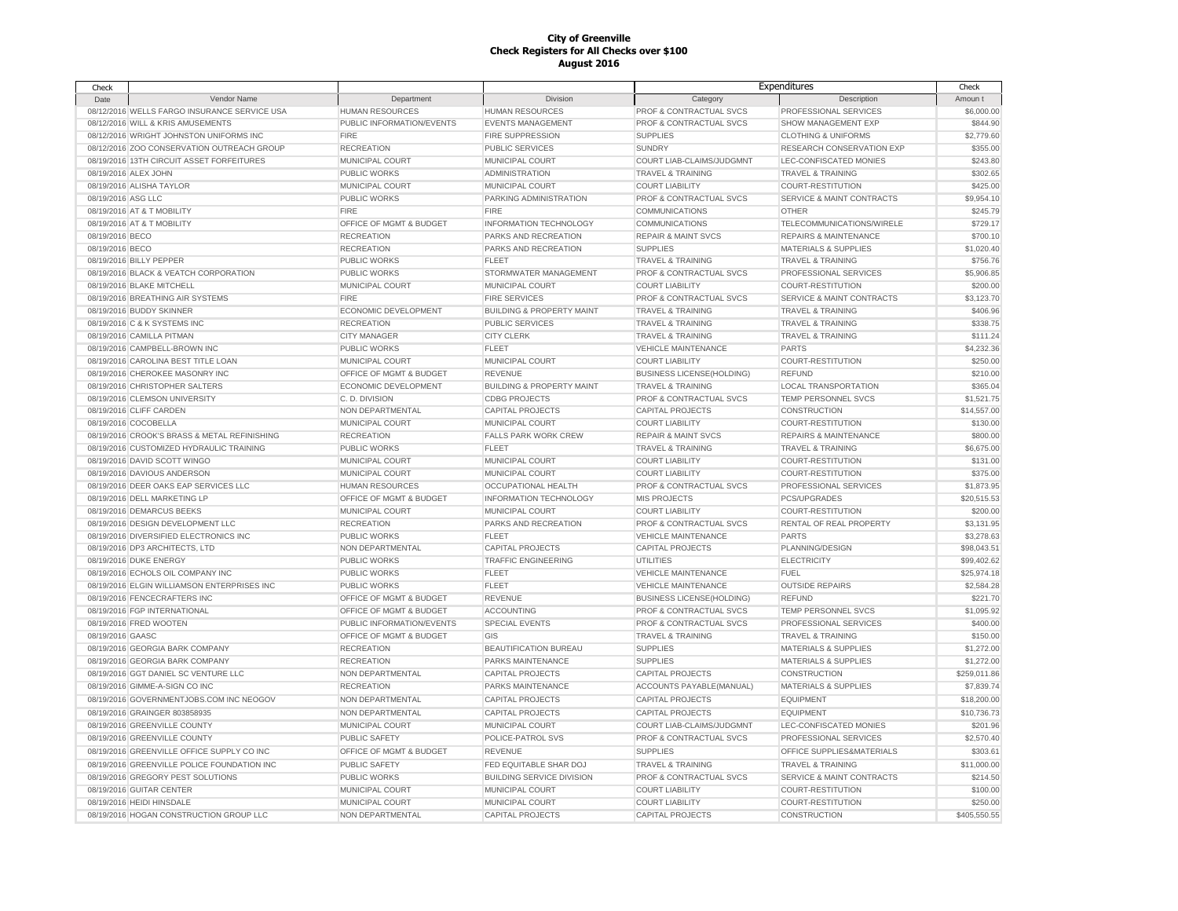# City of Greenville
## Check Registers for All Checks over $100
### August 2016

| Check Date | Vendor Name | Department | Division | Expenditures Category | Expenditures Description | Check Amount |
|---|---|---|---|---|---|---|
| 08/12/2016 | WELLS FARGO INSURANCE SERVICE USA | HUMAN RESOURCES | HUMAN RESOURCES | PROF & CONTRACTUAL SVCS | PROFESSIONAL SERVICES | $6,000.00 |
| 08/12/2016 | WILL & KRIS AMUSEMENTS | PUBLIC INFORMATION/EVENTS | EVENTS MANAGEMENT | PROF & CONTRACTUAL SVCS | SHOW MANAGEMENT EXP | $844.90 |
| 08/12/2016 | WRIGHT JOHNSTON UNIFORMS INC | FIRE | FIRE SUPPRESSION | SUPPLIES | CLOTHING & UNIFORMS | $2,779.60 |
| 08/12/2016 | ZOO CONSERVATION OUTREACH GROUP | RECREATION | PUBLIC SERVICES | SUNDRY | RESEARCH CONSERVATION EXP | $355.00 |
| 08/19/2016 | 13TH CIRCUIT ASSET FORFEITURES | MUNICIPAL COURT | MUNICIPAL COURT | COURT LIAB-CLAIMS/JUDGMNT | LEC-CONFISCATED MONIES | $243.80 |
| 08/19/2016 | ALEX JOHN | PUBLIC WORKS | ADMINISTRATION | TRAVEL & TRAINING | TRAVEL & TRAINING | $302.65 |
| 08/19/2016 | ALISHA TAYLOR | MUNICIPAL COURT | MUNICIPAL COURT | COURT LIABILITY | COURT-RESTITUTION | $425.00 |
| 08/19/2016 | ASG LLC | PUBLIC WORKS | PARKING ADMINISTRATION | PROF & CONTRACTUAL SVCS | SERVICE & MAINT CONTRACTS | $9,954.10 |
| 08/19/2016 | AT & T MOBILITY | FIRE | FIRE | COMMUNICATIONS | OTHER | $245.79 |
| 08/19/2016 | AT & T MOBILITY | OFFICE OF MGMT & BUDGET | INFORMATION TECHNOLOGY | COMMUNICATIONS | TELECOMMUNICATIONS/WIRELE | $729.17 |
| 08/19/2016 | BECO | RECREATION | PARKS AND RECREATION | REPAIR & MAINT SVCS | REPAIRS & MAINTENANCE | $700.10 |
| 08/19/2016 | BECO | RECREATION | PARKS AND RECREATION | SUPPLIES | MATERIALS & SUPPLIES | $1,020.40 |
| 08/19/2016 | BILLY PEPPER | PUBLIC WORKS | FLEET | TRAVEL & TRAINING | TRAVEL & TRAINING | $756.76 |
| 08/19/2016 | BLACK & VEATCH CORPORATION | PUBLIC WORKS | STORMWATER MANAGEMENT | PROF & CONTRACTUAL SVCS | PROFESSIONAL SERVICES | $5,906.85 |
| 08/19/2016 | BLAKE MITCHELL | MUNICIPAL COURT | MUNICIPAL COURT | COURT LIABILITY | COURT-RESTITUTION | $200.00 |
| 08/19/2016 | BREATHING AIR SYSTEMS | FIRE | FIRE SERVICES | PROF & CONTRACTUAL SVCS | SERVICE & MAINT CONTRACTS | $3,123.70 |
| 08/19/2016 | BUDDY SKINNER | ECONOMIC DEVELOPMENT | BUILDING & PROPERTY MAINT | TRAVEL & TRAINING | TRAVEL & TRAINING | $406.96 |
| 08/19/2016 | C & K SYSTEMS INC | RECREATION | PUBLIC SERVICES | TRAVEL & TRAINING | TRAVEL & TRAINING | $338.75 |
| 08/19/2016 | CAMILLA PITMAN | CITY MANAGER | CITY CLERK | TRAVEL & TRAINING | TRAVEL & TRAINING | $111.24 |
| 08/19/2016 | CAMPBELL-BROWN INC | PUBLIC WORKS | FLEET | VEHICLE MAINTENANCE | PARTS | $4,232.36 |
| 08/19/2016 | CAROLINA BEST TITLE LOAN | MUNICIPAL COURT | MUNICIPAL COURT | COURT LIABILITY | COURT-RESTITUTION | $250.00 |
| 08/19/2016 | CHEROKEE MASONRY INC | OFFICE OF MGMT & BUDGET | REVENUE | BUSINESS LICENSE(HOLDING) | REFUND | $210.00 |
| 08/19/2016 | CHRISTOPHER SALTERS | ECONOMIC DEVELOPMENT | BUILDING & PROPERTY MAINT | TRAVEL & TRAINING | LOCAL TRANSPORTATION | $365.04 |
| 08/19/2016 | CLEMSON UNIVERSITY | C. D. DIVISION | CDBG PROJECTS | PROF & CONTRACTUAL SVCS | TEMP PERSONNEL SVCS | $1,521.75 |
| 08/19/2016 | CLIFF CARDEN | NON DEPARTMENTAL | CAPITAL PROJECTS | CAPITAL PROJECTS | CONSTRUCTION | $14,557.00 |
| 08/19/2016 | COCOBELLA | MUNICIPAL COURT | MUNICIPAL COURT | COURT LIABILITY | COURT-RESTITUTION | $130.00 |
| 08/19/2016 | CROOK'S BRASS & METAL REFINISHING | RECREATION | FALLS PARK WORK CREW | REPAIR & MAINT SVCS | REPAIRS & MAINTENANCE | $800.00 |
| 08/19/2016 | CUSTOMIZED HYDRAULIC TRAINING | PUBLIC WORKS | FLEET | TRAVEL & TRAINING | TRAVEL & TRAINING | $6,675.00 |
| 08/19/2016 | DAVID SCOTT WINGO | MUNICIPAL COURT | MUNICIPAL COURT | COURT LIABILITY | COURT-RESTITUTION | $131.00 |
| 08/19/2016 | DAVIOUS ANDERSON | MUNICIPAL COURT | MUNICIPAL COURT | COURT LIABILITY | COURT-RESTITUTION | $375.00 |
| 08/19/2016 | DEER OAKS EAP SERVICES LLC | HUMAN RESOURCES | OCCUPATIONAL HEALTH | PROF & CONTRACTUAL SVCS | PROFESSIONAL SERVICES | $1,873.95 |
| 08/19/2016 | DELL MARKETING LP | OFFICE OF MGMT & BUDGET | INFORMATION TECHNOLOGY | MIS PROJECTS | PCS/UPGRADES | $20,515.53 |
| 08/19/2016 | DEMARCUS BEEKS | MUNICIPAL COURT | MUNICIPAL COURT | COURT LIABILITY | COURT-RESTITUTION | $200.00 |
| 08/19/2016 | DESIGN DEVELOPMENT LLC | RECREATION | PARKS AND RECREATION | PROF & CONTRACTUAL SVCS | RENTAL OF REAL PROPERTY | $3,131.95 |
| 08/19/2016 | DIVERSIFIED ELECTRONICS INC | PUBLIC WORKS | FLEET | VEHICLE MAINTENANCE | PARTS | $3,278.63 |
| 08/19/2016 | DP3 ARCHITECTS, LTD | NON DEPARTMENTAL | CAPITAL PROJECTS | CAPITAL PROJECTS | PLANNING/DESIGN | $98,043.51 |
| 08/19/2016 | DUKE ENERGY | PUBLIC WORKS | TRAFFIC ENGINEERING | UTILITIES | ELECTRICITY | $99,402.62 |
| 08/19/2016 | ECHOLS OIL COMPANY INC | PUBLIC WORKS | FLEET | VEHICLE MAINTENANCE | FUEL | $25,974.18 |
| 08/19/2016 | ELGIN WILLIAMSON ENTERPRISES INC | PUBLIC WORKS | FLEET | VEHICLE MAINTENANCE | OUTSIDE REPAIRS | $2,584.28 |
| 08/19/2016 | FENCECRAFTERS INC | OFFICE OF MGMT & BUDGET | REVENUE | BUSINESS LICENSE(HOLDING) | REFUND | $221.70 |
| 08/19/2016 | FGP INTERNATIONAL | OFFICE OF MGMT & BUDGET | ACCOUNTING | PROF & CONTRACTUAL SVCS | TEMP PERSONNEL SVCS | $1,095.92 |
| 08/19/2016 | FRED WOOTEN | PUBLIC INFORMATION/EVENTS | SPECIAL EVENTS | PROF & CONTRACTUAL SVCS | PROFESSIONAL SERVICES | $400.00 |
| 08/19/2016 | GAASC | OFFICE OF MGMT & BUDGET | GIS | TRAVEL & TRAINING | TRAVEL & TRAINING | $150.00 |
| 08/19/2016 | GEORGIA BARK COMPANY | RECREATION | BEAUTIFICATION BUREAU | SUPPLIES | MATERIALS & SUPPLIES | $1,272.00 |
| 08/19/2016 | GEORGIA BARK COMPANY | RECREATION | PARKS MAINTENANCE | SUPPLIES | MATERIALS & SUPPLIES | $1,272.00 |
| 08/19/2016 | GGT DANIEL SC VENTURE LLC | NON DEPARTMENTAL | CAPITAL PROJECTS | CAPITAL PROJECTS | CONSTRUCTION | $259,011.86 |
| 08/19/2016 | GIMME-A-SIGN CO INC | RECREATION | PARKS MAINTENANCE | ACCOUNTS PAYABLE(MANUAL) | MATERIALS & SUPPLIES | $7,839.74 |
| 08/19/2016 | GOVERNMENTJOBS.COM INC NEOGOV | NON DEPARTMENTAL | CAPITAL PROJECTS | CAPITAL PROJECTS | EQUIPMENT | $18,200.00 |
| 08/19/2016 | GRAINGER 803858935 | NON DEPARTMENTAL | CAPITAL PROJECTS | CAPITAL PROJECTS | EQUIPMENT | $10,736.73 |
| 08/19/2016 | GREENVILLE COUNTY | MUNICIPAL COURT | MUNICIPAL COURT | COURT LIAB-CLAIMS/JUDGMNT | LEC-CONFISCATED MONIES | $201.96 |
| 08/19/2016 | GREENVILLE COUNTY | PUBLIC SAFETY | POLICE-PATROL SVS | PROF & CONTRACTUAL SVCS | PROFESSIONAL SERVICES | $2,570.40 |
| 08/19/2016 | GREENVILLE OFFICE SUPPLY CO INC | OFFICE OF MGMT & BUDGET | REVENUE | SUPPLIES | OFFICE SUPPLIES&MATERIALS | $303.61 |
| 08/19/2016 | GREENVILLE POLICE FOUNDATION INC | PUBLIC SAFETY | FED EQUITABLE SHAR DOJ | TRAVEL & TRAINING | TRAVEL & TRAINING | $11,000.00 |
| 08/19/2016 | GREGORY PEST SOLUTIONS | PUBLIC WORKS | BUILDING SERVICE DIVISION | PROF & CONTRACTUAL SVCS | SERVICE & MAINT CONTRACTS | $214.50 |
| 08/19/2016 | GUITAR CENTER | MUNICIPAL COURT | MUNICIPAL COURT | COURT LIABILITY | COURT-RESTITUTION | $100.00 |
| 08/19/2016 | HEIDI HINSDALE | MUNICIPAL COURT | MUNICIPAL COURT | COURT LIABILITY | COURT-RESTITUTION | $250.00 |
| 08/19/2016 | HOGAN CONSTRUCTION GROUP LLC | NON DEPARTMENTAL | CAPITAL PROJECTS | CAPITAL PROJECTS | CONSTRUCTION | $405,550.55 |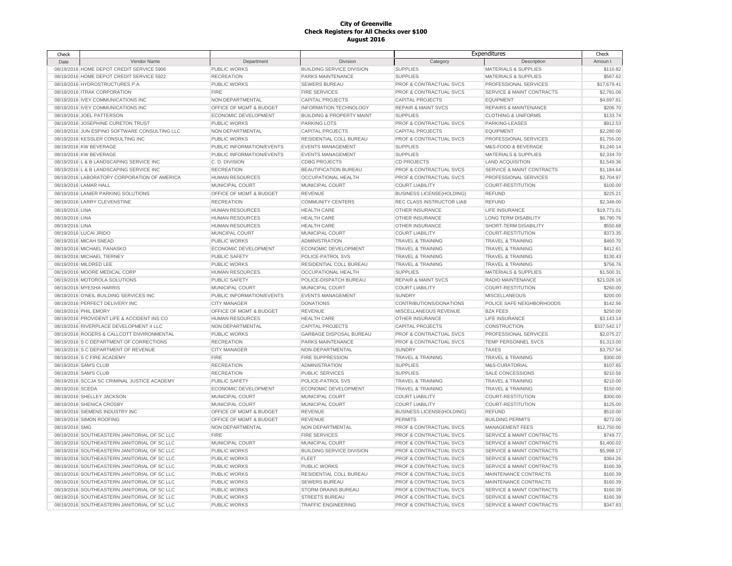# City of Greenville
## Check Registers for All Checks over $100
## August 2016

| Check Date | Vendor Name | Department | Division | Expenditures Category | Expenditures Description | Check Amount |
|---|---|---|---|---|---|---|
| 08/19/2016 | HOME DEPOT CREDIT SERVICE 5906 | PUBLIC WORKS | BUILDING SERVICE DIVISION | SUPPLIES | MATERIALS & SUPPLIES | $110.82 |
| 08/19/2016 | HOME DEPOT CREDIT SERVICE 5922 | RECREATION | PARKS MAINTENANCE | SUPPLIES | MATERIALS & SUPPLIES | $567.62 |
| 08/19/2016 | HYDROSTRUCTURES P.A. | PUBLIC WORKS | SEWERS BUREAU | PROF & CONTRACTUAL SVCS | PROFESSIONAL SERVICES | $17,679.41 |
| 08/19/2016 | ITRAK CORPORATION | FIRE | FIRE SERVICES | PROF & CONTRACTUAL SVCS | SERVICE & MAINT CONTRACTS | $2,781.06 |
| 08/19/2016 | IVEY COMMUNICATIONS INC | NON DEPARTMENTAL | CAPITAL PROJECTS | CAPITAL PROJECTS | EQUIPMENT | $4,697.61 |
| 08/19/2016 | IVEY COMMUNICATIONS INC | OFFICE OF MGMT & BUDGET | INFORMATION TECHNOLOGY | REPAIR & MAINT SVCS | REPAIRS & MAINTENANCE | $206.70 |
| 08/19/2016 | JOEL PATTERSON | ECONOMIC DEVELOPMENT | BUILDING & PROPERTY MAINT | SUPPLIES | CLOTHING & UNIFORMS | $133.74 |
| 08/19/2016 | JOSEPHINE CURETON TRUST | PUBLIC WORKS | PARKING LOTS | PROF & CONTRACTUAL SVCS | PARKING-LEASES | $912.53 |
| 08/19/2016 | JUN ESPINO SOFTWARE CONSULTING LLC | NON DEPARTMENTAL | CAPITAL PROJECTS | CAPITAL PROJECTS | EQUIPMENT | $2,280.00 |
| 08/19/2016 | KESSLER CONSULTING INC | PUBLIC WORKS | RESIDENTIAL COLL BUREAU | PROF & CONTRACTUAL SVCS | PROFESSIONAL SERVICES | $1,755.00 |
| 08/19/2016 | KW BEVERAGE | PUBLIC INFORMATION/EVENTS | EVENTS MANAGEMENT | SUPPLIES | M&S-FOOD & BEVERAGE | $1,240.14 |
| 08/19/2016 | KW BEVERAGE | PUBLIC INFORMATION/EVENTS | EVENTS MANAGEMENT | SUPPLIES | MATERIALS & SUPPLIES | $2,334.70 |
| 08/19/2016 | L & B LANDSCAPING SERVICE INC | C. D. DIVISION | CDBG PROJECTS | CD PROJECTS | LAND ACQUISITION | $1,549.36 |
| 08/19/2016 | L & B LANDSCAPING SERVICE INC | RECREATION | BEAUTIFICATION BUREAU | PROF & CONTRACTUAL SVCS | SERVICE & MAINT CONTRACTS | $1,184.64 |
| 08/19/2016 | LABORATORY CORPORATION OF AMERICA | HUMAN RESOURCES | OCCUPATIONAL HEALTH | PROF & CONTRACTUAL SVCS | PROFESSIONAL SERVICES | $2,704.97 |
| 08/19/2016 | LAMAR HALL | MUNICIPAL COURT | MUNICIPAL COURT | COURT LIABILITY | COURT-RESTITUTION | $100.00 |
| 08/19/2016 | LANIER PARKING SOLUTIONS | OFFICE OF MGMT & BUDGET | REVENUE | BUSINESS LICENSE(HOLDING) | REFUND | $225.21 |
| 08/19/2016 | LARRY CLEVENSTINE | RECREATION | COMMUNITY CENTERS | REC CLASS INSTRUCTOR LIAB | REFUND | $2,348.00 |
| 08/19/2016 | LINA | HUMAN RESOURCES | HEALTH CARE | OTHER INSURANCE | LIFE INSURANCE | $19,771.01 |
| 08/19/2016 | LINA | HUMAN RESOURCES | HEALTH CARE | OTHER INSURANCE | LONG TERM DISABILITY | $6,790.76 |
| 08/19/2016 | LINA | HUMAN RESOURCES | HEALTH CARE | OTHER INSURANCE | SHORT-TERM DISABILITY | $550.68 |
| 08/19/2016 | LUCAI JRIDO | MUNCIPAL COURT | MUNICIPAL COURT | COURT LIABILITY | COURT-RESTITUTION | $373.35 |
| 08/19/2016 | MICAH SNEAD | PUBLIC WORKS | ADMINISTRATION | TRAVEL & TRAINING | TRAVEL & TRAINING | $460.70 |
| 08/19/2016 | MICHAEL PANASKO | ECONOMIC DEVELOPMENT | ECONOMIC DEVELOPMENT | TRAVEL & TRAINING | TRAVEL & TRAINING | $412.61 |
| 08/19/2016 | MICHAEL TIERNEY | PUBLIC SAFETY | POLICE-PATROL SVS | TRAVEL & TRAINING | TRAVEL & TRAINING | $130.43 |
| 08/19/2016 | MILDRED LEE | PUBLIC WORKS | RESIDENTIAL COLL BUREAU | TRAVEL & TRAINING | TRAVEL & TRAINING | $756.76 |
| 08/19/2016 | MOORE MEDICAL CORP | HUMAN RESOURCES | OCCUPATIONAL HEALTH | SUPPLIES | MATERIALS & SUPPLIES | $1,500.31 |
| 08/19/2016 | MOTOROLA SOLUTIONS | PUBLIC SAFETY | POLICE-DISPATCH BUREAU | REPAIR & MAINT SVCS | RADIO MAINTENANCE | $21,026.16 |
| 08/19/2016 | MYESHA HARRIS | MUNICIPAL COURT | MUNICIPAL COURT | COURT LIABILITY | COURT-RESTITUTION | $260.00 |
| 08/19/2016 | O'NEIL BUILDING SERVICES INC | PUBLIC INFORMATION/EVENTS | EVENTS MANAGEMENT | SUNDRY | MISCELLANEOUS | $200.00 |
| 08/19/2016 | PERFECT DELIVERY INC | CITY MANAGER | DONATIONS | CONTRIBUTIONS/DONATIONS | POLICE SAFE NEIGHBORHOODS | $142.56 |
| 08/19/2016 | PHIL EMORY | OFFICE OF MGMT & BUDGET | REVENUE | MISCELLANEOUS REVENUE | BZA FEES | $250.00 |
| 08/19/2016 | PROVIDENT LIFE & ACCIDENT INS CO | HUMAN RESOURCES | HEALTH CARE | OTHER INSURANCE | LIFE INSURANCE | $3,143.14 |
| 08/19/2016 | RIVERPLACE DEVELOPMENT II LLC | NON DEPARTMENTAL | CAPITAL PROJECTS | CAPITAL PROJECTS | CONSTRUCTION | $337,542.17 |
| 08/19/2016 | ROGERS & CALLCOTT ENVIRONMENTAL | PUBLIC WORKS | GARBAGE DISPOSAL BUREAU | PROF & CONTRACTUAL SVCS | PROFESSIONAL SERVICES | $2,075.27 |
| 08/19/2016 | S C DEPARTMENT OF CORRECTIONS | RECREATION | PARKS MAINTENANCE | PROF & CONTRACTUAL SVCS | TEMP PERSONNEL SVCS | $1,313.00 |
| 08/19/2016 | S C DEPARTMENT OF REVENUE | CITY MANAGER | NON-DEPARTMENTAL | SUNDRY | TAXES | $3,757.54 |
| 08/19/2016 | S C FIRE ACADEMY | FIRE | FIRE SUPPRESSION | TRAVEL & TRAINING | TRAVEL & TRAINING | $300.00 |
| 08/19/2016 | SAM'S CLUB | RECREATION | ADMINISTRATION | SUPPLIES | M&S-CURATORIAL | $107.65 |
| 08/19/2016 | SAM'S CLUB | RECREATION | PUBLIC SERVICES | SUPPLIES | SALE CONCESSIONS | $210.56 |
| 08/19/2016 | SCCJA SC CRIMINAL JUSTICE ACADEMY | PUBLIC SAFETY | POLICE-PATROL SVS | TRAVEL & TRAINING | TRAVEL & TRAINING | $210.00 |
| 08/19/2016 | SCEDA | ECONOMIC DEVELOPMENT | ECONOMIC DEVELOPMENT | TRAVEL & TRAINING | TRAVEL & TRAINING | $150.00 |
| 08/19/2016 | SHELLEY JACKSON | MUNICIPAL COURT | MUNICIPAL COURT | COURT LIABILITY | COURT-RESTITUTION | $300.00 |
| 08/19/2016 | SHENICA CROSBY | MUNICIPAL COURT | MUNICIPAL COURT | COURT LIABILITY | COURT-RESTITUTION | $125.00 |
| 08/19/2016 | SIEMENS INDUSTRY INC | OFFICE OF MGMT & BUDGET | REVENUE | BUSINESS LICENSE(HOLDING) | REFUND | $510.00 |
| 08/19/2016 | SIMON ROOFING | OFFICE OF MGMT & BUDGET | REVENUE | PERMITS | BUILDING PERMITS | $272.00 |
| 08/19/2016 | SMG | NON DEPARTMENTAL | NON DEPARTMENTAL | PROF & CONTRACTUAL SVCS | MANAGEMENT FEES | $12,750.00 |
| 08/19/2016 | SOUTHEASTERN JANITORIAL OF SC LLC | FIRE | FIRE SERVICES | PROF & CONTRACTUAL SVCS | SERVICE & MAINT CONTRACTS | $749.77 |
| 08/19/2016 | SOUTHEASTERN JANITORIAL OF SC LLC | MUNICIPAL COURT | MUNICIPAL COURT | PROF & CONTRACTUAL SVCS | SERVICE & MAINT CONTRACTS | $1,400.02 |
| 08/19/2016 | SOUTHEASTERN JANITORIAL OF SC LLC | PUBLIC WORKS | BUILDING SERVICE DIVISION | PROF & CONTRACTUAL SVCS | SERVICE & MAINT CONTRACTS | $5,998.17 |
| 08/19/2016 | SOUTHEASTERN JANITORIAL OF SC LLC | PUBLIC WORKS | FLEET | PROF & CONTRACTUAL SVCS | SERVICE & MAINT CONTRACTS | $364.26 |
| 08/19/2016 | SOUTHEASTERN JANITORIAL OF SC LLC | PUBLIC WORKS | PUBLIC WORKS | PROF & CONTRACTUAL SVCS | SERVICE & MAINT CONTRACTS | $160.39 |
| 08/19/2016 | SOUTHEASTERN JANITORIAL OF SC LLC | PUBLIC WORKS | RESIDENTIAL COLL BUREAU | PROF & CONTRACTUAL SVCS | MAINTENANCE CONTRACTS | $160.39 |
| 08/19/2016 | SOUTHEASTERN JANITORIAL OF SC LLC | PUBLIC WORKS | SEWERS BUREAU | PROF & CONTRACTUAL SVCS | MAINTENANCE CONTRACTS | $160.39 |
| 08/19/2016 | SOUTHEASTERN JANITORIAL OF SC LLC | PUBLIC WORKS | STORM DRAINS BUREAU | PROF & CONTRACTUAL SVCS | SERVICE & MAINT CONTRACTS | $160.39 |
| 08/19/2016 | SOUTHEASTERN JANITORIAL OF SC LLC | PUBLIC WORKS | STREETS BUREAU | PROF & CONTRACTUAL SVCS | SERVICE & MAINT CONTRACTS | $160.39 |
| 08/19/2016 | SOUTHEASTERN JANITORIAL OF SC LLC | PUBLIC WORKS | TRAFFIC ENGINEERING | PROF & CONTRACTUAL SVCS | SERVICE & MAINT CONTRACTS | $347.83 |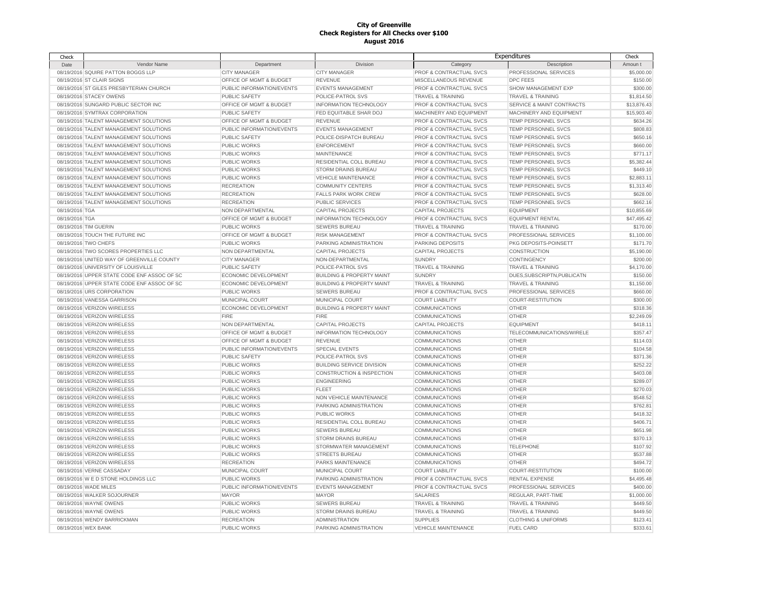# City of Greenville
## Check Registers for All Checks over $100
### August 2016

| Check Date | Vendor Name | Department | Division | Expenditures Category | Expenditures Description | Check Amount |
|---|---|---|---|---|---|---|
| 08/19/2016 | SQUIRE PATTON BOGGS LLP | CITY MANAGER | CITY MANAGER | PROF & CONTRACTUAL SVCS | PROFESSIONAL SERVICES | $5,000.00 |
| 08/19/2016 | ST CLAIR SIGNS | OFFICE OF MGMT & BUDGET | REVENUE | MISCELLANEOUS REVENUE | DPC FEES | $150.00 |
| 08/19/2016 | ST GILES PRESBYTERIAN CHURCH | PUBLIC INFORMATION/EVENTS | EVENTS MANAGEMENT | PROF & CONTRACTUAL SVCS | SHOW MANAGEMENT EXP | $300.00 |
| 08/19/2016 | STACEY OWENS | PUBLIC SAFETY | POLICE-PATROL SVS | TRAVEL & TRAINING | TRAVEL & TRAINING | $1,814.50 |
| 08/19/2016 | SUNGARD PUBLIC SECTOR INC | OFFICE OF MGMT & BUDGET | INFORMATION TECHNOLOGY | PROF & CONTRACTUAL SVCS | SERVICE & MAINT CONTRACTS | $13,876.43 |
| 08/19/2016 | SYMTRAX CORPORATION | PUBLIC SAFETY | FED EQUITABLE SHAR DOJ | MACHINERY AND EQUIPMENT | MACHINERY AND EQUIPMENT | $15,903.40 |
| 08/19/2016 | TALENT MANAGEMENT SOLUTIONS | OFFICE OF MGMT & BUDGET | REVENUE | PROF & CONTRACTUAL SVCS | TEMP PERSONNEL SVCS | $634.26 |
| 08/19/2016 | TALENT MANAGEMENT SOLUTIONS | PUBLIC INFORMATION/EVENTS | EVENTS MANAGEMENT | PROF & CONTRACTUAL SVCS | TEMP PERSONNEL SVCS | $808.83 |
| 08/19/2016 | TALENT MANAGEMENT SOLUTIONS | PUBLIC SAFETY | POLICE-DISPATCH BUREAU | PROF & CONTRACTUAL SVCS | TEMP PERSONNEL SVCS | $650.16 |
| 08/19/2016 | TALENT MANAGEMENT SOLUTIONS | PUBLIC WORKS | ENFORCEMENT | PROF & CONTRACTUAL SVCS | TEMP PERSONNEL SVCS | $660.00 |
| 08/19/2016 | TALENT MANAGEMENT SOLUTIONS | PUBLIC WORKS | MAINTENANCE | PROF & CONTRACTUAL SVCS | TEMP PERSONNEL SVCS | $771.17 |
| 08/19/2016 | TALENT MANAGEMENT SOLUTIONS | PUBLIC WORKS | RESIDENTIAL COLL BUREAU | PROF & CONTRACTUAL SVCS | TEMP PERSONNEL SVCS | $5,382.44 |
| 08/19/2016 | TALENT MANAGEMENT SOLUTIONS | PUBLIC WORKS | STORM DRAINS BUREAU | PROF & CONTRACTUAL SVCS | TEMP PERSONNEL SVCS | $449.10 |
| 08/19/2016 | TALENT MANAGEMENT SOLUTIONS | PUBLIC WORKS | VEHICLE MAINTENANCE | PROF & CONTRACTUAL SVCS | TEMP PERSONNEL SVCS | $2,883.11 |
| 08/19/2016 | TALENT MANAGEMENT SOLUTIONS | RECREATION | COMMUNITY CENTERS | PROF & CONTRACTUAL SVCS | TEMP PERSONNEL SVCS | $1,313.40 |
| 08/19/2016 | TALENT MANAGEMENT SOLUTIONS | RECREATION | FALLS PARK WORK CREW | PROF & CONTRACTUAL SVCS | TEMP PERSONNEL SVCS | $628.00 |
| 08/19/2016 | TALENT MANAGEMENT SOLUTIONS | RECREATION | PUBLIC SERVICES | PROF & CONTRACTUAL SVCS | TEMP PERSONNEL SVCS | $662.16 |
| 08/19/2016 | TGA | NON DEPARTMENTAL | CAPITAL PROJECTS | CAPITAL PROJECTS | EQUIPMENT | $10,855.69 |
| 08/19/2016 | TGA | OFFICE OF MGMT & BUDGET | INFORMATION TECHNOLOGY | PROF & CONTRACTUAL SVCS | EQUIPMENT RENTAL | $47,495.42 |
| 08/19/2016 | TIM GUERIN | PUBLIC WORKS | SEWERS BUREAU | TRAVEL & TRAINING | TRAVEL & TRAINING | $170.00 |
| 08/19/2016 | TOUCH THE FUTURE INC | OFFICE OF MGMT & BUDGET | RISK MANAGEMENT | PROF & CONTRACTUAL SVCS | PROFESSIONAL SERVICES | $1,100.00 |
| 08/19/2016 | TWO CHEFS | PUBLIC WORKS | PARKING ADMINISTRATION | PARKING DEPOSITS | PKG DEPOSITS-POINSETT | $171.70 |
| 08/19/2016 | TWO SCORES PROPERTIES LLC | NON DEPARTMENTAL | CAPITAL PROJECTS | CAPITAL PROJECTS | CONSTRUCTION | $5,190.00 |
| 08/19/2016 | UNITED WAY OF GREENVILLE COUNTY | CITY MANAGER | NON-DEPARTMENTAL | SUNDRY | CONTINGENCY | $200.00 |
| 08/19/2016 | UNIVERSITY OF LOUISVILLE | PUBLIC SAFETY | POLICE-PATROL SVS | TRAVEL & TRAINING | TRAVEL & TRAINING | $4,170.00 |
| 08/19/2016 | UPPER STATE CODE ENF ASSOC OF SC | ECONOMIC DEVELOPMENT | BUILDING & PROPERTY MAINT | SUNDRY | DUES,SUBSCRIPTN,PUBLICATN | $150.00 |
| 08/19/2016 | UPPER STATE CODE ENF ASSOC OF SC | ECONOMIC DEVELOPMENT | BUILDING & PROPERTY MAINT | TRAVEL & TRAINING | TRAVEL & TRAINING | $1,150.00 |
| 08/19/2016 | URS CORPORATION | PUBLIC WORKS | SEWERS BUREAU | PROF & CONTRACTUAL SVCS | PROFESSIONAL SERVICES | $660.00 |
| 08/19/2016 | VANESSA GARRISON | MUNICIPAL COURT | MUNICIPAL COURT | COURT LIABILITY | COURT-RESTITUTION | $300.00 |
| 08/19/2016 | VERIZON WIRELESS | ECONOMIC DEVELOPMENT | BUILDING & PROPERTY MAINT | COMMUNICATIONS | OTHER | $318.36 |
| 08/19/2016 | VERIZON WIRELESS | FIRE | FIRE | COMMUNICATIONS | OTHER | $2,249.09 |
| 08/19/2016 | VERIZON WIRELESS | NON DEPARTMENTAL | CAPITAL PROJECTS | CAPITAL PROJECTS | EQUIPMENT | $418.11 |
| 08/19/2016 | VERIZON WIRELESS | OFFICE OF MGMT & BUDGET | INFORMATION TECHNOLOGY | COMMUNICATIONS | TELECOMMUNICATIONS/WIRELE | $357.47 |
| 08/19/2016 | VERIZON WIRELESS | OFFICE OF MGMT & BUDGET | REVENUE | COMMUNICATIONS | OTHER | $114.03 |
| 08/19/2016 | VERIZON WIRELESS | PUBLIC INFORMATION/EVENTS | SPECIAL EVENTS | COMMUNICATIONS | OTHER | $104.58 |
| 08/19/2016 | VERIZON WIRELESS | PUBLIC SAFETY | POLICE-PATROL SVS | COMMUNICATIONS | OTHER | $371.36 |
| 08/19/2016 | VERIZON WIRELESS | PUBLIC WORKS | BUILDING SERVICE DIVISION | COMMUNICATIONS | OTHER | $252.22 |
| 08/19/2016 | VERIZON WIRELESS | PUBLIC WORKS | CONSTRUCTION & INSPECTION | COMMUNICATIONS | OTHER | $403.08 |
| 08/19/2016 | VERIZON WIRELESS | PUBLIC WORKS | ENGINEERING | COMMUNICATIONS | OTHER | $289.07 |
| 08/19/2016 | VERIZON WIRELESS | PUBLIC WORKS | FLEET | COMMUNICATIONS | OTHER | $270.03 |
| 08/19/2016 | VERIZON WIRELESS | PUBLIC WORKS | NON VEHICLE MAINTENANCE | COMMUNICATIONS | OTHER | $548.52 |
| 08/19/2016 | VERIZON WIRELESS | PUBLIC WORKS | PARKING ADMINISTRATION | COMMUNICATIONS | OTHER | $762.81 |
| 08/19/2016 | VERIZON WIRELESS | PUBLIC WORKS | PUBLIC WORKS | COMMUNICATIONS | OTHER | $418.32 |
| 08/19/2016 | VERIZON WIRELESS | PUBLIC WORKS | RESIDENTIAL COLL BUREAU | COMMUNICATIONS | OTHER | $406.71 |
| 08/19/2016 | VERIZON WIRELESS | PUBLIC WORKS | SEWERS BUREAU | COMMUNICATIONS | OTHER | $651.98 |
| 08/19/2016 | VERIZON WIRELESS | PUBLIC WORKS | STORM DRAINS BUREAU | COMMUNICATIONS | OTHER | $370.13 |
| 08/19/2016 | VERIZON WIRELESS | PUBLIC WORKS | STORMWATER MANAGEMENT | COMMUNICATIONS | TELEPHONE | $107.92 |
| 08/19/2016 | VERIZON WIRELESS | PUBLIC WORKS | STREETS BUREAU | COMMUNICATIONS | OTHER | $537.88 |
| 08/19/2016 | VERIZON WIRELESS | RECREATION | PARKS MAINTENANCE | COMMUNICATIONS | OTHER | $494.72 |
| 08/19/2016 | VERNE CASSADAY | MUNICIPAL COURT | MUNICIPAL COURT | COURT LIABILITY | COURT-RESTITUTION | $100.00 |
| 08/19/2016 | W E D STONE HOLDINGS LLC | PUBLIC WORKS | PARKING ADMINISTRATION | PROF & CONTRACTUAL SVCS | RENTAL EXPENSE | $4,495.48 |
| 08/19/2016 | WADE MILES | PUBLIC INFORMATION/EVENTS | EVENTS MANAGEMENT | PROF & CONTRACTUAL SVCS | PROFESSIONAL SERVICES | $400.00 |
| 08/19/2016 | WALKER SOJOURNER | MAYOR | MAYOR | SALARIES | REGULAR, PART-TIME | $1,000.00 |
| 08/19/2016 | WAYNE OWENS | PUBLIC WORKS | SEWERS BUREAU | TRAVEL & TRAINING | TRAVEL & TRAINING | $449.50 |
| 08/19/2016 | WAYNE OWENS | PUBLIC WORKS | STORM DRAINS BUREAU | TRAVEL & TRAINING | TRAVEL & TRAINING | $449.50 |
| 08/19/2016 | WENDY BARRICKMAN | RECREATION | ADMINISTRATION | SUPPLIES | CLOTHING & UNIFORMS | $123.41 |
| 08/19/2016 | WEX BANK | PUBLIC WORKS | PARKING ADMINISTRATION | VEHICLE MAINTENANCE | FUEL CARD | $333.61 |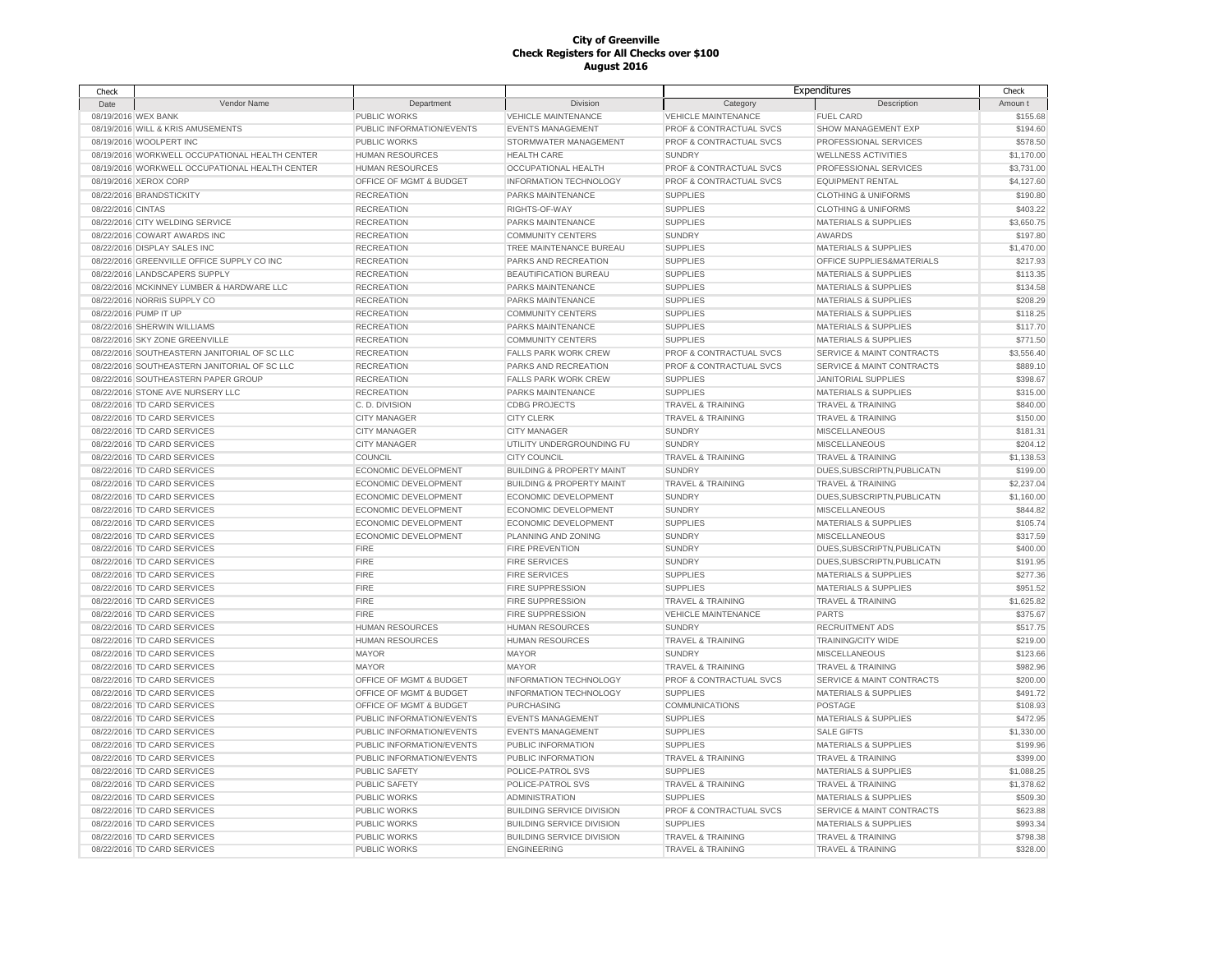# City of Greenville
## Check Registers for All Checks over $100
### August 2016

| Check Date | Vendor Name | Department | Division | Expenditures Category | Expenditures Description | Check Amount |
|---|---|---|---|---|---|---|
| 08/19/2016 | WEX BANK | PUBLIC WORKS | VEHICLE MAINTENANCE | VEHICLE MAINTENANCE | FUEL CARD | $155.68 |
| 08/19/2016 | WILL & KRIS AMUSEMENTS | PUBLIC INFORMATION/EVENTS | EVENTS MANAGEMENT | PROF & CONTRACTUAL SVCS | SHOW MANAGEMENT EXP | $194.60 |
| 08/19/2016 | WOOLPERT INC | PUBLIC WORKS | STORMWATER MANAGEMENT | PROF & CONTRACTUAL SVCS | PROFESSIONAL SERVICES | $578.50 |
| 08/19/2016 | WORKWELL OCCUPATIONAL HEALTH CENTER | HUMAN RESOURCES | HEALTH CARE | SUNDRY | WELLNESS ACTIVITIES | $1,170.00 |
| 08/19/2016 | WORKWELL OCCUPATIONAL HEALTH CENTER | HUMAN RESOURCES | OCCUPATIONAL HEALTH | PROF & CONTRACTUAL SVCS | PROFESSIONAL SERVICES | $3,731.00 |
| 08/19/2016 | XEROX CORP | OFFICE OF MGMT & BUDGET | INFORMATION TECHNOLOGY | PROF & CONTRACTUAL SVCS | EQUIPMENT RENTAL | $4,127.60 |
| 08/22/2016 | BRANDSTICKITY | RECREATION | PARKS MAINTENANCE | SUPPLIES | CLOTHING & UNIFORMS | $190.80 |
| 08/22/2016 | CINTAS | RECREATION | RIGHTS-OF-WAY | SUPPLIES | CLOTHING & UNIFORMS | $403.22 |
| 08/22/2016 | CITY WELDING SERVICE | RECREATION | PARKS MAINTENANCE | SUPPLIES | MATERIALS & SUPPLIES | $3,650.75 |
| 08/22/2016 | COWART AWARDS INC | RECREATION | COMMUNITY CENTERS | SUNDRY | AWARDS | $197.80 |
| 08/22/2016 | DISPLAY SALES INC | RECREATION | TREE MAINTENANCE BUREAU | SUPPLIES | MATERIALS & SUPPLIES | $1,470.00 |
| 08/22/2016 | GREENVILLE OFFICE SUPPLY CO INC | RECREATION | PARKS AND RECREATION | SUPPLIES | OFFICE SUPPLIES&MATERIALS | $217.93 |
| 08/22/2016 | LANDSCAPERS SUPPLY | RECREATION | BEAUTIFICATION BUREAU | SUPPLIES | MATERIALS & SUPPLIES | $113.35 |
| 08/22/2016 | MCKINNEY LUMBER & HARDWARE LLC | RECREATION | PARKS MAINTENANCE | SUPPLIES | MATERIALS & SUPPLIES | $134.58 |
| 08/22/2016 | NORRIS SUPPLY CO | RECREATION | PARKS MAINTENANCE | SUPPLIES | MATERIALS & SUPPLIES | $208.29 |
| 08/22/2016 | PUMP IT UP | RECREATION | COMMUNITY CENTERS | SUPPLIES | MATERIALS & SUPPLIES | $118.25 |
| 08/22/2016 | SHERWIN WILLIAMS | RECREATION | PARKS MAINTENANCE | SUPPLIES | MATERIALS & SUPPLIES | $117.70 |
| 08/22/2016 | SKY ZONE GREENVILLE | RECREATION | COMMUNITY CENTERS | SUPPLIES | MATERIALS & SUPPLIES | $771.50 |
| 08/22/2016 | SOUTHEASTERN JANITORIAL OF SC LLC | RECREATION | FALLS PARK WORK CREW | PROF & CONTRACTUAL SVCS | SERVICE & MAINT CONTRACTS | $3,556.40 |
| 08/22/2016 | SOUTHEASTERN JANITORIAL OF SC LLC | RECREATION | PARKS AND RECREATION | PROF & CONTRACTUAL SVCS | SERVICE & MAINT CONTRACTS | $889.10 |
| 08/22/2016 | SOUTHEASTERN PAPER GROUP | RECREATION | FALLS PARK WORK CREW | SUPPLIES | JANITORIAL SUPPLIES | $398.67 |
| 08/22/2016 | STONE AVE NURSERY LLC | RECREATION | PARKS MAINTENANCE | SUPPLIES | MATERIALS & SUPPLIES | $315.00 |
| 08/22/2016 | TD CARD SERVICES | C. D. DIVISION | CDBG PROJECTS | TRAVEL & TRAINING | TRAVEL & TRAINING | $840.00 |
| 08/22/2016 | TD CARD SERVICES | CITY MANAGER | CITY CLERK | TRAVEL & TRAINING | TRAVEL & TRAINING | $150.00 |
| 08/22/2016 | TD CARD SERVICES | CITY MANAGER | CITY MANAGER | SUNDRY | MISCELLANEOUS | $181.31 |
| 08/22/2016 | TD CARD SERVICES | CITY MANAGER | UTILITY UNDERGROUNDING FU | SUNDRY | MISCELLANEOUS | $204.12 |
| 08/22/2016 | TD CARD SERVICES | COUNCIL | CITY COUNCIL | TRAVEL & TRAINING | TRAVEL & TRAINING | $1,138.53 |
| 08/22/2016 | TD CARD SERVICES | ECONOMIC DEVELOPMENT | BUILDING & PROPERTY MAINT | SUNDRY | DUES,SUBSCRIPTN,PUBLICATN | $199.00 |
| 08/22/2016 | TD CARD SERVICES | ECONOMIC DEVELOPMENT | BUILDING & PROPERTY MAINT | TRAVEL & TRAINING | TRAVEL & TRAINING | $2,237.04 |
| 08/22/2016 | TD CARD SERVICES | ECONOMIC DEVELOPMENT | ECONOMIC DEVELOPMENT | SUNDRY | DUES,SUBSCRIPTN,PUBLICATN | $1,160.00 |
| 08/22/2016 | TD CARD SERVICES | ECONOMIC DEVELOPMENT | ECONOMIC DEVELOPMENT | SUNDRY | MISCELLANEOUS | $844.82 |
| 08/22/2016 | TD CARD SERVICES | ECONOMIC DEVELOPMENT | ECONOMIC DEVELOPMENT | SUPPLIES | MATERIALS & SUPPLIES | $105.74 |
| 08/22/2016 | TD CARD SERVICES | ECONOMIC DEVELOPMENT | PLANNING AND ZONING | SUNDRY | MISCELLANEOUS | $317.59 |
| 08/22/2016 | TD CARD SERVICES | FIRE | FIRE PREVENTION | SUNDRY | DUES,SUBSCRIPTN,PUBLICATN | $400.00 |
| 08/22/2016 | TD CARD SERVICES | FIRE | FIRE SERVICES | SUNDRY | DUES,SUBSCRIPTN,PUBLICATN | $191.95 |
| 08/22/2016 | TD CARD SERVICES | FIRE | FIRE SERVICES | SUPPLIES | MATERIALS & SUPPLIES | $277.36 |
| 08/22/2016 | TD CARD SERVICES | FIRE | FIRE SUPPRESSION | SUPPLIES | MATERIALS & SUPPLIES | $951.52 |
| 08/22/2016 | TD CARD SERVICES | FIRE | FIRE SUPPRESSION | TRAVEL & TRAINING | TRAVEL & TRAINING | $1,625.82 |
| 08/22/2016 | TD CARD SERVICES | FIRE | FIRE SUPPRESSION | VEHICLE MAINTENANCE | PARTS | $375.67 |
| 08/22/2016 | TD CARD SERVICES | HUMAN RESOURCES | HUMAN RESOURCES | SUNDRY | RECRUITMENT ADS | $517.75 |
| 08/22/2016 | TD CARD SERVICES | HUMAN RESOURCES | HUMAN RESOURCES | TRAVEL & TRAINING | TRAINING/CITY WIDE | $219.00 |
| 08/22/2016 | TD CARD SERVICES | MAYOR | MAYOR | SUNDRY | MISCELLANEOUS | $123.66 |
| 08/22/2016 | TD CARD SERVICES | MAYOR | MAYOR | TRAVEL & TRAINING | TRAVEL & TRAINING | $982.96 |
| 08/22/2016 | TD CARD SERVICES | OFFICE OF MGMT & BUDGET | INFORMATION TECHNOLOGY | PROF & CONTRACTUAL SVCS | SERVICE & MAINT CONTRACTS | $200.00 |
| 08/22/2016 | TD CARD SERVICES | OFFICE OF MGMT & BUDGET | INFORMATION TECHNOLOGY | SUPPLIES | MATERIALS & SUPPLIES | $491.72 |
| 08/22/2016 | TD CARD SERVICES | OFFICE OF MGMT & BUDGET | PURCHASING | COMMUNICATIONS | POSTAGE | $108.93 |
| 08/22/2016 | TD CARD SERVICES | PUBLIC INFORMATION/EVENTS | EVENTS MANAGEMENT | SUPPLIES | MATERIALS & SUPPLIES | $472.95 |
| 08/22/2016 | TD CARD SERVICES | PUBLIC INFORMATION/EVENTS | EVENTS MANAGEMENT | SUPPLIES | SALE GIFTS | $1,330.00 |
| 08/22/2016 | TD CARD SERVICES | PUBLIC INFORMATION/EVENTS | PUBLIC INFORMATION | SUPPLIES | MATERIALS & SUPPLIES | $199.96 |
| 08/22/2016 | TD CARD SERVICES | PUBLIC INFORMATION/EVENTS | PUBLIC INFORMATION | TRAVEL & TRAINING | TRAVEL & TRAINING | $399.00 |
| 08/22/2016 | TD CARD SERVICES | PUBLIC SAFETY | POLICE-PATROL SVS | SUPPLIES | MATERIALS & SUPPLIES | $1,088.25 |
| 08/22/2016 | TD CARD SERVICES | PUBLIC SAFETY | POLICE-PATROL SVS | TRAVEL & TRAINING | TRAVEL & TRAINING | $1,378.62 |
| 08/22/2016 | TD CARD SERVICES | PUBLIC WORKS | ADMINISTRATION | SUPPLIES | MATERIALS & SUPPLIES | $509.30 |
| 08/22/2016 | TD CARD SERVICES | PUBLIC WORKS | BUILDING SERVICE DIVISION | PROF & CONTRACTUAL SVCS | SERVICE & MAINT CONTRACTS | $623.88 |
| 08/22/2016 | TD CARD SERVICES | PUBLIC WORKS | BUILDING SERVICE DIVISION | SUPPLIES | MATERIALS & SUPPLIES | $993.34 |
| 08/22/2016 | TD CARD SERVICES | PUBLIC WORKS | BUILDING SERVICE DIVISION | TRAVEL & TRAINING | TRAVEL & TRAINING | $798.38 |
| 08/22/2016 | TD CARD SERVICES | PUBLIC WORKS | ENGINEERING | TRAVEL & TRAINING | TRAVEL & TRAINING | $328.00 |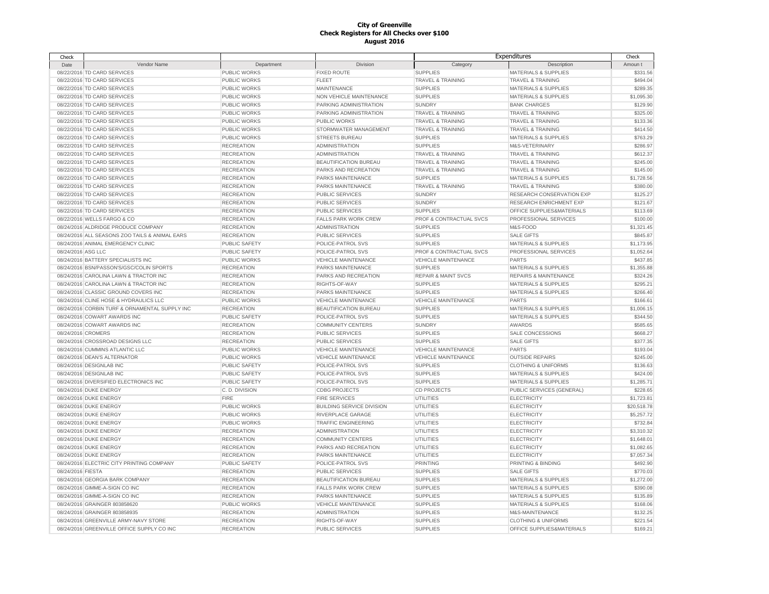**City of Greenville**
**Check Registers for All Checks over $100**
**August 2016**

| Check | | | | Expenditures | | Check |
|---|---|---|---|---|---|---|
| Date | Vendor Name | Department | Division | Category | Description | Amount |
| 08/22/2016 | TD CARD SERVICES | PUBLIC WORKS | FIXED ROUTE | SUPPLIES | MATERIALS & SUPPLIES | $331.56 |
| 08/22/2016 | TD CARD SERVICES | PUBLIC WORKS | FLEET | TRAVEL & TRAINING | TRAVEL & TRAINING | $494.04 |
| 08/22/2016 | TD CARD SERVICES | PUBLIC WORKS | MAINTENANCE | SUPPLIES | MATERIALS & SUPPLIES | $289.35 |
| 08/22/2016 | TD CARD SERVICES | PUBLIC WORKS | NON VEHICLE MAINTENANCE | SUPPLIES | MATERIALS & SUPPLIES | $1,095.30 |
| 08/22/2016 | TD CARD SERVICES | PUBLIC WORKS | PARKING ADMINISTRATION | SUNDRY | BANK CHARGES | $129.90 |
| 08/22/2016 | TD CARD SERVICES | PUBLIC WORKS | PARKING ADMINISTRATION | TRAVEL & TRAINING | TRAVEL & TRAINING | $325.00 |
| 08/22/2016 | TD CARD SERVICES | PUBLIC WORKS | PUBLIC WORKS | TRAVEL & TRAINING | TRAVEL & TRAINING | $133.36 |
| 08/22/2016 | TD CARD SERVICES | PUBLIC WORKS | STORMWATER MANAGEMENT | TRAVEL & TRAINING | TRAVEL & TRAINING | $414.50 |
| 08/22/2016 | TD CARD SERVICES | PUBLIC WORKS | STREETS BUREAU | SUPPLIES | MATERIALS & SUPPLIES | $763.29 |
| 08/22/2016 | TD CARD SERVICES | RECREATION | ADMINISTRATION | SUPPLIES | M&S-VETERINARY | $286.97 |
| 08/22/2016 | TD CARD SERVICES | RECREATION | ADMINISTRATION | TRAVEL & TRAINING | TRAVEL & TRAINING | $612.37 |
| 08/22/2016 | TD CARD SERVICES | RECREATION | BEAUTIFICATION BUREAU | TRAVEL & TRAINING | TRAVEL & TRAINING | $245.00 |
| 08/22/2016 | TD CARD SERVICES | RECREATION | PARKS AND RECREATION | TRAVEL & TRAINING | TRAVEL & TRAINING | $145.00 |
| 08/22/2016 | TD CARD SERVICES | RECREATION | PARKS MAINTENANCE | SUPPLIES | MATERIALS & SUPPLIES | $1,728.56 |
| 08/22/2016 | TD CARD SERVICES | RECREATION | PARKS MAINTENANCE | TRAVEL & TRAINING | TRAVEL & TRAINING | $380.00 |
| 08/22/2016 | TD CARD SERVICES | RECREATION | PUBLIC SERVICES | SUNDRY | RESEARCH CONSERVATION EXP | $125.27 |
| 08/22/2016 | TD CARD SERVICES | RECREATION | PUBLIC SERVICES | SUNDRY | RESEARCH ENRICHMENT EXP | $121.67 |
| 08/22/2016 | TD CARD SERVICES | RECREATION | PUBLIC SERVICES | SUPPLIES | OFFICE SUPPLIES&MATERIALS | $113.69 |
| 08/22/2016 | WELLS FARGO & CO | RECREATION | FALLS PARK WORK CREW | PROF & CONTRACTUAL SVCS | PROFESSIONAL SERVICES | $100.00 |
| 08/24/2016 | ALDRIDGE PRODUCE COMPANY | RECREATION | ADMINISTRATION | SUPPLIES | M&S-FOOD | $1,321.45 |
| 08/24/2016 | ALL SEASONS ZOO TAILS & ANIMAL EARS | RECREATION | PUBLIC SERVICES | SUPPLIES | SALE GIFTS | $845.87 |
| 08/24/2016 | ANIMAL EMERGENCY CLINIC | PUBLIC SAFETY | POLICE-PATROL SVS | SUPPLIES | MATERIALS & SUPPLIES | $1,173.95 |
| 08/24/2016 | ASG LLC | PUBLIC SAFETY | POLICE-PATROL SVS | PROF & CONTRACTUAL SVCS | PROFESSIONAL SERVICES | $1,052.64 |
| 08/24/2016 | BATTERY SPECIALISTS INC | PUBLIC WORKS | VEHICLE MAINTENANCE | VEHICLE MAINTENANCE | PARTS | $437.85 |
| 08/24/2016 | BSN/PASSON'S/GSC/COLIN SPORTS | RECREATION | PARKS MAINTENANCE | SUPPLIES | MATERIALS & SUPPLIES | $1,355.88 |
| 08/24/2016 | CAROLINA LAWN & TRACTOR INC | RECREATION | PARKS AND RECREATION | REPAIR & MAINT SVCS | REPAIRS & MAINTENANCE | $324.26 |
| 08/24/2016 | CAROLINA LAWN & TRACTOR INC | RECREATION | RIGHTS-OF-WAY | SUPPLIES | MATERIALS & SUPPLIES | $295.21 |
| 08/24/2016 | CLASSIC GROUND COVERS INC | RECREATION | PARKS MAINTENANCE | SUPPLIES | MATERIALS & SUPPLIES | $266.40 |
| 08/24/2016 | CLINE HOSE & HYDRAULICS LLC | PUBLIC WORKS | VEHICLE MAINTENANCE | VEHICLE MAINTENANCE | PARTS | $166.61 |
| 08/24/2016 | CORBIN TURF & ORNAMENTAL SUPPLY INC | RECREATION | BEAUTIFICATION BUREAU | SUPPLIES | MATERIALS & SUPPLIES | $1,006.15 |
| 08/24/2016 | COWART AWARDS INC | PUBLIC SAFETY | POLICE-PATROL SVS | SUPPLIES | MATERIALS & SUPPLIES | $344.50 |
| 08/24/2016 | COWART AWARDS INC | RECREATION | COMMUNITY CENTERS | SUNDRY | AWARDS | $585.65 |
| 08/24/2016 | CROMERS | RECREATION | PUBLIC SERVICES | SUPPLIES | SALE CONCESSIONS | $668.27 |
| 08/24/2016 | CROSSROAD DESIGNS LLC | RECREATION | PUBLIC SERVICES | SUPPLIES | SALE GIFTS | $377.35 |
| 08/24/2016 | CUMMINS ATLANTIC LLC | PUBLIC WORKS | VEHICLE MAINTENANCE | VEHICLE MAINTENANCE | PARTS | $193.04 |
| 08/24/2016 | DEAN'S ALTERNATOR | PUBLIC WORKS | VEHICLE MAINTENANCE | VEHICLE MAINTENANCE | OUTSIDE REPAIRS | $245.00 |
| 08/24/2016 | DESIGNLAB INC | PUBLIC SAFETY | POLICE-PATROL SVS | SUPPLIES | CLOTHING & UNIFORMS | $136.63 |
| 08/24/2016 | DESIGNLAB INC | PUBLIC SAFETY | POLICE-PATROL SVS | SUPPLIES | MATERIALS & SUPPLIES | $424.00 |
| 08/24/2016 | DIVERSIFIED ELECTRONICS INC | PUBLIC SAFETY | POLICE-PATROL SVS | SUPPLIES | MATERIALS & SUPPLIES | $1,285.71 |
| 08/24/2016 | DUKE ENERGY | C. D. DIVISION | CDBG PROJECTS | CD PROJECTS | PUBLIC SERVICES (GENERAL) | $228.65 |
| 08/24/2016 | DUKE ENERGY | FIRE | FIRE SERVICES | UTILITIES | ELECTRICITY | $1,723.81 |
| 08/24/2016 | DUKE ENERGY | PUBLIC WORKS | BUILDING SERVICE DIVISION | UTILITIES | ELECTRICITY | $20,518.78 |
| 08/24/2016 | DUKE ENERGY | PUBLIC WORKS | RIVERPLACE GARAGE | UTILITIES | ELECTRICITY | $5,257.72 |
| 08/24/2016 | DUKE ENERGY | PUBLIC WORKS | TRAFFIC ENGINEERING | UTILITIES | ELECTRICITY | $732.84 |
| 08/24/2016 | DUKE ENERGY | RECREATION | ADMINISTRATION | UTILITIES | ELECTRICITY | $3,310.32 |
| 08/24/2016 | DUKE ENERGY | RECREATION | COMMUNITY CENTERS | UTILITIES | ELECTRICITY | $1,648.01 |
| 08/24/2016 | DUKE ENERGY | RECREATION | PARKS AND RECREATION | UTILITIES | ELECTRICITY | $1,082.65 |
| 08/24/2016 | DUKE ENERGY | RECREATION | PARKS MAINTENANCE | UTILITIES | ELECTRICITY | $7,057.34 |
| 08/24/2016 | ELECTRIC CITY PRINTING COMPANY | PUBLIC SAFETY | POLICE-PATROL SVS | PRINTING | PRINTING & BINDING | $492.90 |
| 08/24/2016 | FIESTA | RECREATION | PUBLIC SERVICES | SUPPLIES | SALE GIFTS | $770.03 |
| 08/24/2016 | GEORGIA BARK COMPANY | RECREATION | BEAUTIFICATION BUREAU | SUPPLIES | MATERIALS & SUPPLIES | $1,272.00 |
| 08/24/2016 | GIMME-A-SIGN CO INC | RECREATION | FALLS PARK WORK CREW | SUPPLIES | MATERIALS & SUPPLIES | $390.08 |
| 08/24/2016 | GIMME-A-SIGN CO INC | RECREATION | PARKS MAINTENANCE | SUPPLIES | MATERIALS & SUPPLIES | $135.89 |
| 08/24/2016 | GRAINGER 803858620 | PUBLIC WORKS | VEHICLE MAINTENANCE | SUPPLIES | MATERIALS & SUPPLIES | $168.06 |
| 08/24/2016 | GRAINGER 803858935 | RECREATION | ADMINISTRATION | SUPPLIES | M&S-MAINTENANCE | $132.25 |
| 08/24/2016 | GREENVILLE ARMY-NAVY STORE | RECREATION | RIGHTS-OF-WAY | SUPPLIES | CLOTHING & UNIFORMS | $221.54 |
| 08/24/2016 | GREENVILLE OFFICE SUPPLY CO INC | RECREATION | PUBLIC SERVICES | SUPPLIES | OFFICE SUPPLIES&MATERIALS | $169.21 |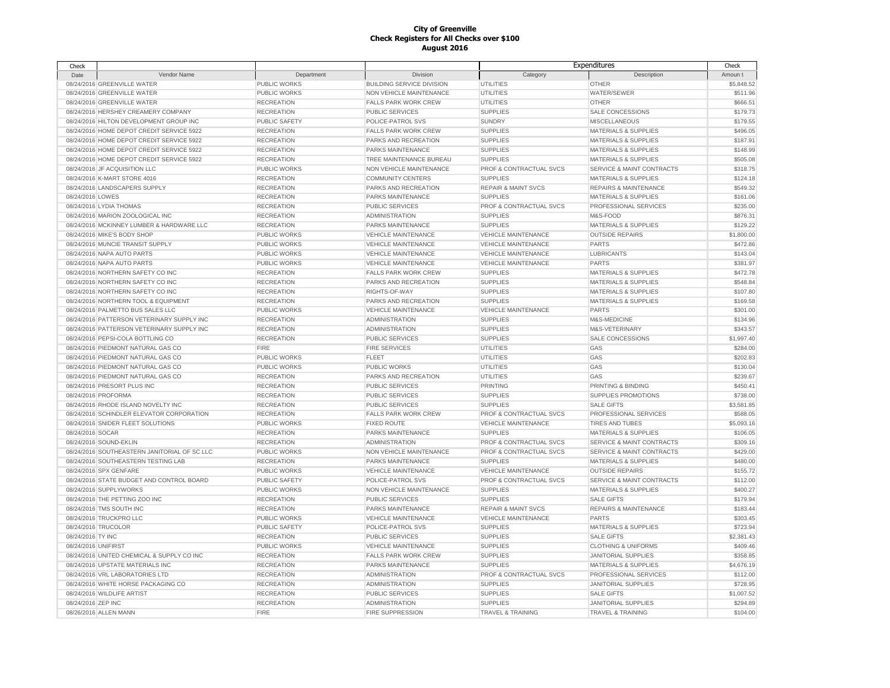**City of Greenville**
**Check Registers for All Checks over $100**
**August 2016**

| Check Date | Vendor Name | Department | Division | Expenditures Category | Expenditures Description | Check Amount |
|---|---|---|---|---|---|---|
| 08/24/2016 | GREENVILLE WATER | PUBLIC WORKS | BUILDING SERVICE DIVISION | UTILITIES | OTHER | $5,848.52 |
| 08/24/2016 | GREENVILLE WATER | PUBLIC WORKS | NON VEHICLE MAINTENANCE | UTILITIES | WATER/SEWER | $511.96 |
| 08/24/2016 | GREENVILLE WATER | RECREATION | FALLS PARK WORK CREW | UTILITIES | OTHER | $666.51 |
| 08/24/2016 | HERSHEY CREAMERY COMPANY | RECREATION | PUBLIC SERVICES | SUPPLIES | SALE CONCESSIONS | $179.73 |
| 08/24/2016 | HILTON DEVELOPMENT GROUP INC | PUBLIC SAFETY | POLICE-PATROL SVS | SUNDRY | MISCELLANEOUS | $179.55 |
| 08/24/2016 | HOME DEPOT CREDIT SERVICE 5922 | RECREATION | FALLS PARK WORK CREW | SUPPLIES | MATERIALS & SUPPLIES | $496.05 |
| 08/24/2016 | HOME DEPOT CREDIT SERVICE 5922 | RECREATION | PARKS AND RECREATION | SUPPLIES | MATERIALS & SUPPLIES | $187.91 |
| 08/24/2016 | HOME DEPOT CREDIT SERVICE 5922 | RECREATION | PARKS MAINTENANCE | SUPPLIES | MATERIALS & SUPPLIES | $148.99 |
| 08/24/2016 | HOME DEPOT CREDIT SERVICE 5922 | RECREATION | TREE MAINTENANCE BUREAU | SUPPLIES | MATERIALS & SUPPLIES | $505.08 |
| 08/24/2016 | JF ACQUISITION LLC | PUBLIC WORKS | NON VEHICLE MAINTENANCE | PROF & CONTRACTUAL SVCS | SERVICE & MAINT CONTRACTS | $318.75 |
| 08/24/2016 | K-MART STORE 4016 | RECREATION | COMMUNITY CENTERS | SUPPLIES | MATERIALS & SUPPLIES | $124.18 |
| 08/24/2016 | LANDSCAPERS SUPPLY | RECREATION | PARKS AND RECREATION | REPAIR & MAINT SVCS | REPAIRS & MAINTENANCE | $549.32 |
| 08/24/2016 | LOWES | RECREATION | PARKS MAINTENANCE | SUPPLIES | MATERIALS & SUPPLIES | $161.06 |
| 08/24/2016 | LYDIA THOMAS | RECREATION | PUBLIC SERVICES | PROF & CONTRACTUAL SVCS | PROFESSIONAL SERVICES | $235.00 |
| 08/24/2016 | MARION ZOOLOGICAL INC | RECREATION | ADMINISTRATION | SUPPLIES | M&S-FOOD | $876.31 |
| 08/24/2016 | MCKINNEY LUMBER & HARDWARE LLC | RECREATION | PARKS MAINTENANCE | SUPPLIES | MATERIALS & SUPPLIES | $129.22 |
| 08/24/2016 | MIKE'S BODY SHOP | PUBLIC WORKS | VEHICLE MAINTENANCE | VEHICLE MAINTENANCE | OUTSIDE REPAIRS | $1,800.00 |
| 08/24/2016 | MUNCIE TRANSIT SUPPLY | PUBLIC WORKS | VEHICLE MAINTENANCE | VEHICLE MAINTENANCE | PARTS | $472.86 |
| 08/24/2016 | NAPA AUTO PARTS | PUBLIC WORKS | VEHICLE MAINTENANCE | VEHICLE MAINTENANCE | LUBRICANTS | $143.04 |
| 08/24/2016 | NAPA AUTO PARTS | PUBLIC WORKS | VEHICLE MAINTENANCE | VEHICLE MAINTENANCE | PARTS | $381.97 |
| 08/24/2016 | NORTHERN SAFETY CO INC | RECREATION | FALLS PARK WORK CREW | SUPPLIES | MATERIALS & SUPPLIES | $472.78 |
| 08/24/2016 | NORTHERN SAFETY CO INC | RECREATION | PARKS AND RECREATION | SUPPLIES | MATERIALS & SUPPLIES | $548.84 |
| 08/24/2016 | NORTHERN SAFETY CO INC | RECREATION | RIGHTS-OF-WAY | SUPPLIES | MATERIALS & SUPPLIES | $107.80 |
| 08/24/2016 | NORTHERN TOOL & EQUIPMENT | RECREATION | PARKS AND RECREATION | SUPPLIES | MATERIALS & SUPPLIES | $169.58 |
| 08/24/2016 | PALMETTO BUS SALES LLC | PUBLIC WORKS | VEHICLE MAINTENANCE | VEHICLE MAINTENANCE | PARTS | $301.00 |
| 08/24/2016 | PATTERSON VETERINARY SUPPLY INC | RECREATION | ADMINISTRATION | SUPPLIES | M&S-MEDICINE | $134.96 |
| 08/24/2016 | PATTERSON VETERINARY SUPPLY INC | RECREATION | ADMINISTRATION | SUPPLIES | M&S-VETERINARY | $343.57 |
| 08/24/2016 | PEPSI-COLA BOTTLING CO | RECREATION | PUBLIC SERVICES | SUPPLIES | SALE CONCESSIONS | $1,997.40 |
| 08/24/2016 | PIEDMONT NATURAL GAS CO | FIRE | FIRE SERVICES | UTILITIES | GAS | $284.00 |
| 08/24/2016 | PIEDMONT NATURAL GAS CO | PUBLIC WORKS | FLEET | UTILITIES | GAS | $202.83 |
| 08/24/2016 | PIEDMONT NATURAL GAS CO | PUBLIC WORKS | PUBLIC WORKS | UTILITIES | GAS | $130.04 |
| 08/24/2016 | PIEDMONT NATURAL GAS CO | RECREATION | PARKS AND RECREATION | UTILITIES | GAS | $239.67 |
| 08/24/2016 | PRESORT PLUS INC | RECREATION | PUBLIC SERVICES | PRINTING | PRINTING & BINDING | $450.41 |
| 08/24/2016 | PROFORMA | RECREATION | PUBLIC SERVICES | SUPPLIES | SUPPLIES PROMOTIONS | $738.00 |
| 08/24/2016 | RHODE ISLAND NOVELTY INC | RECREATION | PUBLIC SERVICES | SUPPLIES | SALE GIFTS | $3,581.85 |
| 08/24/2016 | SCHINDLER ELEVATOR CORPORATION | RECREATION | FALLS PARK WORK CREW | PROF & CONTRACTUAL SVCS | PROFESSIONAL SERVICES | $588.05 |
| 08/24/2016 | SNIDER FLEET SOLUTIONS | PUBLIC WORKS | FIXED ROUTE | VEHICLE MAINTENANCE | TIRES AND TUBES | $5,093.16 |
| 08/24/2016 | SOCAR | RECREATION | PARKS MAINTENANCE | SUPPLIES | MATERIALS & SUPPLIES | $106.05 |
| 08/24/2016 | SOUND-EKLIN | RECREATION | ADMINISTRATION | PROF & CONTRACTUAL SVCS | SERVICE & MAINT CONTRACTS | $309.16 |
| 08/24/2016 | SOUTHEASTERN JANITORIAL OF SC LLC | PUBLIC WORKS | NON VEHICLE MAINTENANCE | PROF & CONTRACTUAL SVCS | SERVICE & MAINT CONTRACTS | $429.00 |
| 08/24/2016 | SOUTHEASTERN TESTING LAB | RECREATION | PARKS MAINTENANCE | SUPPLIES | MATERIALS & SUPPLIES | $480.00 |
| 08/24/2016 | SPX GENFARE | PUBLIC WORKS | VEHICLE MAINTENANCE | VEHICLE MAINTENANCE | OUTSIDE REPAIRS | $155.72 |
| 08/24/2016 | STATE BUDGET AND CONTROL BOARD | PUBLIC SAFETY | POLICE-PATROL SVS | PROF & CONTRACTUAL SVCS | SERVICE & MAINT CONTRACTS | $112.00 |
| 08/24/2016 | SUPPLYWORKS | PUBLIC WORKS | NON VEHICLE MAINTENANCE | SUPPLIES | MATERIALS & SUPPLIES | $400.27 |
| 08/24/2016 | THE PETTING ZOO INC | RECREATION | PUBLIC SERVICES | SUPPLIES | SALE GIFTS | $179.94 |
| 08/24/2016 | TMS SOUTH INC | RECREATION | PARKS MAINTENANCE | REPAIR & MAINT SVCS | REPAIRS & MAINTENANCE | $183.44 |
| 08/24/2016 | TRUCKPRO LLC | PUBLIC WORKS | VEHICLE MAINTENANCE | VEHICLE MAINTENANCE | PARTS | $303.45 |
| 08/24/2016 | TRUCOLOR | PUBLIC SAFETY | POLICE-PATROL SVS | SUPPLIES | MATERIALS & SUPPLIES | $723.94 |
| 08/24/2016 | TY INC | RECREATION | PUBLIC SERVICES | SUPPLIES | SALE GIFTS | $2,381.43 |
| 08/24/2016 | UNIFIRST | PUBLIC WORKS | VEHICLE MAINTENANCE | SUPPLIES | CLOTHING & UNIFORMS | $409.46 |
| 08/24/2016 | UNITED CHEMICAL & SUPPLY CO INC | RECREATION | FALLS PARK WORK CREW | SUPPLIES | JANITORIAL SUPPLIES | $358.85 |
| 08/24/2016 | UPSTATE MATERIALS INC | RECREATION | PARKS MAINTENANCE | SUPPLIES | MATERIALS & SUPPLIES | $4,676.19 |
| 08/24/2016 | VRL LABORATORIES LTD | RECREATION | ADMINISTRATION | PROF & CONTRACTUAL SVCS | PROFESSIONAL SERVICES | $112.00 |
| 08/24/2016 | WHITE HORSE PACKAGING CO | RECREATION | ADMINISTRATION | SUPPLIES | JANITORIAL SUPPLIES | $728.95 |
| 08/24/2016 | WILDLIFE ARTIST | RECREATION | PUBLIC SERVICES | SUPPLIES | SALE GIFTS | $1,007.52 |
| 08/24/2016 | ZEP INC | RECREATION | ADMINISTRATION | SUPPLIES | JANITORIAL SUPPLIES | $294.89 |
| 08/26/2016 | ALLEN MANN | FIRE | FIRE SUPPRESSION | TRAVEL & TRAINING | TRAVEL & TRAINING | $104.00 |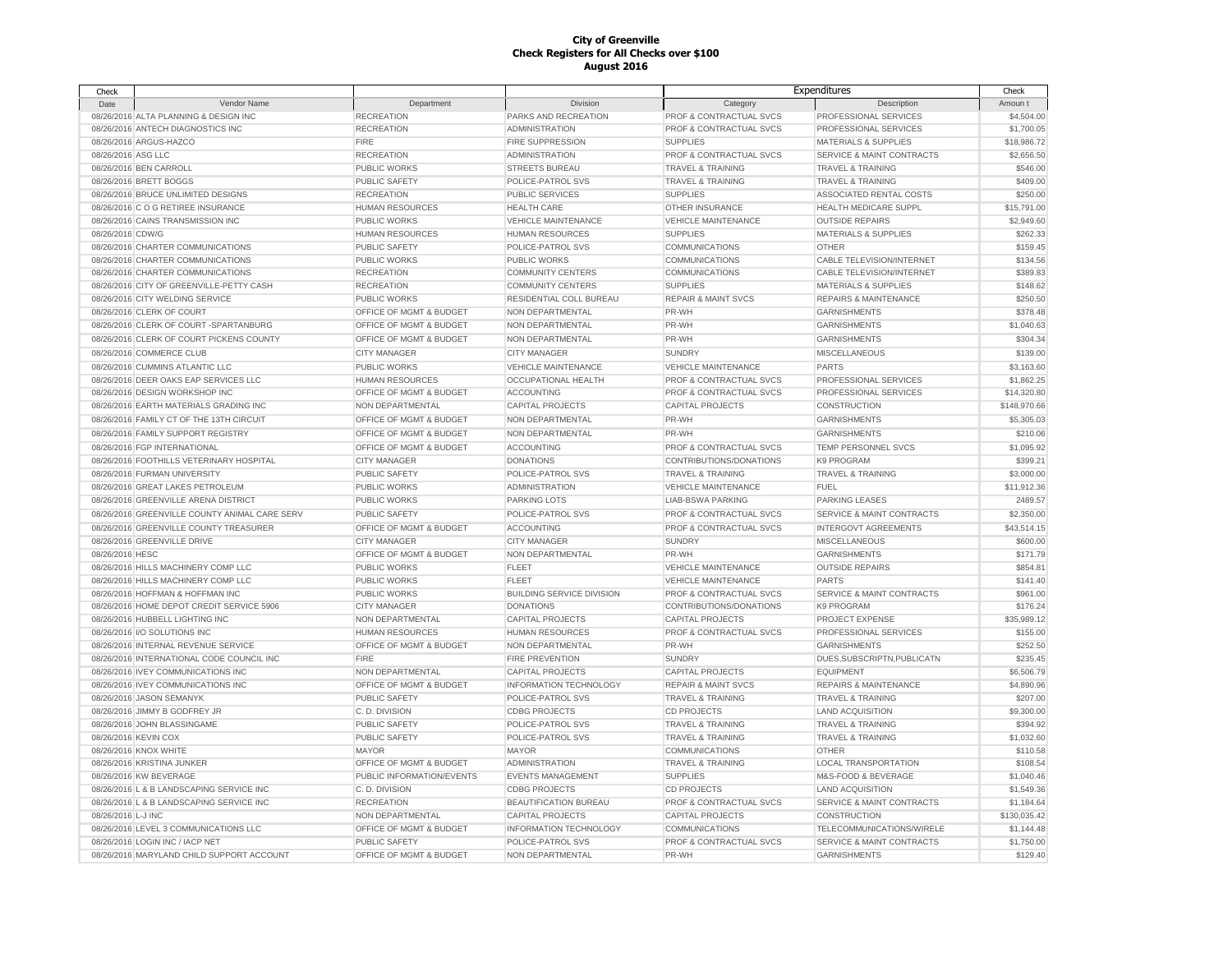# City of Greenville
## Check Registers for All Checks over $100
## August 2016

| Check Date | Vendor Name | Department | Division | Expenditures Category | Expenditures Description | Check Amount |
|---|---|---|---|---|---|---|
| 08/26/2016 | ALTA PLANNING & DESIGN INC | RECREATION | PARKS AND RECREATION | PROF & CONTRACTUAL SVCS | PROFESSIONAL SERVICES | $4,504.00 |
| 08/26/2016 | ANTECH DIAGNOSTICS INC | RECREATION | ADMINISTRATION | PROF & CONTRACTUAL SVCS | PROFESSIONAL SERVICES | $1,700.05 |
| 08/26/2016 | ARGUS-HAZCO | FIRE | FIRE SUPPRESSION | SUPPLIES | MATERIALS & SUPPLIES | $18,986.72 |
| 08/26/2016 | ASG LLC | RECREATION | ADMINISTRATION | PROF & CONTRACTUAL SVCS | SERVICE & MAINT CONTRACTS | $2,656.50 |
| 08/26/2016 | BEN CARROLL | PUBLIC WORKS | STREETS BUREAU | TRAVEL & TRAINING | TRAVEL & TRAINING | $546.00 |
| 08/26/2016 | BRETT BOGGS | PUBLIC SAFETY | POLICE-PATROL SVS | TRAVEL & TRAINING | TRAVEL & TRAINING | $409.00 |
| 08/26/2016 | BRUCE UNLIMITED DESIGNS | RECREATION | PUBLIC SERVICES | SUPPLIES | ASSOCIATED RENTAL COSTS | $250.00 |
| 08/26/2016 | C O G RETIREE INSURANCE | HUMAN RESOURCES | HEALTH CARE | OTHER INSURANCE | HEALTH MEDICARE SUPPL | $15,791.00 |
| 08/26/2016 | CAINS TRANSMISSION INC | PUBLIC WORKS | VEHICLE MAINTENANCE | VEHICLE MAINTENANCE | OUTSIDE REPAIRS | $2,949.60 |
| 08/26/2016 | CDW/G | HUMAN RESOURCES | HUMAN RESOURCES | SUPPLIES | MATERIALS & SUPPLIES | $262.33 |
| 08/26/2016 | CHARTER COMMUNICATIONS | PUBLIC SAFETY | POLICE-PATROL SVS | COMMUNICATIONS | OTHER | $159.45 |
| 08/26/2016 | CHARTER COMMUNICATIONS | PUBLIC WORKS | PUBLIC WORKS | COMMUNICATIONS | CABLE TELEVISION/INTERNET | $134.56 |
| 08/26/2016 | CHARTER COMMUNICATIONS | RECREATION | COMMUNITY CENTERS | COMMUNICATIONS | CABLE TELEVISION/INTERNET | $389.83 |
| 08/26/2016 | CITY OF GREENVILLE-PETTY CASH | RECREATION | COMMUNITY CENTERS | SUPPLIES | MATERIALS & SUPPLIES | $148.62 |
| 08/26/2016 | CITY WELDING SERVICE | PUBLIC WORKS | RESIDENTIAL COLL BUREAU | REPAIR & MAINT SVCS | REPAIRS & MAINTENANCE | $250.50 |
| 08/26/2016 | CLERK OF COURT | OFFICE OF MGMT & BUDGET | NON DEPARTMENTAL | PR-WH | GARNISHMENTS | $378.48 |
| 08/26/2016 | CLERK OF COURT -SPARTANBURG | OFFICE OF MGMT & BUDGET | NON DEPARTMENTAL | PR-WH | GARNISHMENTS | $1,040.63 |
| 08/26/2016 | CLERK OF COURT PICKENS COUNTY | OFFICE OF MGMT & BUDGET | NON DEPARTMENTAL | PR-WH | GARNISHMENTS | $304.34 |
| 08/26/2016 | COMMERCE CLUB | CITY MANAGER | CITY MANAGER | SUNDRY | MISCELLANEOUS | $139.00 |
| 08/26/2016 | CUMMINS ATLANTIC LLC | PUBLIC WORKS | VEHICLE MAINTENANCE | VEHICLE MAINTENANCE | PARTS | $3,163.60 |
| 08/26/2016 | DEER OAKS EAP SERVICES LLC | HUMAN RESOURCES | OCCUPATIONAL HEALTH | PROF & CONTRACTUAL SVCS | PROFESSIONAL SERVICES | $1,862.25 |
| 08/26/2016 | DESIGN WORKSHOP INC | OFFICE OF MGMT & BUDGET | ACCOUNTING | PROF & CONTRACTUAL SVCS | PROFESSIONAL SERVICES | $14,320.80 |
| 08/26/2016 | EARTH MATERIALS GRADING INC | NON DEPARTMENTAL | CAPITAL PROJECTS | CAPITAL PROJECTS | CONSTRUCTION | $148,970.66 |
| 08/26/2016 | FAMILY CT OF THE 13TH CIRCUIT | OFFICE OF MGMT & BUDGET | NON DEPARTMENTAL | PR-WH | GARNISHMENTS | $5,305.03 |
| 08/26/2016 | FAMILY SUPPORT REGISTRY | OFFICE OF MGMT & BUDGET | NON DEPARTMENTAL | PR-WH | GARNISHMENTS | $210.06 |
| 08/26/2016 | FGP INTERNATIONAL | OFFICE OF MGMT & BUDGET | ACCOUNTING | PROF & CONTRACTUAL SVCS | TEMP PERSONNEL SVCS | $1,095.92 |
| 08/26/2016 | FOOTHILLS VETERINARY HOSPITAL | CITY MANAGER | DONATIONS | CONTRIBUTIONS/DONATIONS | K9 PROGRAM | $399.21 |
| 08/26/2016 | FURMAN UNIVERSITY | PUBLIC SAFETY | POLICE-PATROL SVS | TRAVEL & TRAINING | TRAVEL & TRAINING | $3,000.00 |
| 08/26/2016 | GREAT LAKES PETROLEUM | PUBLIC WORKS | ADMINISTRATION | VEHICLE MAINTENANCE | FUEL | $11,912.36 |
| 08/26/2016 | GREENVILLE ARENA DISTRICT | PUBLIC WORKS | PARKING LOTS | LIAB-BSWA PARKING | PARKING LEASES | 2489.57 |
| 08/26/2016 | GREENVILLE COUNTY ANIMAL CARE SERV | PUBLIC SAFETY | POLICE-PATROL SVS | PROF & CONTRACTUAL SVCS | SERVICE & MAINT CONTRACTS | $2,350.00 |
| 08/26/2016 | GREENVILLE COUNTY TREASURER | OFFICE OF MGMT & BUDGET | ACCOUNTING | PROF & CONTRACTUAL SVCS | INTERGOVT AGREEMENTS | $43,514.15 |
| 08/26/2016 | GREENVILLE DRIVE | CITY MANAGER | CITY MANAGER | SUNDRY | MISCELLANEOUS | $600.00 |
| 08/26/2016 | HESC | OFFICE OF MGMT & BUDGET | NON DEPARTMENTAL | PR-WH | GARNISHMENTS | $171.79 |
| 08/26/2016 | HILLS MACHINERY COMP LLC | PUBLIC WORKS | FLEET | VEHICLE MAINTENANCE | OUTSIDE REPAIRS | $854.81 |
| 08/26/2016 | HILLS MACHINERY COMP LLC | PUBLIC WORKS | FLEET | VEHICLE MAINTENANCE | PARTS | $141.40 |
| 08/26/2016 | HOFFMAN & HOFFMAN INC | PUBLIC WORKS | BUILDING SERVICE DIVISION | PROF & CONTRACTUAL SVCS | SERVICE & MAINT CONTRACTS | $961.00 |
| 08/26/2016 | HOME DEPOT CREDIT SERVICE 5906 | CITY MANAGER | DONATIONS | CONTRIBUTIONS/DONATIONS | K9 PROGRAM | $176.24 |
| 08/26/2016 | HUBBELL LIGHTING INC | NON DEPARTMENTAL | CAPITAL PROJECTS | CAPITAL PROJECTS | PROJECT EXPENSE | $35,989.12 |
| 08/26/2016 | I/O SOLUTIONS INC | HUMAN RESOURCES | HUMAN RESOURCES | PROF & CONTRACTUAL SVCS | PROFESSIONAL SERVICES | $155.00 |
| 08/26/2016 | INTERNAL REVENUE SERVICE | OFFICE OF MGMT & BUDGET | NON DEPARTMENTAL | PR-WH | GARNISHMENTS | $252.50 |
| 08/26/2016 | INTERNATIONAL CODE COUNCIL INC | FIRE | FIRE PREVENTION | SUNDRY | DUES,SUBSCRIPTN,PUBLICATN | $235.45 |
| 08/26/2016 | IVEY COMMUNICATIONS INC | NON DEPARTMENTAL | CAPITAL PROJECTS | CAPITAL PROJECTS | EQUIPMENT | $6,506.79 |
| 08/26/2016 | IVEY COMMUNICATIONS INC | OFFICE OF MGMT & BUDGET | INFORMATION TECHNOLOGY | REPAIR & MAINT SVCS | REPAIRS & MAINTENANCE | $4,890.96 |
| 08/26/2016 | JASON SEMANYK | PUBLIC SAFETY | POLICE-PATROL SVS | TRAVEL & TRAINING | TRAVEL & TRAINING | $207.00 |
| 08/26/2016 | JIMMY B GODFREY JR | C. D. DIVISION | CDBG PROJECTS | CD PROJECTS | LAND ACQUISITION | $9,300.00 |
| 08/26/2016 | JOHN BLASSINGAME | PUBLIC SAFETY | POLICE-PATROL SVS | TRAVEL & TRAINING | TRAVEL & TRAINING | $394.92 |
| 08/26/2016 | KEVIN COX | PUBLIC SAFETY | POLICE-PATROL SVS | TRAVEL & TRAINING | TRAVEL & TRAINING | $1,032.60 |
| 08/26/2016 | KNOX WHITE | MAYOR | MAYOR | COMMUNICATIONS | OTHER | $110.58 |
| 08/26/2016 | KRISTINA JUNKER | OFFICE OF MGMT & BUDGET | ADMINISTRATION | TRAVEL & TRAINING | LOCAL TRANSPORTATION | $108.54 |
| 08/26/2016 | KW BEVERAGE | PUBLIC INFORMATION/EVENTS | EVENTS MANAGEMENT | SUPPLIES | M&S-FOOD & BEVERAGE | $1,040.46 |
| 08/26/2016 | L & B LANDSCAPING SERVICE INC | C. D. DIVISION | CDBG PROJECTS | CD PROJECTS | LAND ACQUISITION | $1,549.36 |
| 08/26/2016 | L & B LANDSCAPING SERVICE INC | RECREATION | BEAUTIFICATION BUREAU | PROF & CONTRACTUAL SVCS | SERVICE & MAINT CONTRACTS | $1,184.64 |
| 08/26/2016 | L-J INC | NON DEPARTMENTAL | CAPITAL PROJECTS | CAPITAL PROJECTS | CONSTRUCTION | $130,035.42 |
| 08/26/2016 | LEVEL 3 COMMUNICATIONS LLC | OFFICE OF MGMT & BUDGET | INFORMATION TECHNOLOGY | COMMUNICATIONS | TELECOMMUNICATIONS/WIRELE | $1,144.48 |
| 08/26/2016 | LOGIN INC / IACP NET | PUBLIC SAFETY | POLICE-PATROL SVS | PROF & CONTRACTUAL SVCS | SERVICE & MAINT CONTRACTS | $1,750.00 |
| 08/26/2016 | MARYLAND CHILD SUPPORT ACCOUNT | OFFICE OF MGMT & BUDGET | NON DEPARTMENTAL | PR-WH | GARNISHMENTS | $129.40 |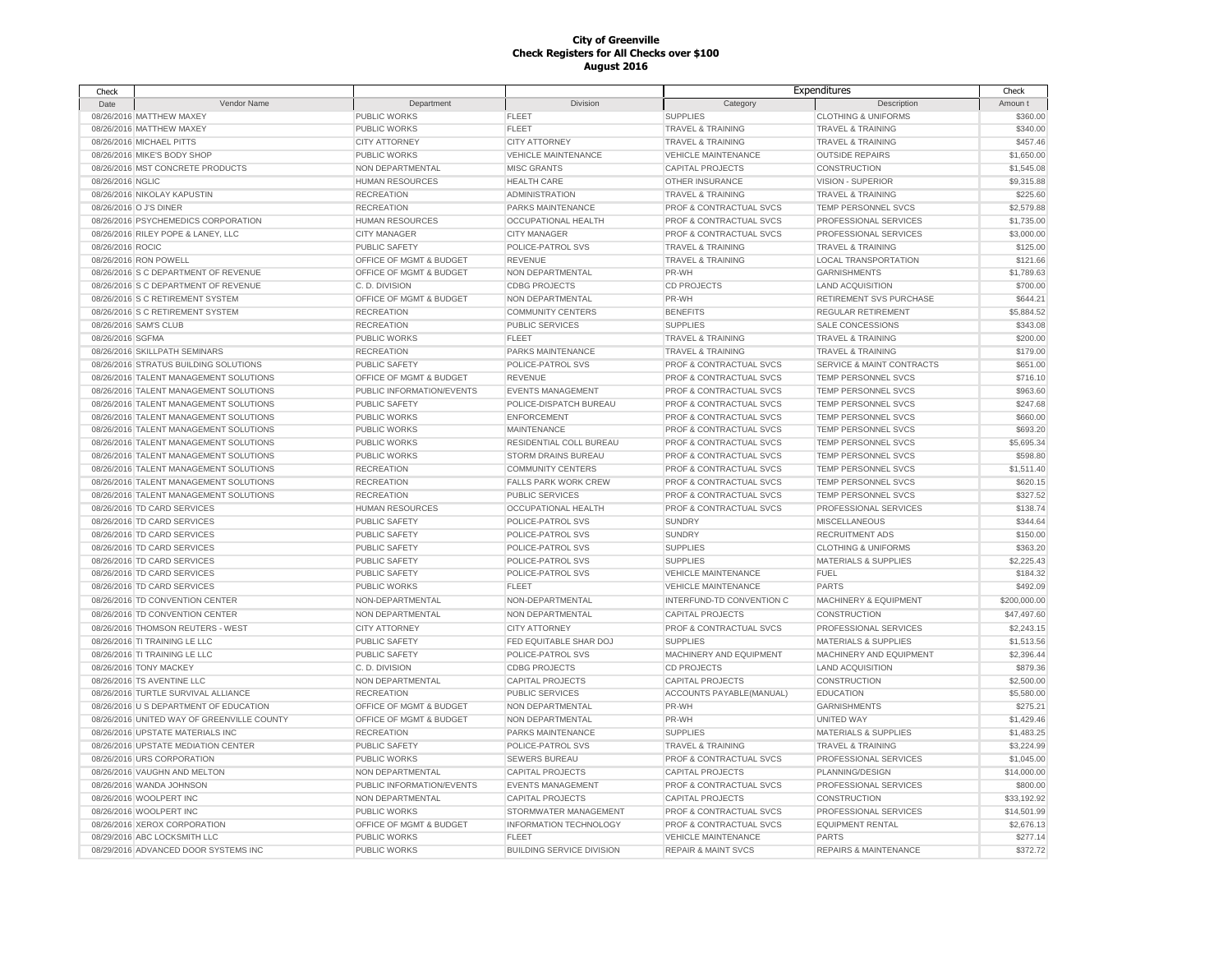**City of Greenville**
**Check Registers for All Checks over $100**
**August 2016**

| Check Date | Vendor Name | Department | Division | Expenditures Category | Expenditures Description | Check Amount |
|---|---|---|---|---|---|---|
| 08/26/2016 | MATTHEW MAXEY | PUBLIC WORKS | FLEET | SUPPLIES | CLOTHING & UNIFORMS | $360.00 |
| 08/26/2016 | MATTHEW MAXEY | PUBLIC WORKS | FLEET | TRAVEL & TRAINING | TRAVEL & TRAINING | $340.00 |
| 08/26/2016 | MICHAEL PITTS | CITY ATTORNEY | CITY ATTORNEY | TRAVEL & TRAINING | TRAVEL & TRAINING | $457.46 |
| 08/26/2016 | MIKE'S BODY SHOP | PUBLIC WORKS | VEHICLE MAINTENANCE | VEHICLE MAINTENANCE | OUTSIDE REPAIRS | $1,650.00 |
| 08/26/2016 | MST CONCRETE PRODUCTS | NON DEPARTMENTAL | MISC GRANTS | CAPITAL PROJECTS | CONSTRUCTION | $1,545.08 |
| 08/26/2016 | NGLIC | HUMAN RESOURCES | HEALTH CARE | OTHER INSURANCE | VISION - SUPERIOR | $9,315.88 |
| 08/26/2016 | NIKOLAY KAPUSTIN | RECREATION | ADMINISTRATION | TRAVEL & TRAINING | TRAVEL & TRAINING | $225.60 |
| 08/26/2016 | O J'S DINER | RECREATION | PARKS MAINTENANCE | PROF & CONTRACTUAL SVCS | TEMP PERSONNEL SVCS | $2,579.88 |
| 08/26/2016 | PSYCHEMEDICS CORPORATION | HUMAN RESOURCES | OCCUPATIONAL HEALTH | PROF & CONTRACTUAL SVCS | PROFESSIONAL SERVICES | $1,735.00 |
| 08/26/2016 | RILEY POPE & LANEY, LLC | CITY MANAGER | CITY MANAGER | PROF & CONTRACTUAL SVCS | PROFESSIONAL SERVICES | $3,000.00 |
| 08/26/2016 | ROCIC | PUBLIC SAFETY | POLICE-PATROL SVS | TRAVEL & TRAINING | TRAVEL & TRAINING | $125.00 |
| 08/26/2016 | RON POWELL | OFFICE OF MGMT & BUDGET | REVENUE | TRAVEL & TRAINING | LOCAL TRANSPORTATION | $121.66 |
| 08/26/2016 | S C DEPARTMENT OF REVENUE | OFFICE OF MGMT & BUDGET | NON DEPARTMENTAL | PR-WH | GARNISHMENTS | $1,789.63 |
| 08/26/2016 | S C DEPARTMENT OF REVENUE | C. D. DIVISION | CDBG PROJECTS | CD PROJECTS | LAND ACQUISITION | $700.00 |
| 08/26/2016 | S C RETIREMENT SYSTEM | OFFICE OF MGMT & BUDGET | NON DEPARTMENTAL | PR-WH | RETIREMENT SVS PURCHASE | $644.21 |
| 08/26/2016 | S C RETIREMENT SYSTEM | RECREATION | COMMUNITY CENTERS | BENEFITS | REGULAR RETIREMENT | $5,884.52 |
| 08/26/2016 | SAM'S CLUB | RECREATION | PUBLIC SERVICES | SUPPLIES | SALE CONCESSIONS | $343.08 |
| 08/26/2016 | SGFMA | PUBLIC WORKS | FLEET | TRAVEL & TRAINING | TRAVEL & TRAINING | $200.00 |
| 08/26/2016 | SKILLPATH SEMINARS | RECREATION | PARKS MAINTENANCE | TRAVEL & TRAINING | TRAVEL & TRAINING | $179.00 |
| 08/26/2016 | STRATUS BUILDING SOLUTIONS | PUBLIC SAFETY | POLICE-PATROL SVS | PROF & CONTRACTUAL SVCS | SERVICE & MAINT CONTRACTS | $651.00 |
| 08/26/2016 | TALENT MANAGEMENT SOLUTIONS | OFFICE OF MGMT & BUDGET | REVENUE | PROF & CONTRACTUAL SVCS | TEMP PERSONNEL SVCS | $716.10 |
| 08/26/2016 | TALENT MANAGEMENT SOLUTIONS | PUBLIC INFORMATION/EVENTS | EVENTS MANAGEMENT | PROF & CONTRACTUAL SVCS | TEMP PERSONNEL SVCS | $963.60 |
| 08/26/2016 | TALENT MANAGEMENT SOLUTIONS | PUBLIC SAFETY | POLICE-DISPATCH BUREAU | PROF & CONTRACTUAL SVCS | TEMP PERSONNEL SVCS | $247.68 |
| 08/26/2016 | TALENT MANAGEMENT SOLUTIONS | PUBLIC WORKS | ENFORCEMENT | PROF & CONTRACTUAL SVCS | TEMP PERSONNEL SVCS | $660.00 |
| 08/26/2016 | TALENT MANAGEMENT SOLUTIONS | PUBLIC WORKS | MAINTENANCE | PROF & CONTRACTUAL SVCS | TEMP PERSONNEL SVCS | $693.20 |
| 08/26/2016 | TALENT MANAGEMENT SOLUTIONS | PUBLIC WORKS | RESIDENTIAL COLL BUREAU | PROF & CONTRACTUAL SVCS | TEMP PERSONNEL SVCS | $5,695.34 |
| 08/26/2016 | TALENT MANAGEMENT SOLUTIONS | PUBLIC WORKS | STORM DRAINS BUREAU | PROF & CONTRACTUAL SVCS | TEMP PERSONNEL SVCS | $598.80 |
| 08/26/2016 | TALENT MANAGEMENT SOLUTIONS | RECREATION | COMMUNITY CENTERS | PROF & CONTRACTUAL SVCS | TEMP PERSONNEL SVCS | $1,511.40 |
| 08/26/2016 | TALENT MANAGEMENT SOLUTIONS | RECREATION | FALLS PARK WORK CREW | PROF & CONTRACTUAL SVCS | TEMP PERSONNEL SVCS | $620.15 |
| 08/26/2016 | TALENT MANAGEMENT SOLUTIONS | RECREATION | PUBLIC SERVICES | PROF & CONTRACTUAL SVCS | TEMP PERSONNEL SVCS | $327.52 |
| 08/26/2016 | TD CARD SERVICES | HUMAN RESOURCES | OCCUPATIONAL HEALTH | PROF & CONTRACTUAL SVCS | PROFESSIONAL SERVICES | $138.74 |
| 08/26/2016 | TD CARD SERVICES | PUBLIC SAFETY | POLICE-PATROL SVS | SUNDRY | MISCELLANEOUS | $344.64 |
| 08/26/2016 | TD CARD SERVICES | PUBLIC SAFETY | POLICE-PATROL SVS | SUNDRY | RECRUITMENT ADS | $150.00 |
| 08/26/2016 | TD CARD SERVICES | PUBLIC SAFETY | POLICE-PATROL SVS | SUPPLIES | CLOTHING & UNIFORMS | $363.20 |
| 08/26/2016 | TD CARD SERVICES | PUBLIC SAFETY | POLICE-PATROL SVS | SUPPLIES | MATERIALS & SUPPLIES | $2,225.43 |
| 08/26/2016 | TD CARD SERVICES | PUBLIC SAFETY | POLICE-PATROL SVS | VEHICLE MAINTENANCE | FUEL | $184.32 |
| 08/26/2016 | TD CARD SERVICES | PUBLIC WORKS | FLEET | VEHICLE MAINTENANCE | PARTS | $492.09 |
| 08/26/2016 | TD CONVENTION CENTER | NON-DEPARTMENTAL | NON-DEPARTMENTAL | INTERFUND-TD CONVENTION C | MACHINERY & EQUIPMENT | $200,000.00 |
| 08/26/2016 | TD CONVENTION CENTER | NON DEPARTMENTAL | NON DEPARTMENTAL | CAPITAL PROJECTS | CONSTRUCTION | $47,497.60 |
| 08/26/2016 | THOMSON REUTERS - WEST | CITY ATTORNEY | CITY ATTORNEY | PROF & CONTRACTUAL SVCS | PROFESSIONAL SERVICES | $2,243.15 |
| 08/26/2016 | TI TRAINING LE LLC | PUBLIC SAFETY | FED EQUITABLE SHAR DOJ | SUPPLIES | MATERIALS & SUPPLIES | $1,513.56 |
| 08/26/2016 | TI TRAINING LE LLC | PUBLIC SAFETY | POLICE-PATROL SVS | MACHINERY AND EQUIPMENT | MACHINERY AND EQUIPMENT | $2,396.44 |
| 08/26/2016 | TONY MACKEY | C. D. DIVISION | CDBG PROJECTS | CD PROJECTS | LAND ACQUISITION | $879.36 |
| 08/26/2016 | TS AVENTINE LLC | NON DEPARTMENTAL | CAPITAL PROJECTS | CAPITAL PROJECTS | CONSTRUCTION | $2,500.00 |
| 08/26/2016 | TURTLE SURVIVAL ALLIANCE | RECREATION | PUBLIC SERVICES | ACCOUNTS PAYABLE(MANUAL) | EDUCATION | $5,580.00 |
| 08/26/2016 | U S DEPARTMENT OF EDUCATION | OFFICE OF MGMT & BUDGET | NON DEPARTMENTAL | PR-WH | GARNISHMENTS | $275.21 |
| 08/26/2016 | UNITED WAY OF GREENVILLE COUNTY | OFFICE OF MGMT & BUDGET | NON DEPARTMENTAL | PR-WH | UNITED WAY | $1,429.46 |
| 08/26/2016 | UPSTATE MATERIALS INC | RECREATION | PARKS MAINTENANCE | SUPPLIES | MATERIALS & SUPPLIES | $1,483.25 |
| 08/26/2016 | UPSTATE MEDIATION CENTER | PUBLIC SAFETY | POLICE-PATROL SVS | TRAVEL & TRAINING | TRAVEL & TRAINING | $3,224.99 |
| 08/26/2016 | URS CORPORATION | PUBLIC WORKS | SEWERS BUREAU | PROF & CONTRACTUAL SVCS | PROFESSIONAL SERVICES | $1,045.00 |
| 08/26/2016 | VAUGHN AND MELTON | NON DEPARTMENTAL | CAPITAL PROJECTS | CAPITAL PROJECTS | PLANNING/DESIGN | $14,000.00 |
| 08/26/2016 | WANDA JOHNSON | PUBLIC INFORMATION/EVENTS | EVENTS MANAGEMENT | PROF & CONTRACTUAL SVCS | PROFESSIONAL SERVICES | $800.00 |
| 08/26/2016 | WOOLPERT INC | NON DEPARTMENTAL | CAPITAL PROJECTS | CAPITAL PROJECTS | CONSTRUCTION | $33,192.92 |
| 08/26/2016 | WOOLPERT INC | PUBLIC WORKS | STORMWATER MANAGEMENT | PROF & CONTRACTUAL SVCS | PROFESSIONAL SERVICES | $14,501.99 |
| 08/26/2016 | XEROX CORPORATION | OFFICE OF MGMT & BUDGET | INFORMATION TECHNOLOGY | PROF & CONTRACTUAL SVCS | EQUIPMENT RENTAL | $2,676.13 |
| 08/29/2016 | ABC LOCKSMITH LLC | PUBLIC WORKS | FLEET | VEHICLE MAINTENANCE | PARTS | $277.14 |
| 08/29/2016 | ADVANCED DOOR SYSTEMS INC | PUBLIC WORKS | BUILDING SERVICE DIVISION | REPAIR & MAINT SVCS | REPAIRS & MAINTENANCE | $372.72 |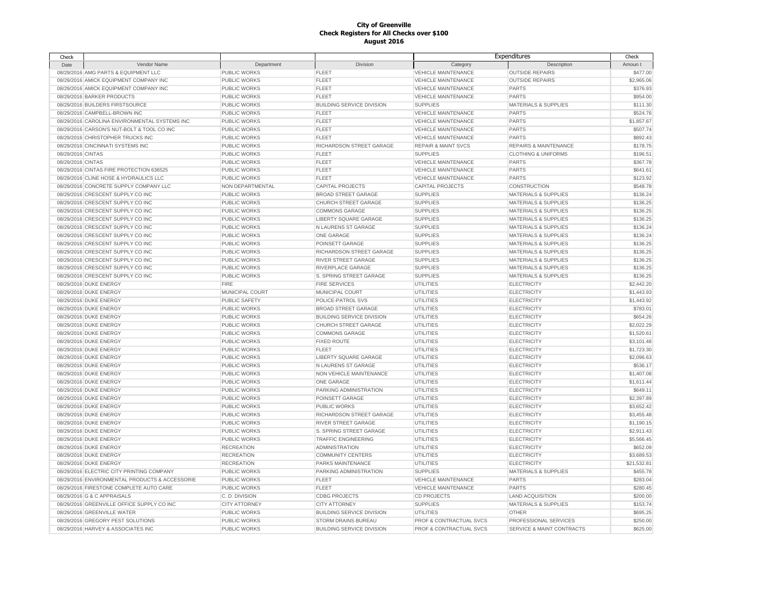# City of Greenville
## Check Registers for All Checks over $100
## August 2016

| Check Date | Vendor Name | Department | Division | Expenditures Category | Expenditures Description | Check Amount |
|---|---|---|---|---|---|---|
| 08/29/2016 | AMG PARTS & EQUIPMENT LLC | PUBLIC WORKS | FLEET | VEHICLE MAINTENANCE | OUTSIDE REPAIRS | $477.00 |
| 08/29/2016 | AMICK EQUIPMENT COMPANY INC | PUBLIC WORKS | FLEET | VEHICLE MAINTENANCE | OUTSIDE REPAIRS | $2,965.06 |
| 08/29/2016 | AMICK EQUIPMENT COMPANY INC | PUBLIC WORKS | FLEET | VEHICLE MAINTENANCE | PARTS | $376.93 |
| 08/29/2016 | BARKER PRODUCTS | PUBLIC WORKS | FLEET | VEHICLE MAINTENANCE | PARTS | $954.00 |
| 08/29/2016 | BUILDERS FIRSTSOURCE | PUBLIC WORKS | BUILDING SERVICE DIVISION | SUPPLIES | MATERIALS & SUPPLIES | $111.30 |
| 08/29/2016 | CAMPBELL-BROWN INC | PUBLIC WORKS | FLEET | VEHICLE MAINTENANCE | PARTS | $524.76 |
| 08/29/2016 | CAROLINA ENVIRONMENTAL SYSTEMS INC | PUBLIC WORKS | FLEET | VEHICLE MAINTENANCE | PARTS | $1,857.67 |
| 08/29/2016 | CARSON'S NUT-BOLT & TOOL CO INC | PUBLIC WORKS | FLEET | VEHICLE MAINTENANCE | PARTS | $507.74 |
| 08/29/2016 | CHRISTOPHER TRUCKS INC | PUBLIC WORKS | FLEET | VEHICLE MAINTENANCE | PARTS | $892.43 |
| 08/29/2016 | CINCINNATI SYSTEMS INC | PUBLIC WORKS | RICHARDSON STREET GARAGE | REPAIR & MAINT SVCS | REPAIRS & MAINTENANCE | $178.75 |
| 08/29/2016 | CINTAS | PUBLIC WORKS | FLEET | SUPPLIES | CLOTHING & UNIFORMS | $196.51 |
| 08/29/2016 | CINTAS | PUBLIC WORKS | FLEET | VEHICLE MAINTENANCE | PARTS | $367.78 |
| 08/29/2016 | CINTAS FIRE PROTECTION 636525 | PUBLIC WORKS | FLEET | VEHICLE MAINTENANCE | PARTS | $641.61 |
| 08/29/2016 | CLINE HOSE & HYDRAULICS LLC | PUBLIC WORKS | FLEET | VEHICLE MAINTENANCE | PARTS | $123.92 |
| 08/29/2016 | CONCRETE SUPPLY COMPANY LLC | NON DEPARTMENTAL | CAPITAL PROJECTS | CAPITAL PROJECTS | CONSTRUCTION | $548.78 |
| 08/29/2016 | CRESCENT SUPPLY CO INC | PUBLIC WORKS | BROAD STREET GARAGE | SUPPLIES | MATERIALS & SUPPLIES | $136.24 |
| 08/29/2016 | CRESCENT SUPPLY CO INC | PUBLIC WORKS | CHURCH STREET GARAGE | SUPPLIES | MATERIALS & SUPPLIES | $136.25 |
| 08/29/2016 | CRESCENT SUPPLY CO INC | PUBLIC WORKS | COMMONS GARAGE | SUPPLIES | MATERIALS & SUPPLIES | $136.25 |
| 08/29/2016 | CRESCENT SUPPLY CO INC | PUBLIC WORKS | LIBERTY SQUARE GARAGE | SUPPLIES | MATERIALS & SUPPLIES | $136.25 |
| 08/29/2016 | CRESCENT SUPPLY CO INC | PUBLIC WORKS | N LAURENS ST GARAGE | SUPPLIES | MATERIALS & SUPPLIES | $136.24 |
| 08/29/2016 | CRESCENT SUPPLY CO INC | PUBLIC WORKS | ONE GARAGE | SUPPLIES | MATERIALS & SUPPLIES | $136.24 |
| 08/29/2016 | CRESCENT SUPPLY CO INC | PUBLIC WORKS | POINSETT GARAGE | SUPPLIES | MATERIALS & SUPPLIES | $136.25 |
| 08/29/2016 | CRESCENT SUPPLY CO INC | PUBLIC WORKS | RICHARDSON STREET GARAGE | SUPPLIES | MATERIALS & SUPPLIES | $136.25 |
| 08/29/2016 | CRESCENT SUPPLY CO INC | PUBLIC WORKS | RIVER STREET GARAGE | SUPPLIES | MATERIALS & SUPPLIES | $136.25 |
| 08/29/2016 | CRESCENT SUPPLY CO INC | PUBLIC WORKS | RIVERPLACE GARAGE | SUPPLIES | MATERIALS & SUPPLIES | $136.25 |
| 08/29/2016 | CRESCENT SUPPLY CO INC | PUBLIC WORKS | S. SPRING STREET GARAGE | SUPPLIES | MATERIALS & SUPPLIES | $136.25 |
| 08/29/2016 | DUKE ENERGY | FIRE | FIRE SERVICES | UTILITIES | ELECTRICITY | $2,442.20 |
| 08/29/2016 | DUKE ENERGY | MUNICIPAL COURT | MUNICIPAL COURT | UTILITIES | ELECTRICITY | $1,443.93 |
| 08/29/2016 | DUKE ENERGY | PUBLIC SAFETY | POLICE-PATROL SVS | UTILITIES | ELECTRICITY | $1,443.92 |
| 08/29/2016 | DUKE ENERGY | PUBLIC WORKS | BROAD STREET GARAGE | UTILITIES | ELECTRICITY | $783.01 |
| 08/29/2016 | DUKE ENERGY | PUBLIC WORKS | BUILDING SERVICE DIVISION | UTILITIES | ELECTRICITY | $654.26 |
| 08/29/2016 | DUKE ENERGY | PUBLIC WORKS | CHURCH STREET GARAGE | UTILITIES | ELECTRICITY | $2,022.29 |
| 08/29/2016 | DUKE ENERGY | PUBLIC WORKS | COMMONS GARAGE | UTILITIES | ELECTRICITY | $1,520.61 |
| 08/29/2016 | DUKE ENERGY | PUBLIC WORKS | FIXED ROUTE | UTILITIES | ELECTRICITY | $3,101.48 |
| 08/29/2016 | DUKE ENERGY | PUBLIC WORKS | FLEET | UTILITIES | ELECTRICITY | $1,723.30 |
| 08/29/2016 | DUKE ENERGY | PUBLIC WORKS | LIBERTY SQUARE GARAGE | UTILITIES | ELECTRICITY | $2,096.63 |
| 08/29/2016 | DUKE ENERGY | PUBLIC WORKS | N LAURENS ST GARAGE | UTILITIES | ELECTRICITY | $536.17 |
| 08/29/2016 | DUKE ENERGY | PUBLIC WORKS | NON VEHICLE MAINTENANCE | UTILITIES | ELECTRICITY | $1,407.08 |
| 08/29/2016 | DUKE ENERGY | PUBLIC WORKS | ONE GARAGE | UTILITIES | ELECTRICITY | $1,611.44 |
| 08/29/2016 | DUKE ENERGY | PUBLIC WORKS | PARKING ADMINISTRATION | UTILITIES | ELECTRICITY | $649.11 |
| 08/29/2016 | DUKE ENERGY | PUBLIC WORKS | POINSETT GARAGE | UTILITIES | ELECTRICITY | $2,397.89 |
| 08/29/2016 | DUKE ENERGY | PUBLIC WORKS | PUBLIC WORKS | UTILITIES | ELECTRICITY | $3,652.42 |
| 08/29/2016 | DUKE ENERGY | PUBLIC WORKS | RICHARDSON STREET GARAGE | UTILITIES | ELECTRICITY | $3,455.48 |
| 08/29/2016 | DUKE ENERGY | PUBLIC WORKS | RIVER STREET GARAGE | UTILITIES | ELECTRICITY | $1,190.15 |
| 08/29/2016 | DUKE ENERGY | PUBLIC WORKS | S. SPRING STREET GARAGE | UTILITIES | ELECTRICITY | $2,911.43 |
| 08/29/2016 | DUKE ENERGY | PUBLIC WORKS | TRAFFIC ENGINEERING | UTILITIES | ELECTRICITY | $5,566.45 |
| 08/29/2016 | DUKE ENERGY | RECREATION | ADMINISTRATION | UTILITIES | ELECTRICITY | $652.09 |
| 08/29/2016 | DUKE ENERGY | RECREATION | COMMUNITY CENTERS | UTILITIES | ELECTRICITY | $3,689.53 |
| 08/29/2016 | DUKE ENERGY | RECREATION | PARKS MAINTENANCE | UTILITIES | ELECTRICITY | $21,532.81 |
| 08/29/2016 | ELECTRIC CITY PRINTING COMPANY | PUBLIC WORKS | PARKING ADMINISTRATION | SUPPLIES | MATERIALS & SUPPLIES | $455.78 |
| 08/29/2016 | ENVIRONMENTAL PRODUCTS & ACCESSORIE | PUBLIC WORKS | FLEET | VEHICLE MAINTENANCE | PARTS | $283.04 |
| 08/29/2016 | FIRESTONE COMPLETE AUTO CARE | PUBLIC WORKS | FLEET | VEHICLE MAINTENANCE | PARTS | $280.45 |
| 08/29/2016 | G & C APPRAISALS | C. D. DIVISION | CDBG PROJECTS | CD PROJECTS | LAND ACQUISITION | $200.00 |
| 08/29/2016 | GREENVILLE OFFICE SUPPLY CO INC | CITY ATTORNEY | CITY ATTORNEY | SUPPLIES | MATERIALS & SUPPLIES | $153.74 |
| 08/29/2016 | GREENVILLE WATER | PUBLIC WORKS | BUILDING SERVICE DIVISION | UTILITIES | OTHER | $695.25 |
| 08/29/2016 | GREGORY PEST SOLUTIONS | PUBLIC WORKS | STORM DRAINS BUREAU | PROF & CONTRACTUAL SVCS | PROFESSIONAL SERVICES | $250.00 |
| 08/29/2016 | HARVEY & ASSOCIATES INC | PUBLIC WORKS | BUILDING SERVICE DIVISION | PROF & CONTRACTUAL SVCS | SERVICE & MAINT CONTRACTS | $625.00 |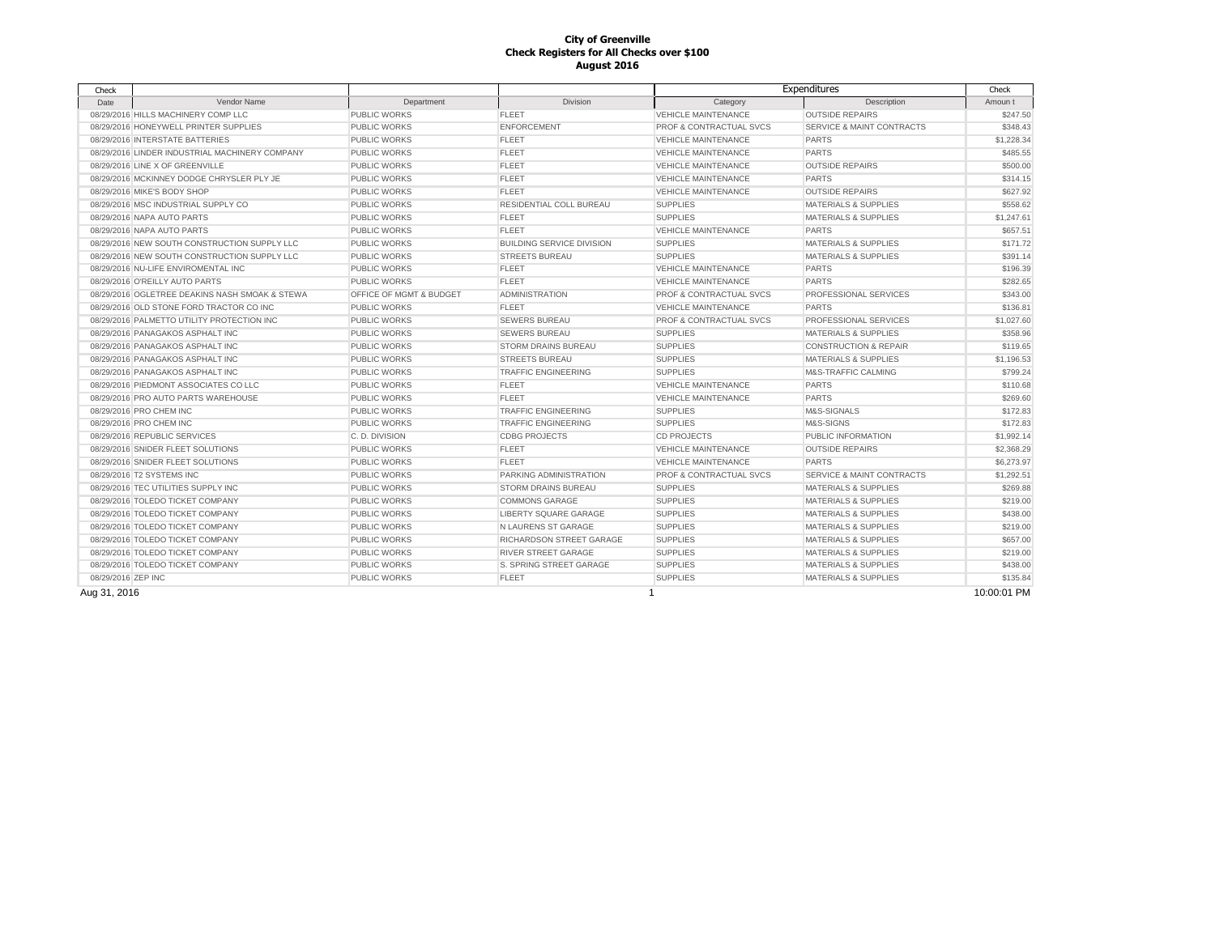**City of Greenville**
**Check Registers for All Checks over $100**
**August 2016**

| Check | | | | Expenditures | | Check |
|---|---|---|---|---|---|---|
| Date | Vendor Name | Department | Division | Category | Description | Amoun t |
| 08/29/2016 | HILLS MACHINERY COMP LLC | PUBLIC WORKS | FLEET | VEHICLE MAINTENANCE | OUTSIDE REPAIRS | $247.50 |
| 08/29/2016 | HONEYWELL PRINTER SUPPLIES | PUBLIC WORKS | ENFORCEMENT | PROF & CONTRACTUAL SVCS | SERVICE & MAINT CONTRACTS | $348.43 |
| 08/29/2016 | INTERSTATE BATTERIES | PUBLIC WORKS | FLEET | VEHICLE MAINTENANCE | PARTS | $1,228.34 |
| 08/29/2016 | LINDER INDUSTRIAL MACHINERY COMPANY | PUBLIC WORKS | FLEET | VEHICLE MAINTENANCE | PARTS | $485.55 |
| 08/29/2016 | LINE X OF GREENVILLE | PUBLIC WORKS | FLEET | VEHICLE MAINTENANCE | OUTSIDE REPAIRS | $500.00 |
| 08/29/2016 | MCKINNEY DODGE CHRYSLER PLY JE | PUBLIC WORKS | FLEET | VEHICLE MAINTENANCE | PARTS | $314.15 |
| 08/29/2016 | MIKE'S BODY SHOP | PUBLIC WORKS | FLEET | VEHICLE MAINTENANCE | OUTSIDE REPAIRS | $627.92 |
| 08/29/2016 | MSC INDUSTRIAL SUPPLY CO | PUBLIC WORKS | RESIDENTIAL COLL BUREAU | SUPPLIES | MATERIALS & SUPPLIES | $558.62 |
| 08/29/2016 | NAPA AUTO PARTS | PUBLIC WORKS | FLEET | SUPPLIES | MATERIALS & SUPPLIES | $1,247.61 |
| 08/29/2016 | NAPA AUTO PARTS | PUBLIC WORKS | FLEET | VEHICLE MAINTENANCE | PARTS | $657.51 |
| 08/29/2016 | NEW SOUTH CONSTRUCTION SUPPLY LLC | PUBLIC WORKS | BUILDING SERVICE DIVISION | SUPPLIES | MATERIALS & SUPPLIES | $171.72 |
| 08/29/2016 | NEW SOUTH CONSTRUCTION SUPPLY LLC | PUBLIC WORKS | STREETS BUREAU | SUPPLIES | MATERIALS & SUPPLIES | $391.14 |
| 08/29/2016 | NU-LIFE ENVIROMENTAL INC | PUBLIC WORKS | FLEET | VEHICLE MAINTENANCE | PARTS | $196.39 |
| 08/29/2016 | O'REILLY AUTO PARTS | PUBLIC WORKS | FLEET | VEHICLE MAINTENANCE | PARTS | $282.65 |
| 08/29/2016 | OGLETREE DEAKINS NASH SMOAK & STEWA | OFFICE OF MGMT & BUDGET | ADMINISTRATION | PROF & CONTRACTUAL SVCS | PROFESSIONAL SERVICES | $343.00 |
| 08/29/2016 | OLD STONE FORD TRACTOR CO INC | PUBLIC WORKS | FLEET | VEHICLE MAINTENANCE | PARTS | $136.81 |
| 08/29/2016 | PALMETTO UTILITY PROTECTION INC | PUBLIC WORKS | SEWERS BUREAU | PROF & CONTRACTUAL SVCS | PROFESSIONAL SERVICES | $1,027.60 |
| 08/29/2016 | PANAGAKOS ASPHALT INC | PUBLIC WORKS | SEWERS BUREAU | SUPPLIES | MATERIALS & SUPPLIES | $358.96 |
| 08/29/2016 | PANAGAKOS ASPHALT INC | PUBLIC WORKS | STORM DRAINS BUREAU | SUPPLIES | CONSTRUCTION & REPAIR | $119.65 |
| 08/29/2016 | PANAGAKOS ASPHALT INC | PUBLIC WORKS | STREETS BUREAU | SUPPLIES | MATERIALS & SUPPLIES | $1,196.53 |
| 08/29/2016 | PANAGAKOS ASPHALT INC | PUBLIC WORKS | TRAFFIC ENGINEERING | SUPPLIES | M&S-TRAFFIC CALMING | $799.24 |
| 08/29/2016 | PIEDMONT ASSOCIATES CO LLC | PUBLIC WORKS | FLEET | VEHICLE MAINTENANCE | PARTS | $110.68 |
| 08/29/2016 | PRO AUTO PARTS WAREHOUSE | PUBLIC WORKS | FLEET | VEHICLE MAINTENANCE | PARTS | $269.60 |
| 08/29/2016 | PRO CHEM INC | PUBLIC WORKS | TRAFFIC ENGINEERING | SUPPLIES | M&S-SIGNALS | $172.83 |
| 08/29/2016 | PRO CHEM INC | PUBLIC WORKS | TRAFFIC ENGINEERING | SUPPLIES | M&S-SIGNS | $172.83 |
| 08/29/2016 | REPUBLIC SERVICES | C. D. DIVISION | CDBG PROJECTS | CD PROJECTS | PUBLIC INFORMATION | $1,992.14 |
| 08/29/2016 | SNIDER FLEET SOLUTIONS | PUBLIC WORKS | FLEET | VEHICLE MAINTENANCE | OUTSIDE REPAIRS | $2,368.29 |
| 08/29/2016 | SNIDER FLEET SOLUTIONS | PUBLIC WORKS | FLEET | VEHICLE MAINTENANCE | PARTS | $6,273.97 |
| 08/29/2016 | T2 SYSTEMS INC | PUBLIC WORKS | PARKING ADMINISTRATION | PROF & CONTRACTUAL SVCS | SERVICE & MAINT CONTRACTS | $1,292.51 |
| 08/29/2016 | TEC UTILITIES SUPPLY INC | PUBLIC WORKS | STORM DRAINS BUREAU | SUPPLIES | MATERIALS & SUPPLIES | $269.88 |
| 08/29/2016 | TOLEDO TICKET COMPANY | PUBLIC WORKS | COMMONS GARAGE | SUPPLIES | MATERIALS & SUPPLIES | $219.00 |
| 08/29/2016 | TOLEDO TICKET COMPANY | PUBLIC WORKS | LIBERTY SQUARE GARAGE | SUPPLIES | MATERIALS & SUPPLIES | $438.00 |
| 08/29/2016 | TOLEDO TICKET COMPANY | PUBLIC WORKS | N LAURENS ST GARAGE | SUPPLIES | MATERIALS & SUPPLIES | $219.00 |
| 08/29/2016 | TOLEDO TICKET COMPANY | PUBLIC WORKS | RICHARDSON STREET GARAGE | SUPPLIES | MATERIALS & SUPPLIES | $657.00 |
| 08/29/2016 | TOLEDO TICKET COMPANY | PUBLIC WORKS | RIVER STREET GARAGE | SUPPLIES | MATERIALS & SUPPLIES | $219.00 |
| 08/29/2016 | TOLEDO TICKET COMPANY | PUBLIC WORKS | S. SPRING STREET GARAGE | SUPPLIES | MATERIALS & SUPPLIES | $438.00 |
| 08/29/2016 | ZEP INC | PUBLIC WORKS | FLEET | SUPPLIES | MATERIALS & SUPPLIES | $135.84 |